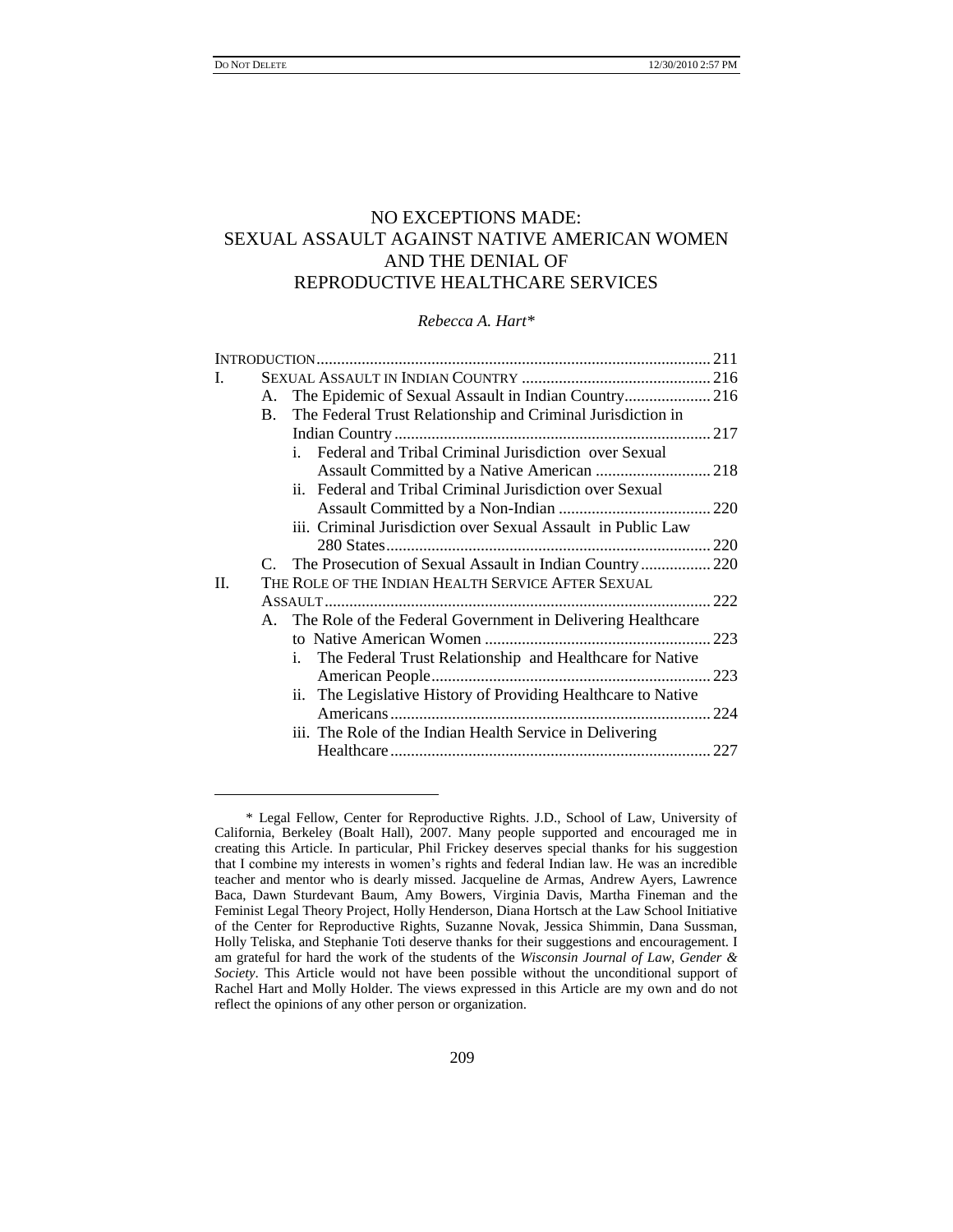# NO EXCEPTIONS MADE: SEXUAL ASSAULT AGAINST NATIVE AMERICAN WOMEN AND THE DENIAL OF REPRODUCTIVE HEALTHCARE SERVICES

*Rebecca A. Hart\**

INTRODUCTION ............................................................................................... 211

I. SEXUAL ASSAULT IN INDIAN COUNTRY ............................................ 216
   - A. The Epidemic of Sexual Assault in Indian Country..................... 216
   - B. The Federal Trust Relationship and Criminal Jurisdiction in Indian Country ............................................................................ 217
     - i. Federal and Tribal Criminal Jurisdiction over Sexual Assault Committed by a Native American ............................ 218
     - ii. Federal and Tribal Criminal Jurisdiction over Sexual Assault Committed by a Non-Indian ..................................... 220
     - iii. Criminal Jurisdiction over Sexual Assault in Public Law 280 States.............................................................................. 220
   - C. The Prosecution of Sexual Assault in Indian Country................. 220

II. THE ROLE OF THE INDIAN HEALTH SERVICE AFTER SEXUAL ASSAULT............................................................................................ 222
   - A. The Role of the Federal Government in Delivering Healthcare to Native American Women ....................................................... 223
     - i. The Federal Trust Relationship and Healthcare for Native American People.................................................................... 223
     - ii. The Legislative History of Providing Healthcare to Native Americans............................................................................. 224
     - iii. The Role of the Indian Health Service in Delivering Healthcare............................................................................. 227

---

\* Legal Fellow, Center for Reproductive Rights. J.D., School of Law, University of California, Berkeley (Boalt Hall), 2007. Many people supported and encouraged me in creating this Article. In particular, Phil Frickey deserves special thanks for his suggestion that I combine my interests in women's rights and federal Indian law. He was an incredible teacher and mentor who is dearly missed. Jacqueline de Armas, Andrew Ayers, Lawrence Baca, Dawn Sturdevant Baum, Amy Bowers, Virginia Davis, Martha Fineman and the Feminist Legal Theory Project, Holly Henderson, Diana Hortsch at the Law School Initiative of the Center for Reproductive Rights, Suzanne Novak, Jessica Shimmin, Dana Sussman, Holly Teliska, and Stephanie Toti deserve thanks for their suggestions and encouragement. I am grateful for hard the work of the students of the *Wisconsin Journal of Law, Gender & Society*. This Article would not have been possible without the unconditional support of Rachel Hart and Molly Holder. The views expressed in this Article are my own and do not reflect the opinions of any other person or organization.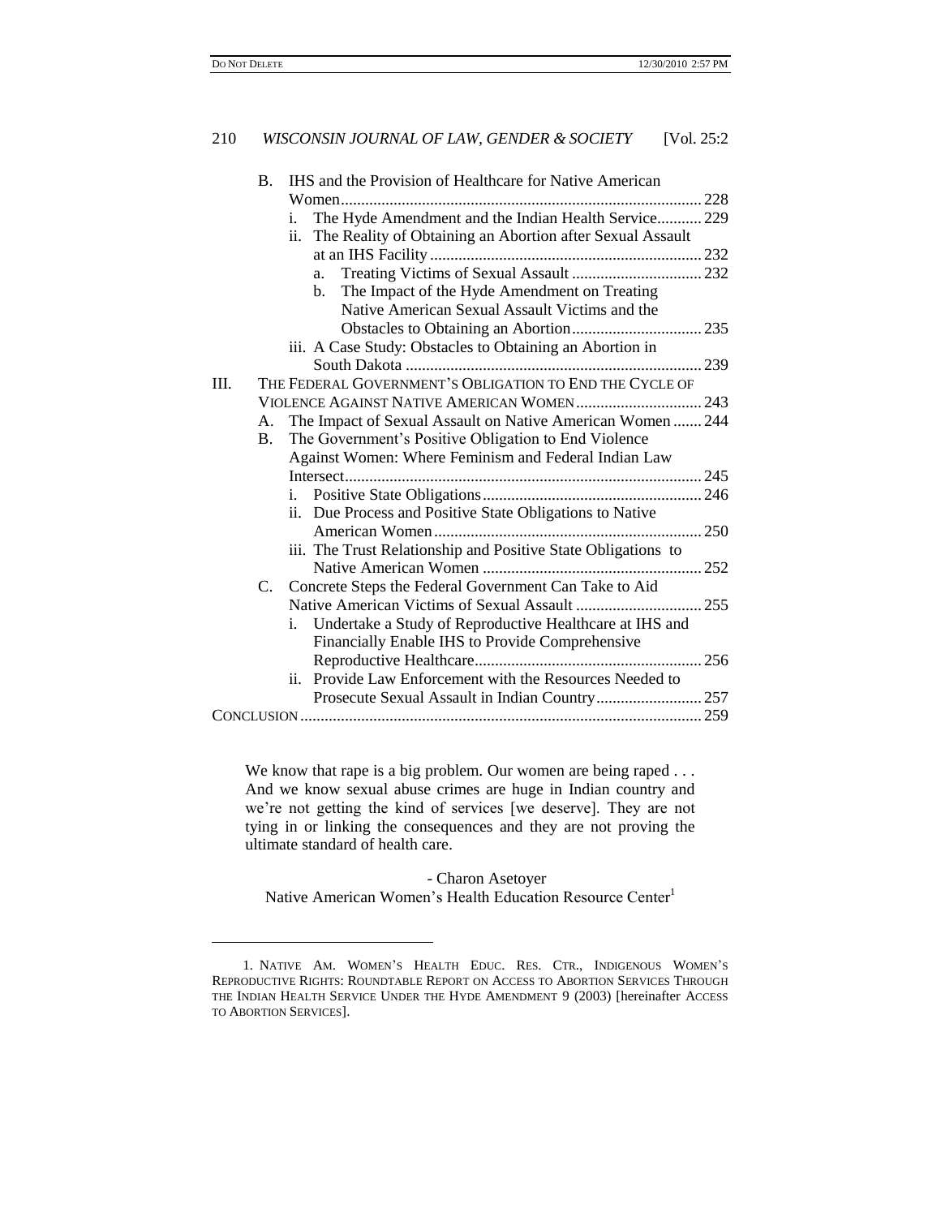- B. IHS and the Provision of Healthcare for Native American Women........................................................................................ 228
  - i. The Hyde Amendment and the Indian Health Service........... 229
  - ii. The Reality of Obtaining an Abortion after Sexual Assault at an IHS Facility ................................................................... 232
    - a. Treating Victims of Sexual Assault ................................ 232
    - b. The Impact of the Hyde Amendment on Treating Native American Sexual Assault Victims and the Obstacles to Obtaining an Abortion................................ 235
  - iii. A Case Study: Obstacles to Obtaining an Abortion in South Dakota ......................................................................... 239

III. THE FEDERAL GOVERNMENT'S OBLIGATION TO END THE CYCLE OF VIOLENCE AGAINST NATIVE AMERICAN WOMEN ............................... 243
- A. The Impact of Sexual Assault on Native American Women ....... 244
- B. The Government's Positive Obligation to End Violence Against Women: Where Feminism and Federal Indian Law Intersect....................................................................................... 245
  - i. Positive State Obligations...................................................... 246
  - ii. Due Process and Positive State Obligations to Native American Women.................................................................. 250
  - iii. The Trust Relationship and Positive State Obligations to Native American Women ...................................................... 252
- C. Concrete Steps the Federal Government Can Take to Aid Native American Victims of Sexual Assault ............................... 255
  - i. Undertake a Study of Reproductive Healthcare at IHS and Financially Enable IHS to Provide Comprehensive Reproductive Healthcare........................................................ 256
  - ii. Provide Law Enforcement with the Resources Needed to Prosecute Sexual Assault in Indian Country.......................... 257

CONCLUSION .................................................................................................. 259

> We know that rape is a big problem. Our women are being raped . . . And we know sexual abuse crimes are huge in Indian country and we're not getting the kind of services [we deserve]. They are not tying in or linking the consequences and they are not proving the ultimate standard of health care.
>
> - Charon Asetoyer
> Native American Women's Health Education Resource Center[1]

1. NATIVE AM. WOMEN'S HEALTH EDUC. RES. CTR., INDIGENOUS WOMEN'S REPRODUCTIVE RIGHTS: ROUNDTABLE REPORT ON ACCESS TO ABORTION SERVICES THROUGH THE INDIAN HEALTH SERVICE UNDER THE HYDE AMENDMENT 9 (2003) [hereinafter ACCESS TO ABORTION SERVICES].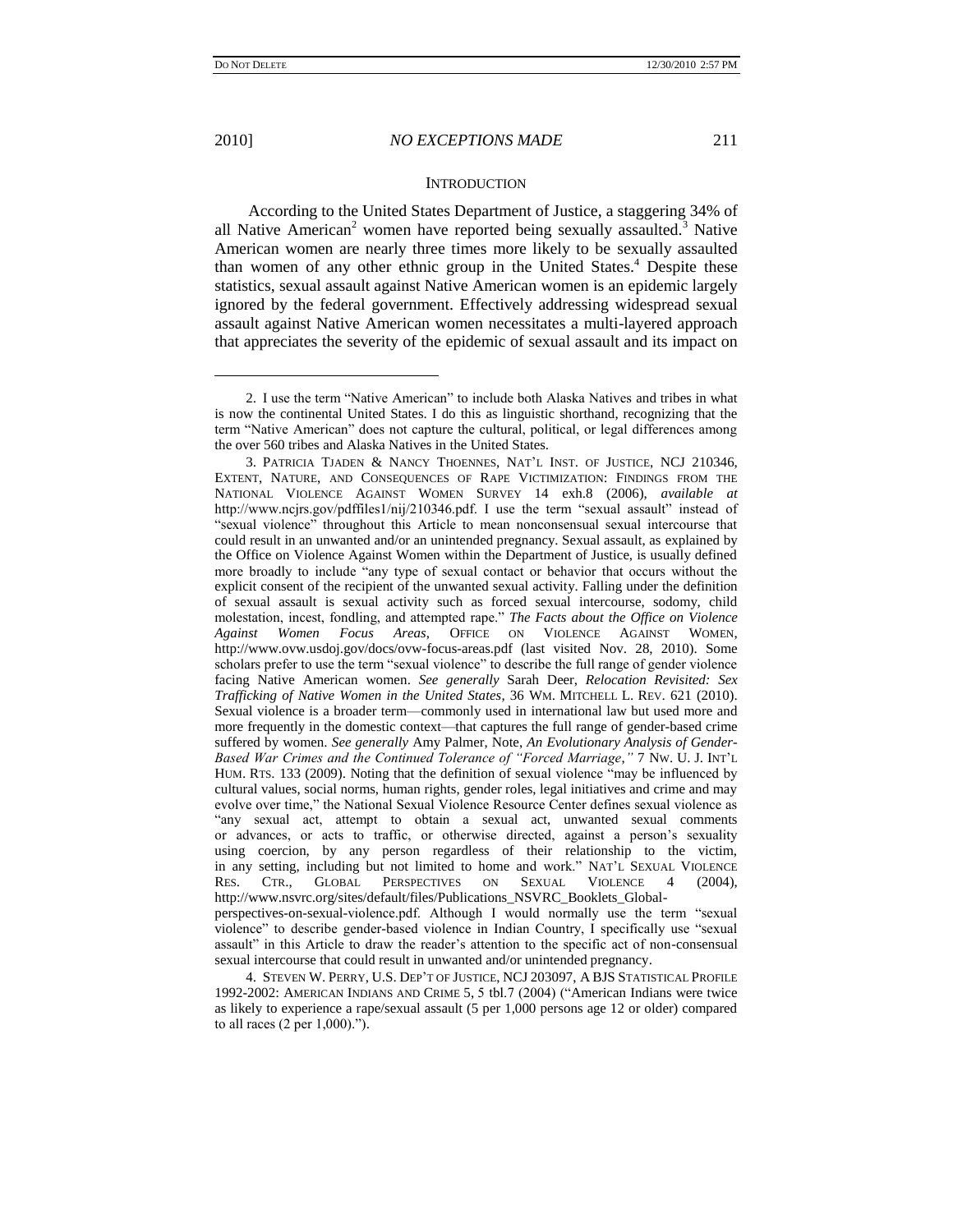## INTRODUCTION

According to the United States Department of Justice, a staggering 34% of all Native American[2] women have reported being sexually assaulted.[3] Native American women are nearly three times more likely to be sexually assaulted than women of any other ethnic group in the United States.[4] Despite these statistics, sexual assault against Native American women is an epidemic largely ignored by the federal government. Effectively addressing widespread sexual assault against Native American women necessitates a multi-layered approach that appreciates the severity of the epidemic of sexual assault and its impact on

2. I use the term "Native American" to include both Alaska Natives and tribes in what is now the continental United States. I do this as linguistic shorthand, recognizing that the term "Native American" does not capture the cultural, political, or legal differences among the over 560 tribes and Alaska Natives in the United States.

3. PATRICIA TJADEN & NANCY THOENNES, NAT'L INST. OF JUSTICE, NCJ 210346, EXTENT, NATURE, AND CONSEQUENCES OF RAPE VICTIMIZATION: FINDINGS FROM THE NATIONAL VIOLENCE AGAINST WOMEN SURVEY 14 exh.8 (2006), *available at* http://www.ncjrs.gov/pdffiles1/nij/210346.pdf. I use the term "sexual assault" instead of "sexual violence" throughout this Article to mean nonconsensual sexual intercourse that could result in an unwanted and/or an unintended pregnancy. Sexual assault, as explained by the Office on Violence Against Women within the Department of Justice, is usually defined more broadly to include "any type of sexual contact or behavior that occurs without the explicit consent of the recipient of the unwanted sexual activity. Falling under the definition of sexual assault is sexual activity such as forced sexual intercourse, sodomy, child molestation, incest, fondling, and attempted rape." *The Facts about the Office on Violence Against Women Focus Areas*, OFFICE ON VIOLENCE AGAINST WOMEN, http://www.ovw.usdoj.gov/docs/ovw-focus-areas.pdf (last visited Nov. 28, 2010). Some scholars prefer to use the term "sexual violence" to describe the full range of gender violence facing Native American women. *See generally* Sarah Deer, *Relocation Revisited: Sex Trafficking of Native Women in the United States*, 36 WM. MITCHELL L. REV. 621 (2010). Sexual violence is a broader term—commonly used in international law but used more and more frequently in the domestic context—that captures the full range of gender-based crime suffered by women. *See generally* Amy Palmer, Note, *An Evolutionary Analysis of Gender-Based War Crimes and the Continued Tolerance of "Forced Marriage*,*"* 7 NW. U. J. INT'L HUM. RTS. 133 (2009). Noting that the definition of sexual violence "may be influenced by cultural values, social norms, human rights, gender roles, legal initiatives and crime and may evolve over time," the National Sexual Violence Resource Center defines sexual violence as "any sexual act, attempt to obtain a sexual act, unwanted sexual comments or advances, or acts to traffic, or otherwise directed, against a person's sexuality using coercion, by any person regardless of their relationship to the victim, in any setting, including but not limited to home and work." NAT'L SEXUAL VIOLENCE RES. CTR., GLOBAL PERSPECTIVES ON SEXUAL VIOLENCE 4 (2004), http://www.nsvrc.org/sites/default/files/Publications_NSVRC_Booklets_Global-perspectives-on-sexual-violence.pdf. Although I would normally use the term "sexual violence" to describe gender-based violence in Indian Country, I specifically use "sexual assault" in this Article to draw the reader's attention to the specific act of non-consensual sexual intercourse that could result in unwanted and/or unintended pregnancy.

4. STEVEN W. PERRY, U.S. DEP'T OF JUSTICE, NCJ 203097, A BJS STATISTICAL PROFILE 1992-2002: AMERICAN INDIANS AND CRIME 5, 5 tbl.7 (2004) ("American Indians were twice as likely to experience a rape/sexual assault (5 per 1,000 persons age 12 or older) compared to all races (2 per 1,000).").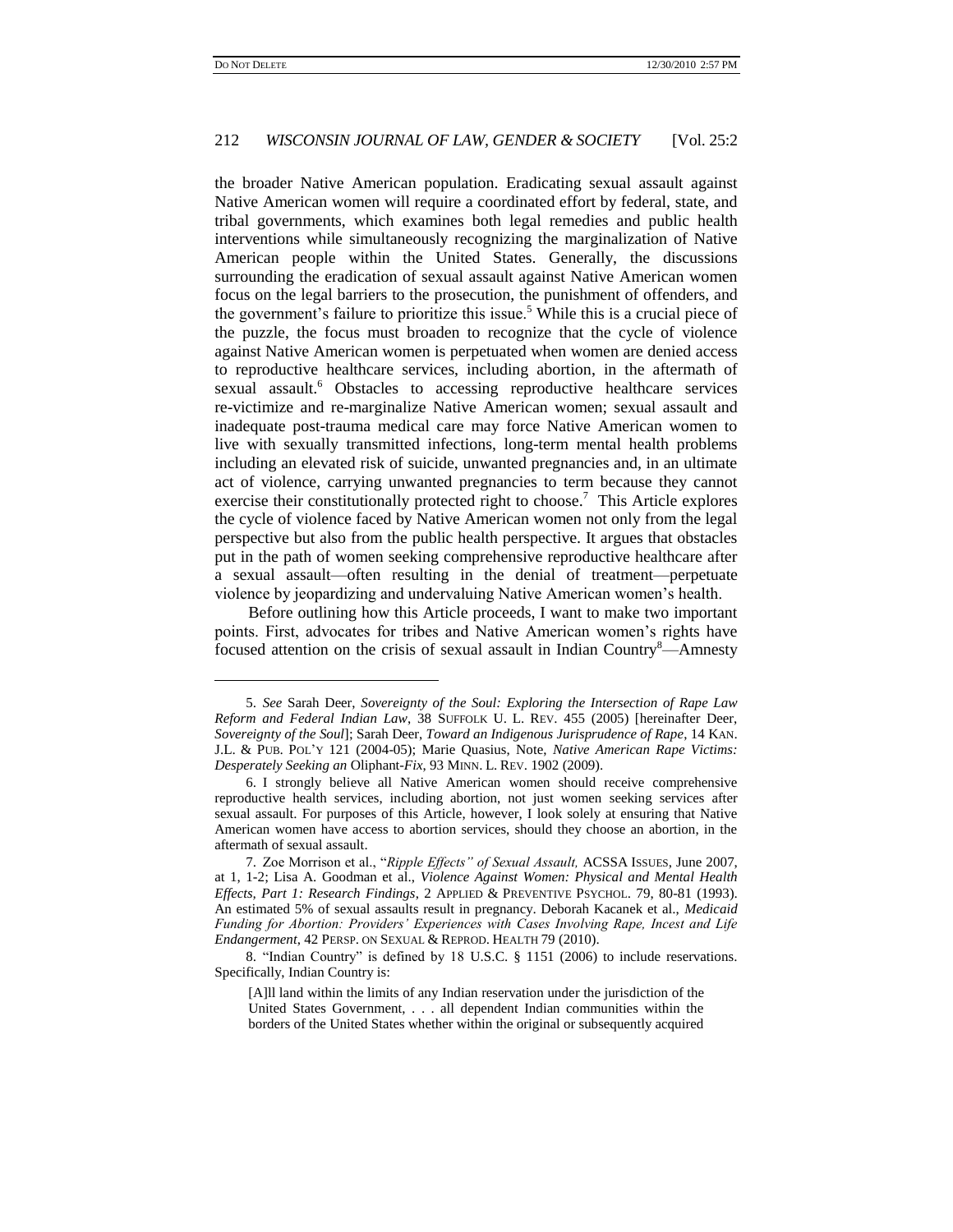the broader Native American population. Eradicating sexual assault against Native American women will require a coordinated effort by federal, state, and tribal governments, which examines both legal remedies and public health interventions while simultaneously recognizing the marginalization of Native American people within the United States. Generally, the discussions surrounding the eradication of sexual assault against Native American women focus on the legal barriers to the prosecution, the punishment of offenders, and the government's failure to prioritize this issue.[5] While this is a crucial piece of the puzzle, the focus must broaden to recognize that the cycle of violence against Native American women is perpetuated when women are denied access to reproductive healthcare services, including abortion, in the aftermath of sexual assault.[6] Obstacles to accessing reproductive healthcare services re-victimize and re-marginalize Native American women; sexual assault and inadequate post-trauma medical care may force Native American women to live with sexually transmitted infections, long-term mental health problems including an elevated risk of suicide, unwanted pregnancies and, in an ultimate act of violence, carrying unwanted pregnancies to term because they cannot exercise their constitutionally protected right to choose.[7] This Article explores the cycle of violence faced by Native American women not only from the legal perspective but also from the public health perspective. It argues that obstacles put in the path of women seeking comprehensive reproductive healthcare after a sexual assault—often resulting in the denial of treatment—perpetuate violence by jeopardizing and undervaluing Native American women's health.

Before outlining how this Article proceeds, I want to make two important points. First, advocates for tribes and Native American women's rights have focused attention on the crisis of sexual assault in Indian Country[8]—Amnesty

---

5. *See* Sarah Deer, *Sovereignty of the Soul: Exploring the Intersection of Rape Law Reform and Federal Indian Law*, 38 SUFFOLK U. L. REV. 455 (2005) [hereinafter Deer, *Sovereignty of the Soul*]; Sarah Deer, *Toward an Indigenous Jurisprudence of Rape*, 14 KAN. J.L. & PUB. POL'Y 121 (2004-05); Marie Quasius, Note, *Native American Rape Victims: Desperately Seeking an* Oliphant*-Fix*, 93 MINN. L. REV. 1902 (2009).

6. I strongly believe all Native American women should receive comprehensive reproductive health services, including abortion, not just women seeking services after sexual assault. For purposes of this Article, however, I look solely at ensuring that Native American women have access to abortion services, should they choose an abortion, in the aftermath of sexual assault.

7. Zoe Morrison et al., "*Ripple Effects" of Sexual Assault,* ACSSA ISSUES, June 2007, at 1, 1-2; Lisa A. Goodman et al., *Violence Against Women: Physical and Mental Health Effects, Part 1: Research Findings*, 2 APPLIED & PREVENTIVE PSYCHOL. 79, 80-81 (1993). An estimated 5% of sexual assaults result in pregnancy. Deborah Kacanek et al., *Medicaid Funding for Abortion: Providers' Experiences with Cases Involving Rape, Incest and Life Endangerment*, 42 PERSP. ON SEXUAL & REPROD. HEALTH 79 (2010).

8. "Indian Country" is defined by 18 U.S.C. § 1151 (2006) to include reservations. Specifically, Indian Country is:

> [A]ll land within the limits of any Indian reservation under the jurisdiction of the United States Government, . . . all dependent Indian communities within the borders of the United States whether within the original or subsequently acquired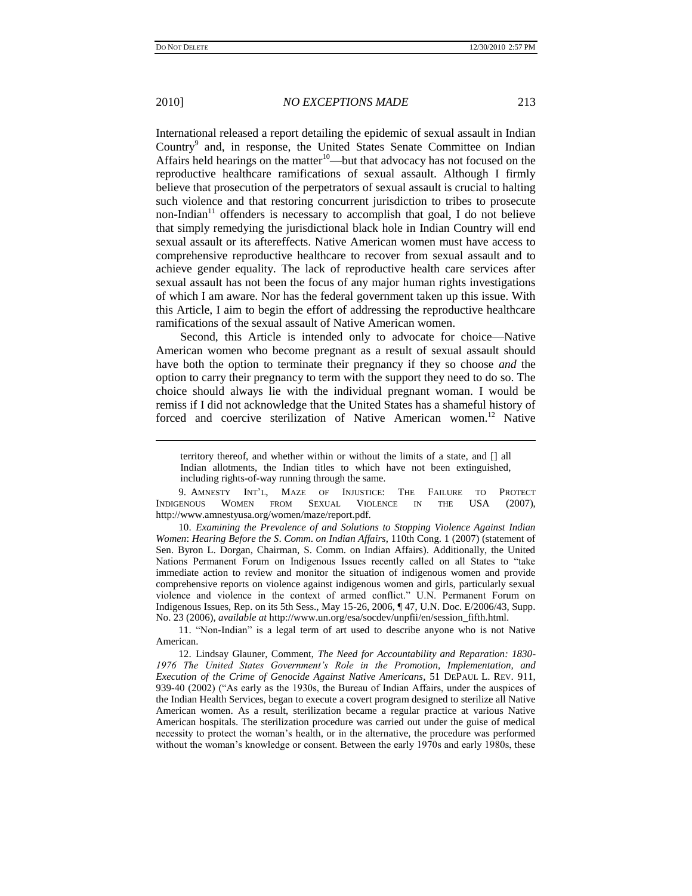International released a report detailing the epidemic of sexual assault in Indian Country[9] and, in response, the United States Senate Committee on Indian Affairs held hearings on the matter[10]—but that advocacy has not focused on the reproductive healthcare ramifications of sexual assault. Although I firmly believe that prosecution of the perpetrators of sexual assault is crucial to halting such violence and that restoring concurrent jurisdiction to tribes to prosecute non-Indian[11] offenders is necessary to accomplish that goal, I do not believe that simply remedying the jurisdictional black hole in Indian Country will end sexual assault or its aftereffects. Native American women must have access to comprehensive reproductive healthcare to recover from sexual assault and to achieve gender equality. The lack of reproductive health care services after sexual assault has not been the focus of any major human rights investigations of which I am aware. Nor has the federal government taken up this issue. With this Article, I aim to begin the effort of addressing the reproductive healthcare ramifications of the sexual assault of Native American women.

Second, this Article is intended only to advocate for choice—Native American women who become pregnant as a result of sexual assault should have both the option to terminate their pregnancy if they so choose *and* the option to carry their pregnancy to term with the support they need to do so. The choice should always lie with the individual pregnant woman. I would be remiss if I did not acknowledge that the United States has a shameful history of forced and coercive sterilization of Native American women.[12] Native

---

> territory thereof, and whether within or without the limits of a state, and [] all Indian allotments, the Indian titles to which have not been extinguished, including rights-of-way running through the same.

9. AMNESTY INT'L, MAZE OF INJUSTICE: THE FAILURE TO PROTECT INDIGENOUS WOMEN FROM SEXUAL VIOLENCE IN THE USA (2007), http://www.amnestyusa.org/women/maze/report.pdf.

10. *Examining the Prevalence of and Solutions to Stopping Violence Against Indian Women*: *Hearing Before the S. Comm. on Indian Affairs*, 110th Cong. 1 (2007) (statement of Sen. Byron L. Dorgan, Chairman, S. Comm. on Indian Affairs). Additionally, the United Nations Permanent Forum on Indigenous Issues recently called on all States to "take immediate action to review and monitor the situation of indigenous women and provide comprehensive reports on violence against indigenous women and girls, particularly sexual violence and violence in the context of armed conflict." U.N. Permanent Forum on Indigenous Issues, Rep. on its 5th Sess., May 15-26, 2006, ¶ 47, U.N. Doc. E/2006/43, Supp. No. 23 (2006), *available at* http://www.un.org/esa/socdev/unpfii/en/session_fifth.html.

11. "Non-Indian" is a legal term of art used to describe anyone who is not Native American.

12. Lindsay Glauner, Comment, *The Need for Accountability and Reparation: 1830-1976 The United States Government's Role in the Promotion, Implementation, and Execution of the Crime of Genocide Against Native Americans*, 51 DEPAUL L. REV. 911, 939-40 (2002) ("As early as the 1930s, the Bureau of Indian Affairs, under the auspices of the Indian Health Services, began to execute a covert program designed to sterilize all Native American women. As a result, sterilization became a regular practice at various Native American hospitals. The sterilization procedure was carried out under the guise of medical necessity to protect the woman's health, or in the alternative, the procedure was performed without the woman's knowledge or consent. Between the early 1970s and early 1980s, these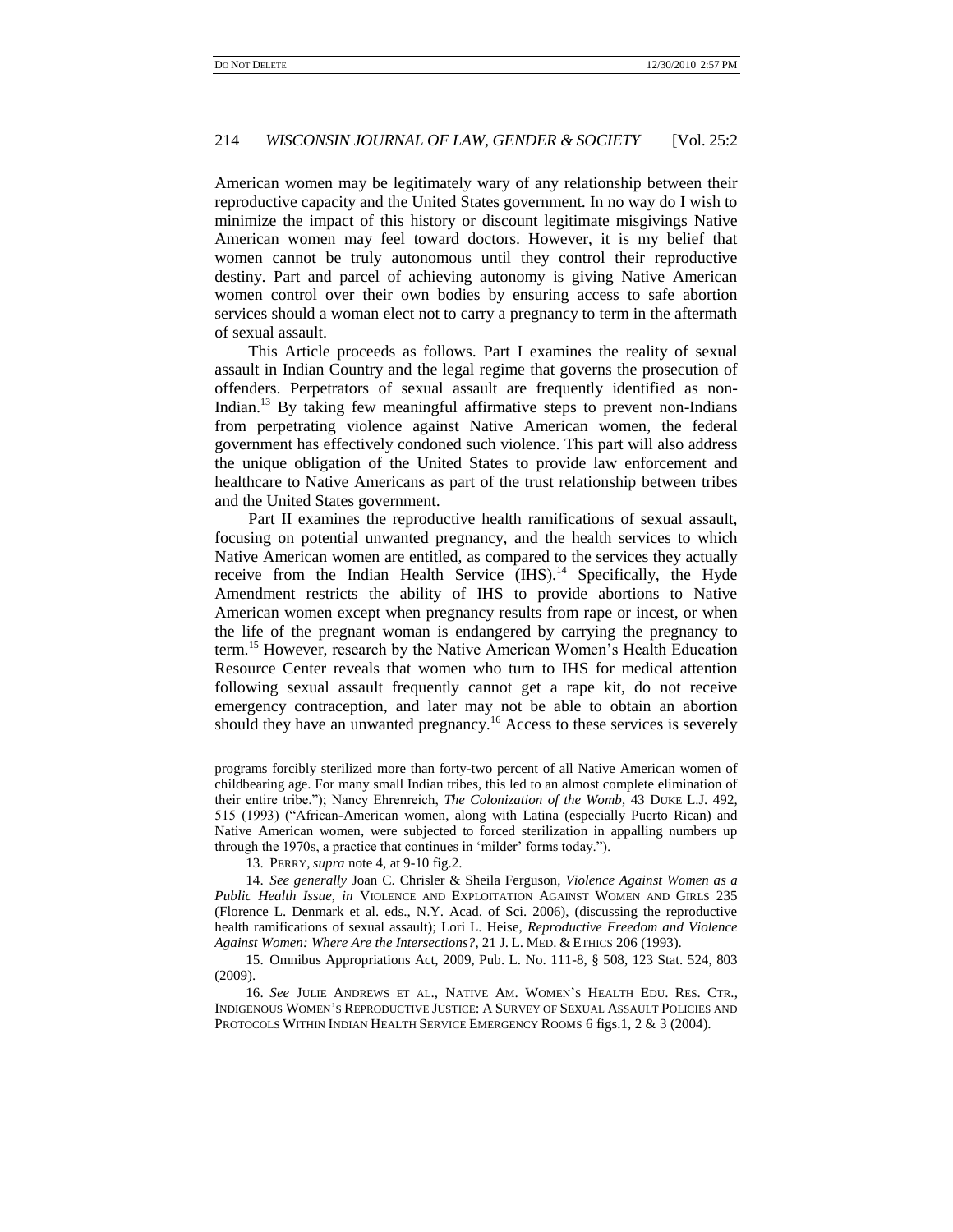American women may be legitimately wary of any relationship between their reproductive capacity and the United States government. In no way do I wish to minimize the impact of this history or discount legitimate misgivings Native American women may feel toward doctors. However, it is my belief that women cannot be truly autonomous until they control their reproductive destiny. Part and parcel of achieving autonomy is giving Native American women control over their own bodies by ensuring access to safe abortion services should a woman elect not to carry a pregnancy to term in the aftermath of sexual assault.

This Article proceeds as follows. Part I examines the reality of sexual assault in Indian Country and the legal regime that governs the prosecution of offenders. Perpetrators of sexual assault are frequently identified as non-Indian.[13] By taking few meaningful affirmative steps to prevent non-Indians from perpetrating violence against Native American women, the federal government has effectively condoned such violence. This part will also address the unique obligation of the United States to provide law enforcement and healthcare to Native Americans as part of the trust relationship between tribes and the United States government.

Part II examines the reproductive health ramifications of sexual assault, focusing on potential unwanted pregnancy, and the health services to which Native American women are entitled, as compared to the services they actually receive from the Indian Health Service (IHS).[14] Specifically, the Hyde Amendment restricts the ability of IHS to provide abortions to Native American women except when pregnancy results from rape or incest, or when the life of the pregnant woman is endangered by carrying the pregnancy to term.[15] However, research by the Native American Women's Health Education Resource Center reveals that women who turn to IHS for medical attention following sexual assault frequently cannot get a rape kit, do not receive emergency contraception, and later may not be able to obtain an abortion should they have an unwanted pregnancy.[16] Access to these services is severely

---

programs forcibly sterilized more than forty-two percent of all Native American women of childbearing age. For many small Indian tribes, this led to an almost complete elimination of their entire tribe."); Nancy Ehrenreich, *The Colonization of the Womb*, 43 DUKE L.J. 492, 515 (1993) ("African-American women, along with Latina (especially Puerto Rican) and Native American women, were subjected to forced sterilization in appalling numbers up through the 1970s, a practice that continues in 'milder' forms today.").

13. PERRY, *supra* note 4, at 9-10 fig.2.

14. *See generally* Joan C. Chrisler & Sheila Ferguson, *Violence Against Women as a Public Health Issue*, *in* VIOLENCE AND EXPLOITATION AGAINST WOMEN AND GIRLS 235 (Florence L. Denmark et al. eds., N.Y. Acad. of Sci. 2006), (discussing the reproductive health ramifications of sexual assault); Lori L. Heise, *Reproductive Freedom and Violence Against Women: Where Are the Intersections?*, 21 J. L. MED. & ETHICS 206 (1993).

15. Omnibus Appropriations Act, 2009, Pub. L. No. 111-8, § 508, 123 Stat. 524, 803 (2009).

16. *See* JULIE ANDREWS ET AL., NATIVE AM. WOMEN'S HEALTH EDU. RES. CTR., INDIGENOUS WOMEN'S REPRODUCTIVE JUSTICE: A SURVEY OF SEXUAL ASSAULT POLICIES AND PROTOCOLS WITHIN INDIAN HEALTH SERVICE EMERGENCY ROOMS 6 figs.1, 2 & 3 (2004).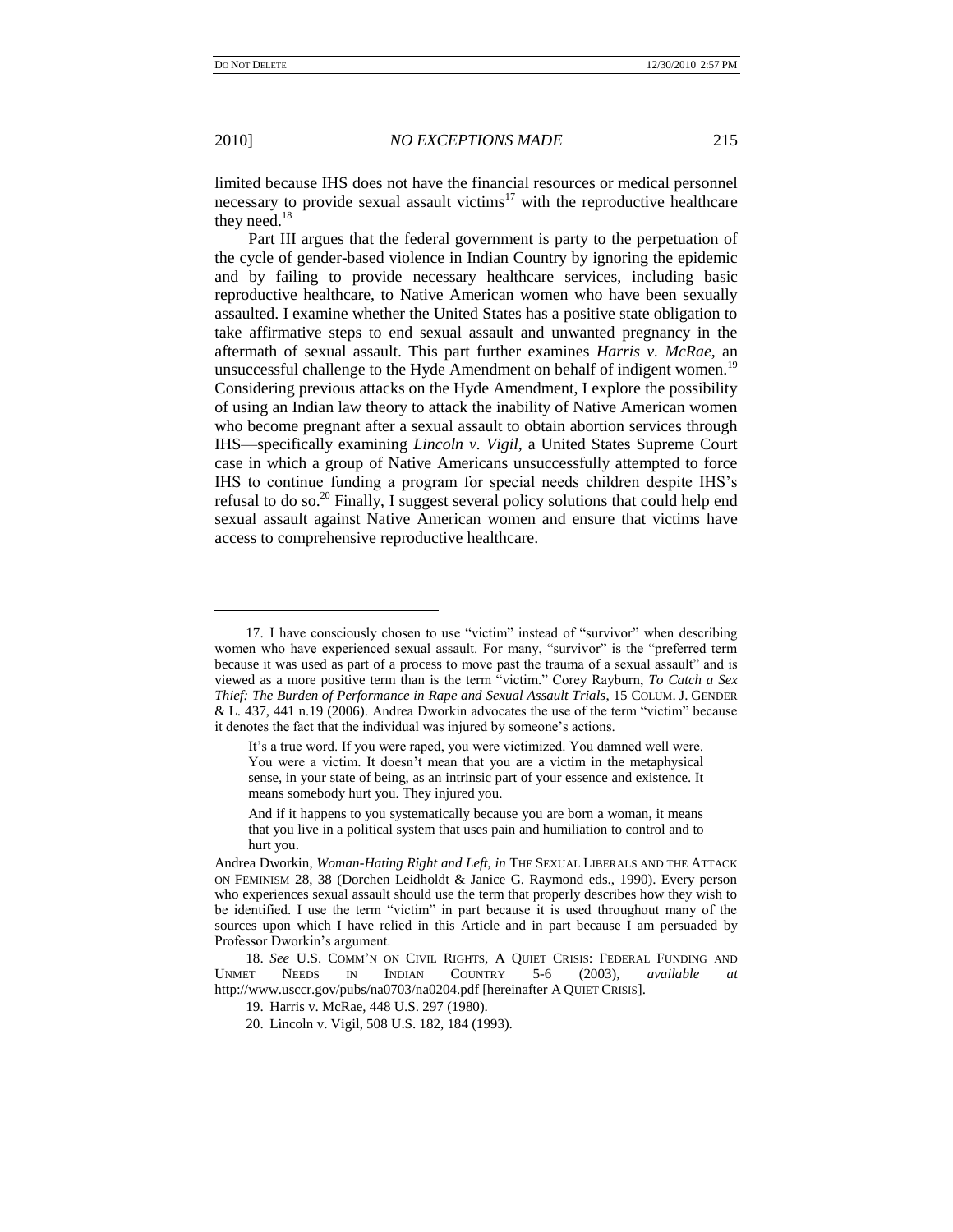limited because IHS does not have the financial resources or medical personnel necessary to provide sexual assault victims[17] with the reproductive healthcare they need.[18]

Part III argues that the federal government is party to the perpetuation of the cycle of gender-based violence in Indian Country by ignoring the epidemic and by failing to provide necessary healthcare services, including basic reproductive healthcare, to Native American women who have been sexually assaulted. I examine whether the United States has a positive state obligation to take affirmative steps to end sexual assault and unwanted pregnancy in the aftermath of sexual assault. This part further examines *Harris v. McRae*, an unsuccessful challenge to the Hyde Amendment on behalf of indigent women.[19] Considering previous attacks on the Hyde Amendment, I explore the possibility of using an Indian law theory to attack the inability of Native American women who become pregnant after a sexual assault to obtain abortion services through IHS—specifically examining *Lincoln v. Vigil*, a United States Supreme Court case in which a group of Native Americans unsuccessfully attempted to force IHS to continue funding a program for special needs children despite IHS's refusal to do so.[20] Finally, I suggest several policy solutions that could help end sexual assault against Native American women and ensure that victims have access to comprehensive reproductive healthcare.

---

17. I have consciously chosen to use "victim" instead of "survivor" when describing women who have experienced sexual assault. For many, "survivor" is the "preferred term because it was used as part of a process to move past the trauma of a sexual assault" and is viewed as a more positive term than is the term "victim." Corey Rayburn, *To Catch a Sex Thief: The Burden of Performance in Rape and Sexual Assault Trials*, 15 COLUM. J. GENDER & L. 437, 441 n.19 (2006). Andrea Dworkin advocates the use of the term "victim" because it denotes the fact that the individual was injured by someone's actions.

> It's a true word. If you were raped, you were victimized. You damned well were. You were a victim. It doesn't mean that you are a victim in the metaphysical sense, in your state of being, as an intrinsic part of your essence and existence. It means somebody hurt you. They injured you.
>
> And if it happens to you systematically because you are born a woman, it means that you live in a political system that uses pain and humiliation to control and to hurt you.

Andrea Dworkin, *Woman-Hating Right and Left*, *in* THE SEXUAL LIBERALS AND THE ATTACK ON FEMINISM 28, 38 (Dorchen Leidholdt & Janice G. Raymond eds., 1990). Every person who experiences sexual assault should use the term that properly describes how they wish to be identified. I use the term "victim" in part because it is used throughout many of the sources upon which I have relied in this Article and in part because I am persuaded by Professor Dworkin's argument.

18. *See* U.S. COMM'N ON CIVIL RIGHTS, A QUIET CRISIS: FEDERAL FUNDING AND UNMET NEEDS IN INDIAN COUNTRY 5-6 (2003), *available at* http://www.usccr.gov/pubs/na0703/na0204.pdf [hereinafter A QUIET CRISIS].

19. Harris v. McRae, 448 U.S. 297 (1980).

20. Lincoln v. Vigil, 508 U.S. 182, 184 (1993).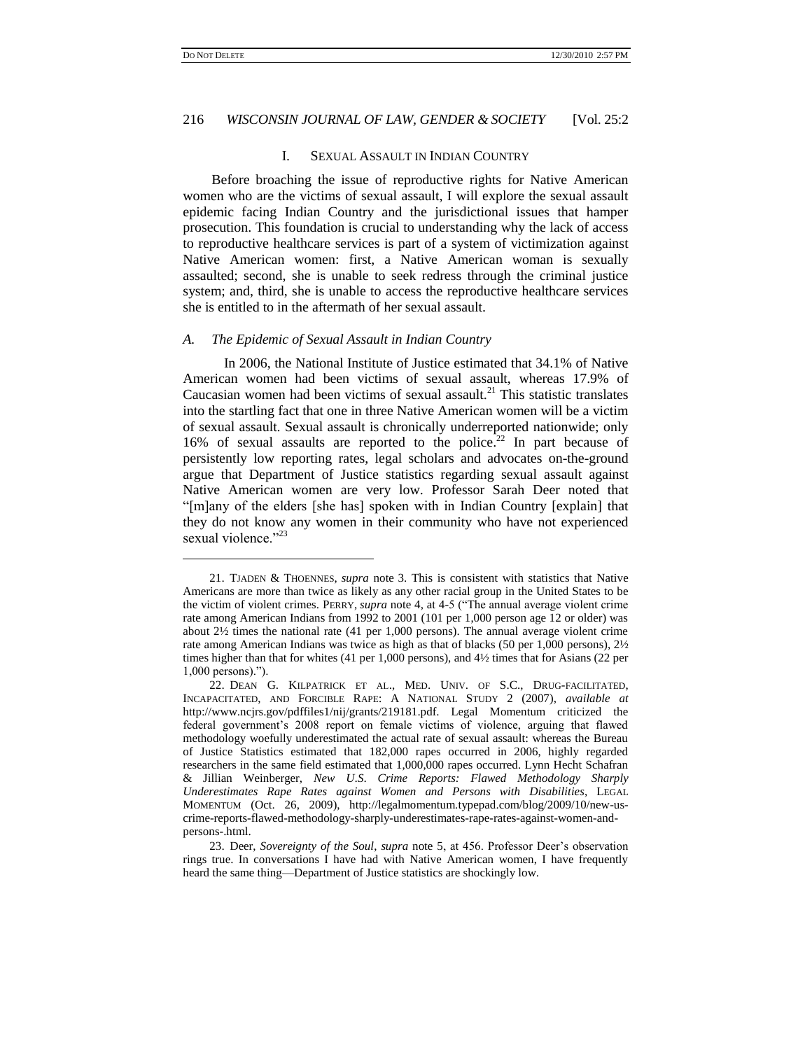## I. SEXUAL ASSAULT IN INDIAN COUNTRY

Before broaching the issue of reproductive rights for Native American women who are the victims of sexual assault, I will explore the sexual assault epidemic facing Indian Country and the jurisdictional issues that hamper prosecution. This foundation is crucial to understanding why the lack of access to reproductive healthcare services is part of a system of victimization against Native American women: first, a Native American woman is sexually assaulted; second, she is unable to seek redress through the criminal justice system; and, third, she is unable to access the reproductive healthcare services she is entitled to in the aftermath of her sexual assault.

### *A. The Epidemic of Sexual Assault in Indian Country*

In 2006, the National Institute of Justice estimated that 34.1% of Native American women had been victims of sexual assault, whereas 17.9% of Caucasian women had been victims of sexual assault.[21] This statistic translates into the startling fact that one in three Native American women will be a victim of sexual assault. Sexual assault is chronically underreported nationwide; only 16% of sexual assaults are reported to the police.[22] In part because of persistently low reporting rates, legal scholars and advocates on-the-ground argue that Department of Justice statistics regarding sexual assault against Native American women are very low. Professor Sarah Deer noted that "[m]any of the elders [she has] spoken with in Indian Country [explain] that they do not know any women in their community who have not experienced sexual violence."[23]

---

21. TJADEN & THOENNES, *supra* note 3. This is consistent with statistics that Native Americans are more than twice as likely as any other racial group in the United States to be the victim of violent crimes. PERRY, *supra* note 4, at 4-5 ("The annual average violent crime rate among American Indians from 1992 to 2001 (101 per 1,000 person age 12 or older) was about 2½ times the national rate (41 per 1,000 persons). The annual average violent crime rate among American Indians was twice as high as that of blacks (50 per 1,000 persons), 2½ times higher than that for whites (41 per 1,000 persons), and 4½ times that for Asians (22 per 1,000 persons).").

22. DEAN G. KILPATRICK ET AL., MED. UNIV. OF S.C., DRUG-FACILITATED, INCAPACITATED, AND FORCIBLE RAPE: A NATIONAL STUDY 2 (2007), *available at* http://www.ncjrs.gov/pdffiles1/nij/grants/219181.pdf. Legal Momentum criticized the federal government's 2008 report on female victims of violence, arguing that flawed methodology woefully underestimated the actual rate of sexual assault: whereas the Bureau of Justice Statistics estimated that 182,000 rapes occurred in 2006, highly regarded researchers in the same field estimated that 1,000,000 rapes occurred. Lynn Hecht Schafran & Jillian Weinberger, *New U.S. Crime Reports: Flawed Methodology Sharply Underestimates Rape Rates against Women and Persons with Disabilities*, LEGAL MOMENTUM (Oct. 26, 2009), http://legalmomentum.typepad.com/blog/2009/10/new-us-crime-reports-flawed-methodology-sharply-underestimates-rape-rates-against-women-and-persons-.html.

23. Deer, *Sovereignty of the Soul*, *supra* note 5, at 456. Professor Deer's observation rings true. In conversations I have had with Native American women, I have frequently heard the same thing—Department of Justice statistics are shockingly low.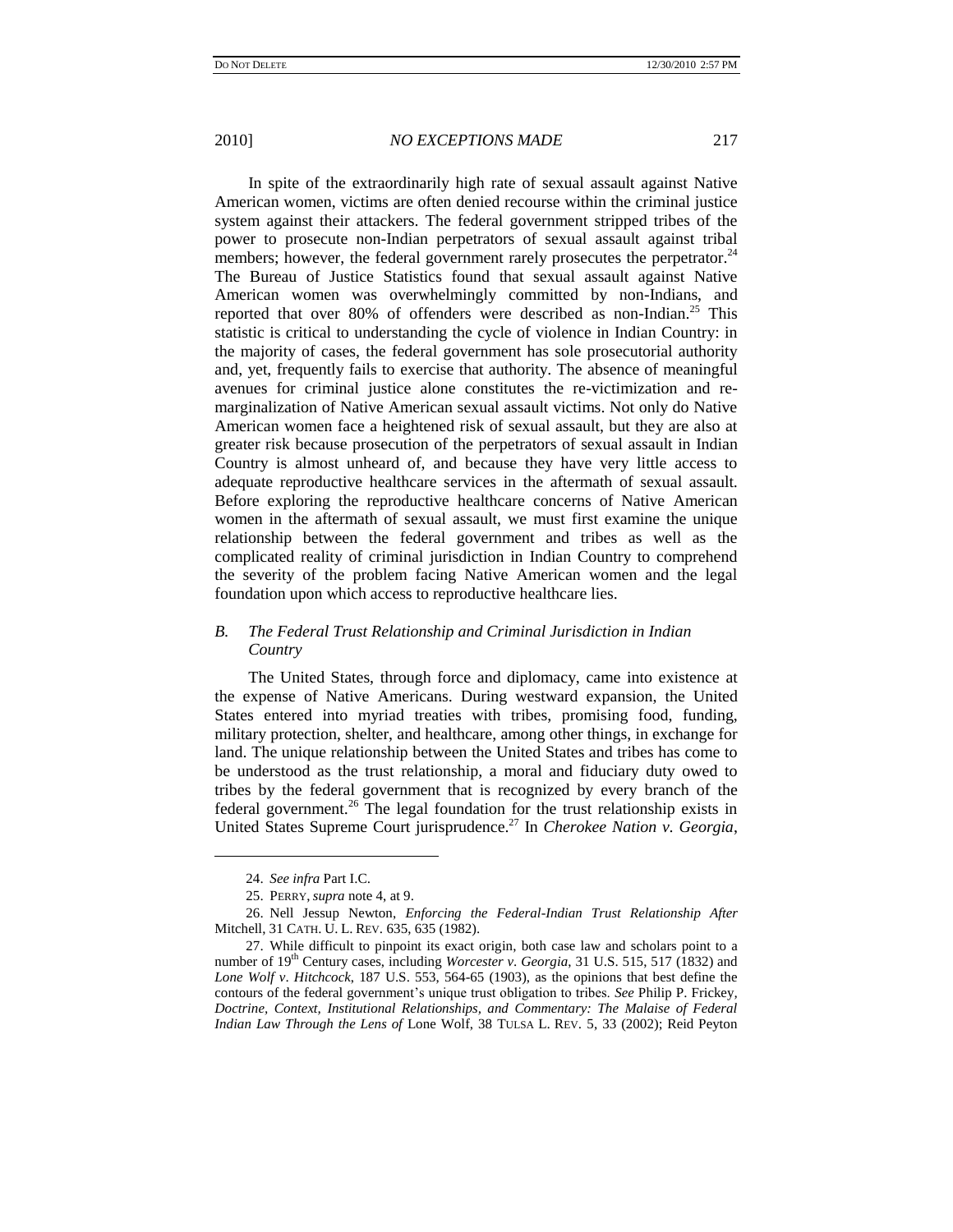In spite of the extraordinarily high rate of sexual assault against Native American women, victims are often denied recourse within the criminal justice system against their attackers. The federal government stripped tribes of the power to prosecute non-Indian perpetrators of sexual assault against tribal members; however, the federal government rarely prosecutes the perpetrator.[24] The Bureau of Justice Statistics found that sexual assault against Native American women was overwhelmingly committed by non-Indians, and reported that over 80% of offenders were described as non-Indian.[25] This statistic is critical to understanding the cycle of violence in Indian Country: in the majority of cases, the federal government has sole prosecutorial authority and, yet, frequently fails to exercise that authority. The absence of meaningful avenues for criminal justice alone constitutes the re-victimization and re-marginalization of Native American sexual assault victims. Not only do Native American women face a heightened risk of sexual assault, but they are also at greater risk because prosecution of the perpetrators of sexual assault in Indian Country is almost unheard of, and because they have very little access to adequate reproductive healthcare services in the aftermath of sexual assault. Before exploring the reproductive healthcare concerns of Native American women in the aftermath of sexual assault, we must first examine the unique relationship between the federal government and tribes as well as the complicated reality of criminal jurisdiction in Indian Country to comprehend the severity of the problem facing Native American women and the legal foundation upon which access to reproductive healthcare lies.

### *B. The Federal Trust Relationship and Criminal Jurisdiction in Indian Country*

The United States, through force and diplomacy, came into existence at the expense of Native Americans. During westward expansion, the United States entered into myriad treaties with tribes, promising food, funding, military protection, shelter, and healthcare, among other things, in exchange for land. The unique relationship between the United States and tribes has come to be understood as the trust relationship, a moral and fiduciary duty owed to tribes by the federal government that is recognized by every branch of the federal government.[26] The legal foundation for the trust relationship exists in United States Supreme Court jurisprudence.[27] In *Cherokee Nation v. Georgia*,

---

24. *See infra* Part I.C.

25. PERRY, *supra* note 4, at 9.

26. Nell Jessup Newton, *Enforcing the Federal-Indian Trust Relationship After* Mitchell, 31 CATH. U. L. REV. 635, 635 (1982).

27. While difficult to pinpoint its exact origin, both case law and scholars point to a number of 19th Century cases, including *Worcester v. Georgia*, 31 U.S. 515, 517 (1832) and *Lone Wolf v. Hitchcock*, 187 U.S. 553, 564-65 (1903), as the opinions that best define the contours of the federal government's unique trust obligation to tribes. *See* Philip P. Frickey, *Doctrine, Context, Institutional Relationships, and Commentary: The Malaise of Federal Indian Law Through the Lens of* Lone Wolf, 38 TULSA L. REV. 5, 33 (2002); Reid Peyton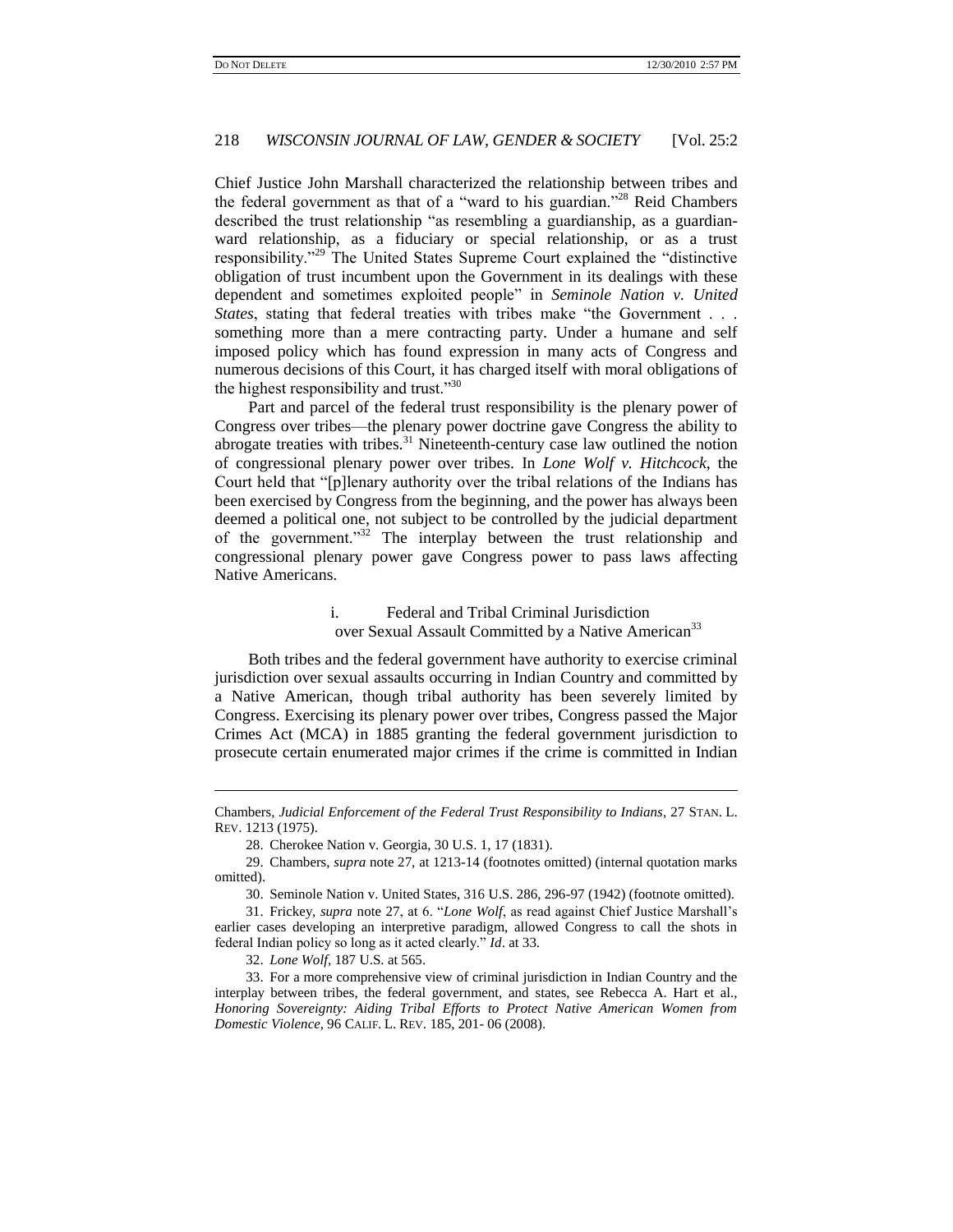Chief Justice John Marshall characterized the relationship between tribes and the federal government as that of a "ward to his guardian."[28] Reid Chambers described the trust relationship "as resembling a guardianship, as a guardian-ward relationship, as a fiduciary or special relationship, or as a trust responsibility."[29] The United States Supreme Court explained the "distinctive obligation of trust incumbent upon the Government in its dealings with these dependent and sometimes exploited people" in *Seminole Nation v. United States*, stating that federal treaties with tribes make "the Government . . . something more than a mere contracting party. Under a humane and self imposed policy which has found expression in many acts of Congress and numerous decisions of this Court, it has charged itself with moral obligations of the highest responsibility and trust."[30]

Part and parcel of the federal trust responsibility is the plenary power of Congress over tribes—the plenary power doctrine gave Congress the ability to abrogate treaties with tribes.[31] Nineteenth-century case law outlined the notion of congressional plenary power over tribes. In *Lone Wolf v. Hitchcock*, the Court held that "[p]lenary authority over the tribal relations of the Indians has been exercised by Congress from the beginning, and the power has always been deemed a political one, not subject to be controlled by the judicial department of the government."[32] The interplay between the trust relationship and congressional plenary power gave Congress power to pass laws affecting Native Americans.

#### i. Federal and Tribal Criminal Jurisdiction over Sexual Assault Committed by a Native American[33]

Both tribes and the federal government have authority to exercise criminal jurisdiction over sexual assaults occurring in Indian Country and committed by a Native American, though tribal authority has been severely limited by Congress. Exercising its plenary power over tribes, Congress passed the Major Crimes Act (MCA) in 1885 granting the federal government jurisdiction to prosecute certain enumerated major crimes if the crime is committed in Indian

---

Chambers, *Judicial Enforcement of the Federal Trust Responsibility to Indians*, 27 STAN. L. REV. 1213 (1975).

28. Cherokee Nation v. Georgia, 30 U.S. 1, 17 (1831).

29. Chambers, *supra* note 27, at 1213-14 (footnotes omitted) (internal quotation marks omitted).

30. Seminole Nation v. United States, 316 U.S. 286, 296-97 (1942) (footnote omitted).

31. Frickey, *supra* note 27, at 6. "*Lone Wolf*, as read against Chief Justice Marshall's earlier cases developing an interpretive paradigm, allowed Congress to call the shots in federal Indian policy so long as it acted clearly." *Id*. at 33.

32. *Lone Wolf*, 187 U.S. at 565.

33. For a more comprehensive view of criminal jurisdiction in Indian Country and the interplay between tribes, the federal government, and states, see Rebecca A. Hart et al., *Honoring Sovereignty: Aiding Tribal Efforts to Protect Native American Women from Domestic Violence*, 96 CALIF. L. REV. 185, 201- 06 (2008).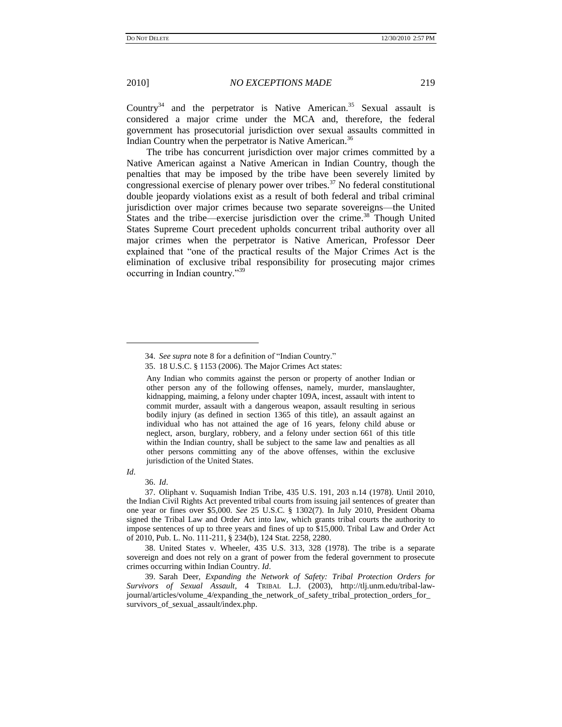Country[34] and the perpetrator is Native American.[35] Sexual assault is considered a major crime under the MCA and, therefore, the federal government has prosecutorial jurisdiction over sexual assaults committed in Indian Country when the perpetrator is Native American.[36]

The tribe has concurrent jurisdiction over major crimes committed by a Native American against a Native American in Indian Country, though the penalties that may be imposed by the tribe have been severely limited by congressional exercise of plenary power over tribes.[37] No federal constitutional double jeopardy violations exist as a result of both federal and tribal criminal jurisdiction over major crimes because two separate sovereigns—the United States and the tribe—exercise jurisdiction over the crime.[38] Though United States Supreme Court precedent upholds concurrent tribal authority over all major crimes when the perpetrator is Native American, Professor Deer explained that "one of the practical results of the Major Crimes Act is the elimination of exclusive tribal responsibility for prosecuting major crimes occurring in Indian country."[39]

---

34. *See supra* note 8 for a definition of "Indian Country."

35. 18 U.S.C. § 1153 (2006). The Major Crimes Act states:

> Any Indian who commits against the person or property of another Indian or other person any of the following offenses, namely, murder, manslaughter, kidnapping, maiming, a felony under chapter 109A, incest, assault with intent to commit murder, assault with a dangerous weapon, assault resulting in serious bodily injury (as defined in section 1365 of this title), an assault against an individual who has not attained the age of 16 years, felony child abuse or neglect, arson, burglary, robbery, and a felony under section 661 of this title within the Indian country, shall be subject to the same law and penalties as all other persons committing any of the above offenses, within the exclusive jurisdiction of the United States.

*Id*.

36. *Id*.

37. Oliphant v. Suquamish Indian Tribe, 435 U.S. 191, 203 n.14 (1978). Until 2010, the Indian Civil Rights Act prevented tribal courts from issuing jail sentences of greater than one year or fines over $5,000. *See* 25 U.S.C. § 1302(7). In July 2010, President Obama signed the Tribal Law and Order Act into law, which grants tribal courts the authority to impose sentences of up to three years and fines of up to $15,000. Tribal Law and Order Act of 2010, Pub. L. No. 111-211, § 234(b), 124 Stat. 2258, 2280.

38. United States v. Wheeler, 435 U.S. 313, 328 (1978). The tribe is a separate sovereign and does not rely on a grant of power from the federal government to prosecute crimes occurring within Indian Country. *Id*.

39. Sarah Deer, *Expanding the Network of Safety: Tribal Protection Orders for Survivors of Sexual Assault*, 4 TRIBAL L.J. (2003), http://tlj.unm.edu/tribal-law-journal/articles/volume_4/expanding_the_network_of_safety_tribal_protection_orders_for_survivors_of_sexual_assault/index.php.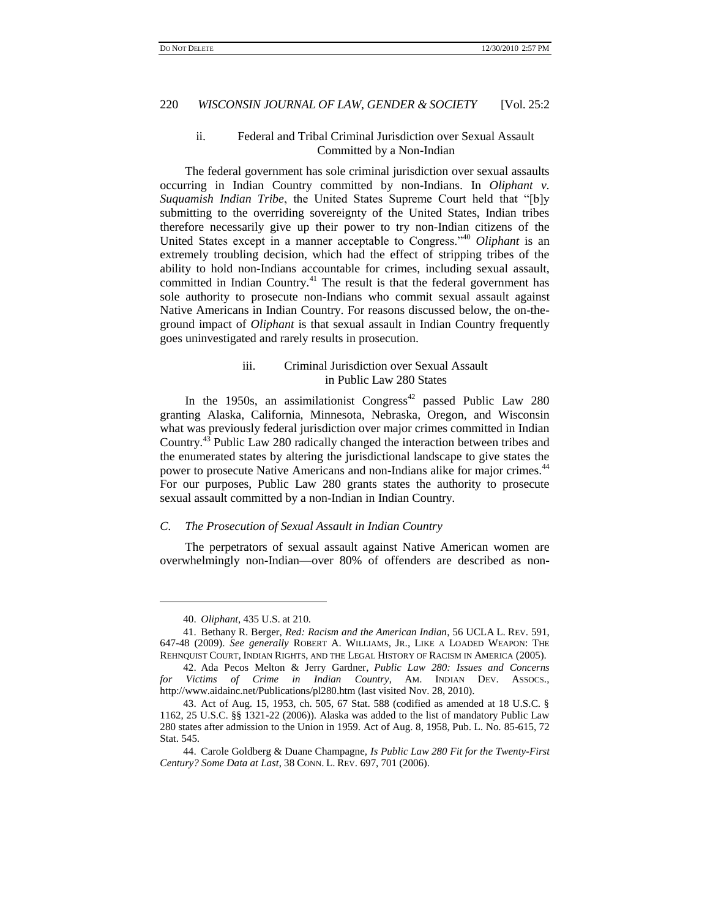### ii. Federal and Tribal Criminal Jurisdiction over Sexual Assault Committed by a Non-Indian

The federal government has sole criminal jurisdiction over sexual assaults occurring in Indian Country committed by non-Indians. In *Oliphant v. Suquamish Indian Tribe*, the United States Supreme Court held that "[b]y submitting to the overriding sovereignty of the United States, Indian tribes therefore necessarily give up their power to try non-Indian citizens of the United States except in a manner acceptable to Congress."[40] *Oliphant* is an extremely troubling decision, which had the effect of stripping tribes of the ability to hold non-Indians accountable for crimes, including sexual assault, committed in Indian Country.[41] The result is that the federal government has sole authority to prosecute non-Indians who commit sexual assault against Native Americans in Indian Country. For reasons discussed below, the on-the-ground impact of *Oliphant* is that sexual assault in Indian Country frequently goes uninvestigated and rarely results in prosecution.

### iii. Criminal Jurisdiction over Sexual Assault in Public Law 280 States

In the 1950s, an assimilationist Congress[42] passed Public Law 280 granting Alaska, California, Minnesota, Nebraska, Oregon, and Wisconsin what was previously federal jurisdiction over major crimes committed in Indian Country.[43] Public Law 280 radically changed the interaction between tribes and the enumerated states by altering the jurisdictional landscape to give states the power to prosecute Native Americans and non-Indians alike for major crimes.[44] For our purposes, Public Law 280 grants states the authority to prosecute sexual assault committed by a non-Indian in Indian Country.

## *C. The Prosecution of Sexual Assault in Indian Country*

The perpetrators of sexual assault against Native American women are overwhelmingly non-Indian—over 80% of offenders are described as non-

---

40. *Oliphant*, 435 U.S. at 210.

41. Bethany R. Berger, *Red: Racism and the American Indian*, 56 UCLA L. REV. 591, 647-48 (2009). *See generally* ROBERT A. WILLIAMS, JR., LIKE A LOADED WEAPON: THE REHNQUIST COURT, INDIAN RIGHTS, AND THE LEGAL HISTORY OF RACISM IN AMERICA (2005).

42. Ada Pecos Melton & Jerry Gardner, *Public Law 280: Issues and Concerns for Victims of Crime in Indian Country*, AM. INDIAN DEV. ASSOCS., http://www.aidainc.net/Publications/pl280.htm (last visited Nov. 28, 2010).

43. Act of Aug. 15, 1953, ch. 505, 67 Stat. 588 (codified as amended at 18 U.S.C. § 1162, 25 U.S.C. §§ 1321-22 (2006)). Alaska was added to the list of mandatory Public Law 280 states after admission to the Union in 1959. Act of Aug. 8, 1958, Pub. L. No. 85-615, 72 Stat. 545.

44. Carole Goldberg & Duane Champagne, *Is Public Law 280 Fit for the Twenty-First Century? Some Data at Last*, 38 CONN. L. REV. 697, 701 (2006).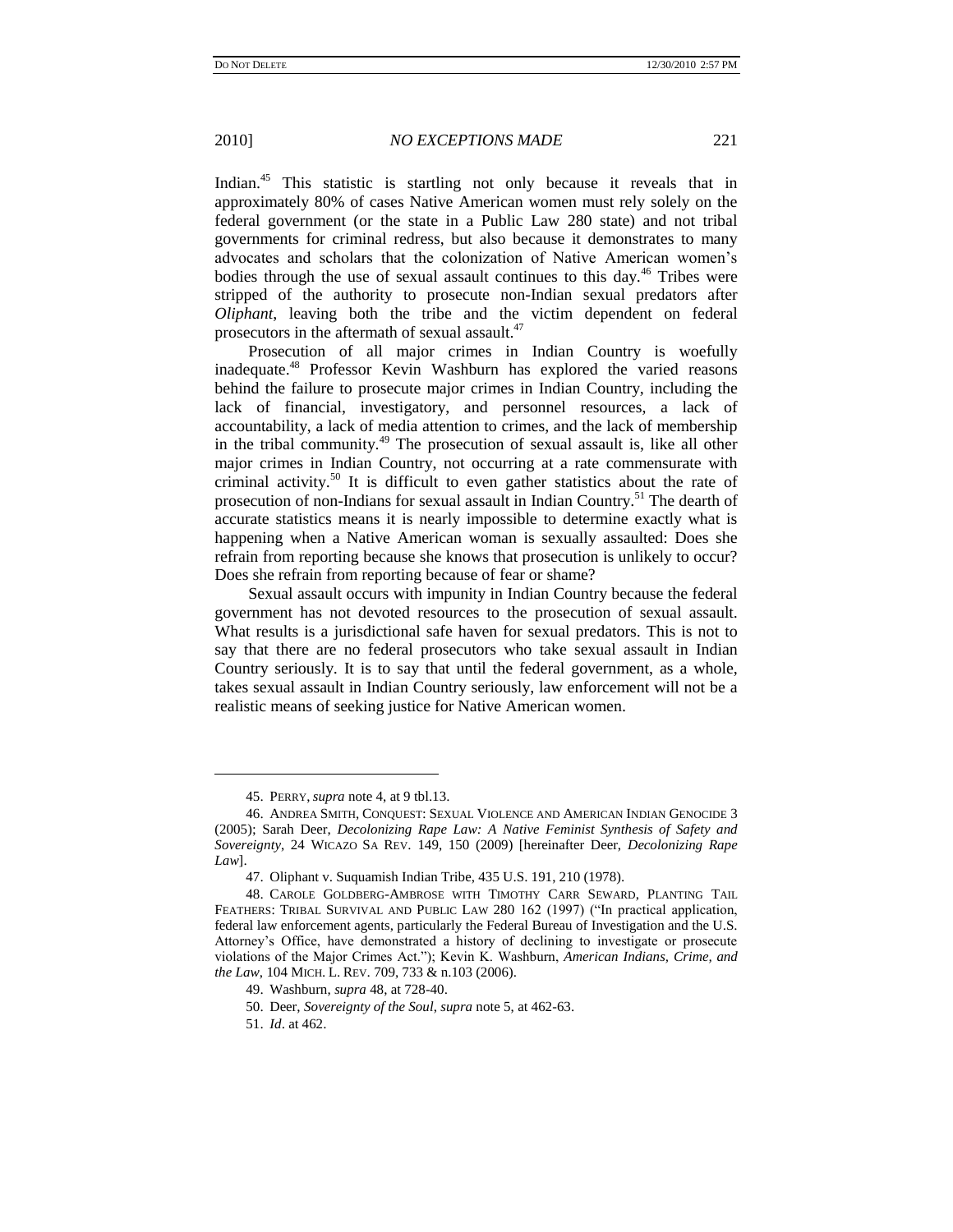Indian.[45] This statistic is startling not only because it reveals that in approximately 80% of cases Native American women must rely solely on the federal government (or the state in a Public Law 280 state) and not tribal governments for criminal redress, but also because it demonstrates to many advocates and scholars that the colonization of Native American women's bodies through the use of sexual assault continues to this day.[46] Tribes were stripped of the authority to prosecute non-Indian sexual predators after *Oliphant*, leaving both the tribe and the victim dependent on federal prosecutors in the aftermath of sexual assault.[47]

Prosecution of all major crimes in Indian Country is woefully inadequate.[48] Professor Kevin Washburn has explored the varied reasons behind the failure to prosecute major crimes in Indian Country, including the lack of financial, investigatory, and personnel resources, a lack of accountability, a lack of media attention to crimes, and the lack of membership in the tribal community.[49] The prosecution of sexual assault is, like all other major crimes in Indian Country, not occurring at a rate commensurate with criminal activity.[50] It is difficult to even gather statistics about the rate of prosecution of non-Indians for sexual assault in Indian Country.[51] The dearth of accurate statistics means it is nearly impossible to determine exactly what is happening when a Native American woman is sexually assaulted: Does she refrain from reporting because she knows that prosecution is unlikely to occur? Does she refrain from reporting because of fear or shame?

Sexual assault occurs with impunity in Indian Country because the federal government has not devoted resources to the prosecution of sexual assault. What results is a jurisdictional safe haven for sexual predators. This is not to say that there are no federal prosecutors who take sexual assault in Indian Country seriously. It is to say that until the federal government, as a whole, takes sexual assault in Indian Country seriously, law enforcement will not be a realistic means of seeking justice for Native American women.

---

45. PERRY, *supra* note 4, at 9 tbl.13.

46. ANDREA SMITH, CONQUEST: SEXUAL VIOLENCE AND AMERICAN INDIAN GENOCIDE 3 (2005); Sarah Deer, *Decolonizing Rape Law: A Native Feminist Synthesis of Safety and Sovereignty*, 24 WICAZO SA REV. 149, 150 (2009) [hereinafter Deer, *Decolonizing Rape Law*].

47. Oliphant v. Suquamish Indian Tribe, 435 U.S. 191, 210 (1978).

48. CAROLE GOLDBERG-AMBROSE WITH TIMOTHY CARR SEWARD, PLANTING TAIL FEATHERS: TRIBAL SURVIVAL AND PUBLIC LAW 280 162 (1997) ("In practical application, federal law enforcement agents, particularly the Federal Bureau of Investigation and the U.S. Attorney's Office, have demonstrated a history of declining to investigate or prosecute violations of the Major Crimes Act."); Kevin K. Washburn, *American Indians, Crime, and the Law*, 104 MICH. L. REV. 709, 733 & n.103 (2006).

49. Washburn, *supra* 48, at 728-40.

50. Deer, *Sovereignty of the Soul*, *supra* note 5, at 462-63.

51. *Id*. at 462.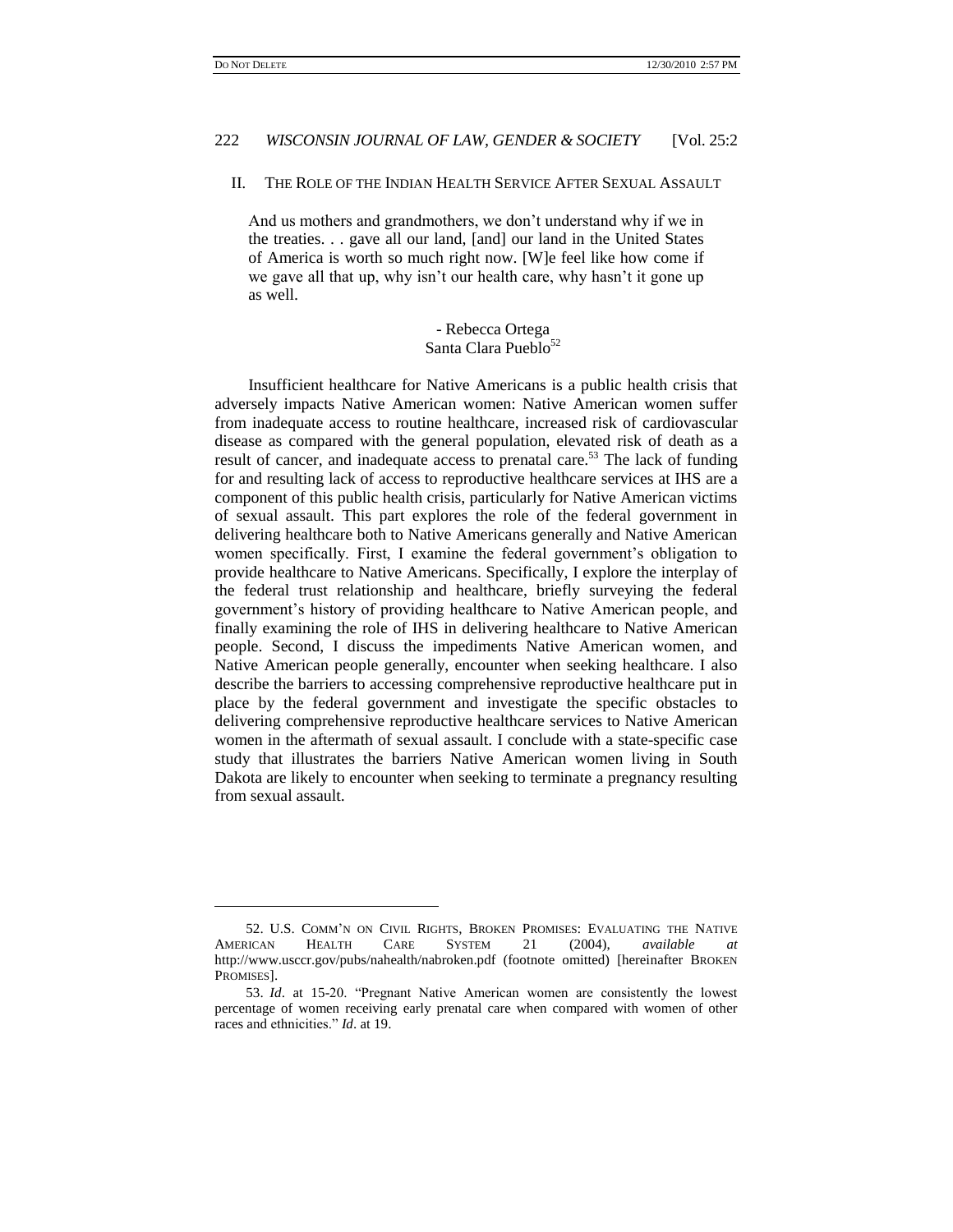## II. THE ROLE OF THE INDIAN HEALTH SERVICE AFTER SEXUAL ASSAULT

> And us mothers and grandmothers, we don't understand why if we in the treaties. . . gave all our land, [and] our land in the United States of America is worth so much right now. [W]e feel like how come if we gave all that up, why isn't our health care, why hasn't it gone up as well.
>
> - Rebecca Ortega
> Santa Clara Pueblo[52]

Insufficient healthcare for Native Americans is a public health crisis that adversely impacts Native American women: Native American women suffer from inadequate access to routine healthcare, increased risk of cardiovascular disease as compared with the general population, elevated risk of death as a result of cancer, and inadequate access to prenatal care.[53] The lack of funding for and resulting lack of access to reproductive healthcare services at IHS are a component of this public health crisis, particularly for Native American victims of sexual assault. This part explores the role of the federal government in delivering healthcare both to Native Americans generally and Native American women specifically. First, I examine the federal government's obligation to provide healthcare to Native Americans. Specifically, I explore the interplay of the federal trust relationship and healthcare, briefly surveying the federal government's history of providing healthcare to Native American people, and finally examining the role of IHS in delivering healthcare to Native American people. Second, I discuss the impediments Native American women, and Native American people generally, encounter when seeking healthcare. I also describe the barriers to accessing comprehensive reproductive healthcare put in place by the federal government and investigate the specific obstacles to delivering comprehensive reproductive healthcare services to Native American women in the aftermath of sexual assault. I conclude with a state-specific case study that illustrates the barriers Native American women living in South Dakota are likely to encounter when seeking to terminate a pregnancy resulting from sexual assault.

---

52. U.S. COMM'N ON CIVIL RIGHTS, BROKEN PROMISES: EVALUATING THE NATIVE AMERICAN HEALTH CARE SYSTEM 21 (2004), *available at* http://www.usccr.gov/pubs/nahealth/nabroken.pdf (footnote omitted) [hereinafter BROKEN PROMISES].

53. *Id*. at 15-20. "Pregnant Native American women are consistently the lowest percentage of women receiving early prenatal care when compared with women of other races and ethnicities." *Id*. at 19.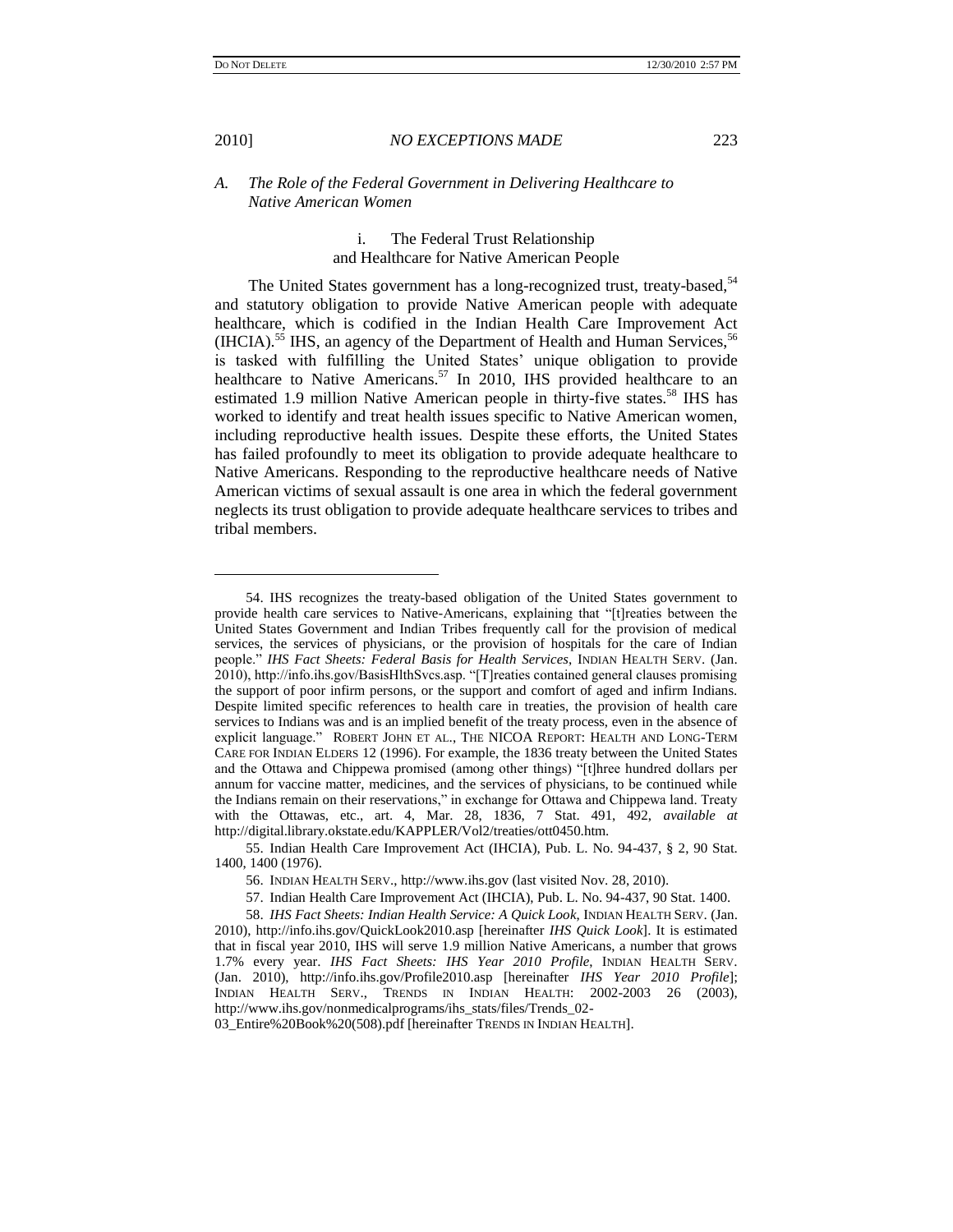### *A. The Role of the Federal Government in Delivering Healthcare to Native American Women*

#### i. The Federal Trust Relationship and Healthcare for Native American People

The United States government has a long-recognized trust, treaty-based,[54] and statutory obligation to provide Native American people with adequate healthcare, which is codified in the Indian Health Care Improvement Act (IHCIA).[55] IHS, an agency of the Department of Health and Human Services,[56] is tasked with fulfilling the United States' unique obligation to provide healthcare to Native Americans.[57] In 2010, IHS provided healthcare to an estimated 1.9 million Native American people in thirty-five states.[58] IHS has worked to identify and treat health issues specific to Native American women, including reproductive health issues. Despite these efforts, the United States has failed profoundly to meet its obligation to provide adequate healthcare to Native Americans. Responding to the reproductive healthcare needs of Native American victims of sexual assault is one area in which the federal government neglects its trust obligation to provide adequate healthcare services to tribes and tribal members.

---

54. IHS recognizes the treaty-based obligation of the United States government to provide health care services to Native-Americans, explaining that "[t]reaties between the United States Government and Indian Tribes frequently call for the provision of medical services, the services of physicians, or the provision of hospitals for the care of Indian people." *IHS Fact Sheets: Federal Basis for Health Services*, INDIAN HEALTH SERV. (Jan. 2010), http://info.ihs.gov/BasisHlthSvcs.asp. "[T]reaties contained general clauses promising the support of poor infirm persons, or the support and comfort of aged and infirm Indians. Despite limited specific references to health care in treaties, the provision of health care services to Indians was and is an implied benefit of the treaty process, even in the absence of explicit language." ROBERT JOHN ET AL., THE NICOA REPORT: HEALTH AND LONG-TERM CARE FOR INDIAN ELDERS 12 (1996). For example, the 1836 treaty between the United States and the Ottawa and Chippewa promised (among other things) "[t]hree hundred dollars per annum for vaccine matter, medicines, and the services of physicians, to be continued while the Indians remain on their reservations," in exchange for Ottawa and Chippewa land. Treaty with the Ottawas, etc., art. 4, Mar. 28, 1836, 7 Stat. 491, 492, *available at* http://digital.library.okstate.edu/KAPPLER/Vol2/treaties/ott0450.htm.

55. Indian Health Care Improvement Act (IHCIA), Pub. L. No. 94-437, § 2, 90 Stat. 1400, 1400 (1976).

56. INDIAN HEALTH SERV., http://www.ihs.gov (last visited Nov. 28, 2010).

57. Indian Health Care Improvement Act (IHCIA), Pub. L. No. 94-437, 90 Stat. 1400.

58. *IHS Fact Sheets: Indian Health Service: A Quick Look*, INDIAN HEALTH SERV. (Jan. 2010), http://info.ihs.gov/QuickLook2010.asp [hereinafter *IHS Quick Look*]. It is estimated that in fiscal year 2010, IHS will serve 1.9 million Native Americans, a number that grows 1.7% every year. *IHS Fact Sheets: IHS Year 2010 Profile*, INDIAN HEALTH SERV. (Jan. 2010), http://info.ihs.gov/Profile2010.asp [hereinafter *IHS Year 2010 Profile*]; INDIAN HEALTH SERV., TRENDS IN INDIAN HEALTH: 2002-2003 26 (2003), http://www.ihs.gov/nonmedicalprograms/ihs_stats/files/Trends_02-03_Entire%20Book%20(508).pdf [hereinafter TRENDS IN INDIAN HEALTH].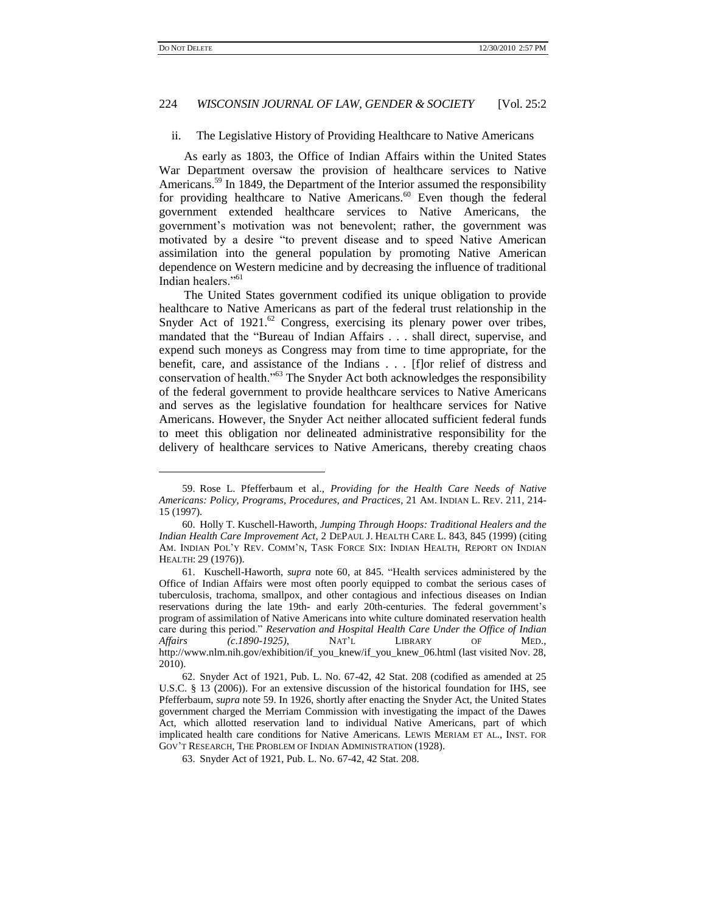### ii. The Legislative History of Providing Healthcare to Native Americans

As early as 1803, the Office of Indian Affairs within the United States War Department oversaw the provision of healthcare services to Native Americans.[59] In 1849, the Department of the Interior assumed the responsibility for providing healthcare to Native Americans.[60] Even though the federal government extended healthcare services to Native Americans, the government's motivation was not benevolent; rather, the government was motivated by a desire "to prevent disease and to speed Native American assimilation into the general population by promoting Native American dependence on Western medicine and by decreasing the influence of traditional Indian healers."[61]

The United States government codified its unique obligation to provide healthcare to Native Americans as part of the federal trust relationship in the Snyder Act of 1921.[62] Congress, exercising its plenary power over tribes, mandated that the "Bureau of Indian Affairs . . . shall direct, supervise, and expend such moneys as Congress may from time to time appropriate, for the benefit, care, and assistance of the Indians . . . [f]or relief of distress and conservation of health."[63] The Snyder Act both acknowledges the responsibility of the federal government to provide healthcare services to Native Americans and serves as the legislative foundation for healthcare services for Native Americans. However, the Snyder Act neither allocated sufficient federal funds to meet this obligation nor delineated administrative responsibility for the delivery of healthcare services to Native Americans, thereby creating chaos

---

59. Rose L. Pfefferbaum et al., *Providing for the Health Care Needs of Native Americans: Policy, Programs, Procedures, and Practices*, 21 AM. INDIAN L. REV. 211, 214-15 (1997).

60. Holly T. Kuschell-Haworth, *Jumping Through Hoops: Traditional Healers and the Indian Health Care Improvement Act*, 2 DEPAUL J. HEALTH CARE L. 843, 845 (1999) (citing AM. INDIAN POL'Y REV. COMM'N, TASK FORCE SIX: INDIAN HEALTH, REPORT ON INDIAN HEALTH: 29 (1976)).

61. Kuschell-Haworth, *supra* note 60, at 845. "Health services administered by the Office of Indian Affairs were most often poorly equipped to combat the serious cases of tuberculosis, trachoma, smallpox, and other contagious and infectious diseases on Indian reservations during the late 19th- and early 20th-centuries. The federal government's program of assimilation of Native Americans into white culture dominated reservation health care during this period." *Reservation and Hospital Health Care Under the Office of Indian Affairs (c.1890-1925)*, NAT'L LIBRARY OF MED., http://www.nlm.nih.gov/exhibition/if_you_knew/if_you_knew_06.html (last visited Nov. 28, 2010).

62. Snyder Act of 1921, Pub. L. No. 67-42, 42 Stat. 208 (codified as amended at 25 U.S.C. § 13 (2006)). For an extensive discussion of the historical foundation for IHS, see Pfefferbaum, *supra* note 59. In 1926, shortly after enacting the Snyder Act, the United States government charged the Merriam Commission with investigating the impact of the Dawes Act, which allotted reservation land to individual Native Americans, part of which implicated health care conditions for Native Americans. LEWIS MERIAM ET AL., INST. FOR GOV'T RESEARCH, THE PROBLEM OF INDIAN ADMINISTRATION (1928).

63. Snyder Act of 1921, Pub. L. No. 67-42, 42 Stat. 208.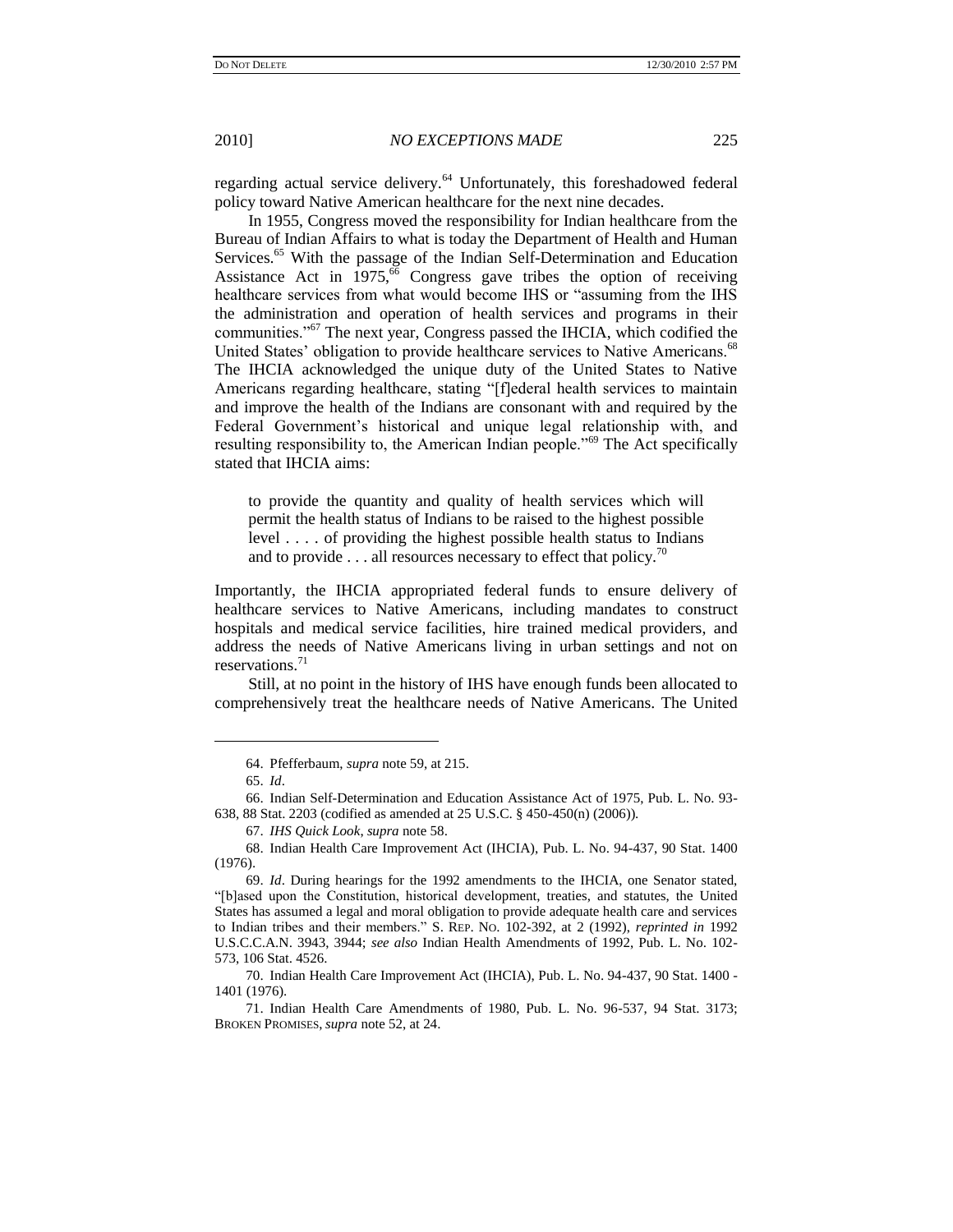regarding actual service delivery.[64] Unfortunately, this foreshadowed federal policy toward Native American healthcare for the next nine decades.

In 1955, Congress moved the responsibility for Indian healthcare from the Bureau of Indian Affairs to what is today the Department of Health and Human Services.[65] With the passage of the Indian Self-Determination and Education Assistance Act in 1975,[66] Congress gave tribes the option of receiving healthcare services from what would become IHS or "assuming from the IHS the administration and operation of health services and programs in their communities."[67] The next year, Congress passed the IHCIA, which codified the United States' obligation to provide healthcare services to Native Americans.[68] The IHCIA acknowledged the unique duty of the United States to Native Americans regarding healthcare, stating "[f]ederal health services to maintain and improve the health of the Indians are consonant with and required by the Federal Government's historical and unique legal relationship with, and resulting responsibility to, the American Indian people."[69] The Act specifically stated that IHCIA aims:

> to provide the quantity and quality of health services which will permit the health status of Indians to be raised to the highest possible level . . . . of providing the highest possible health status to Indians and to provide . . . all resources necessary to effect that policy.[70]

Importantly, the IHCIA appropriated federal funds to ensure delivery of healthcare services to Native Americans, including mandates to construct hospitals and medical service facilities, hire trained medical providers, and address the needs of Native Americans living in urban settings and not on reservations.[71]

Still, at no point in the history of IHS have enough funds been allocated to comprehensively treat the healthcare needs of Native Americans. The United

---

64. Pfefferbaum, *supra* note 59, at 215.

65. *Id*.

66. Indian Self-Determination and Education Assistance Act of 1975, Pub. L. No. 93-638, 88 Stat. 2203 (codified as amended at 25 U.S.C. § 450-450(n) (2006)).

67. *IHS Quick Look*, *supra* note 58.

68. Indian Health Care Improvement Act (IHCIA), Pub. L. No. 94-437, 90 Stat. 1400 (1976).

69. *Id*. During hearings for the 1992 amendments to the IHCIA, one Senator stated, "[b]ased upon the Constitution, historical development, treaties, and statutes, the United States has assumed a legal and moral obligation to provide adequate health care and services to Indian tribes and their members." S. REP. NO. 102-392, at 2 (1992), *reprinted in* 1992 U.S.C.C.A.N. 3943, 3944; *see also* Indian Health Amendments of 1992, Pub. L. No. 102-573, 106 Stat. 4526.

70. Indian Health Care Improvement Act (IHCIA), Pub. L. No. 94-437, 90 Stat. 1400 - 1401 (1976).

71. Indian Health Care Amendments of 1980, Pub. L. No. 96-537, 94 Stat. 3173; BROKEN PROMISES, *supra* note 52, at 24.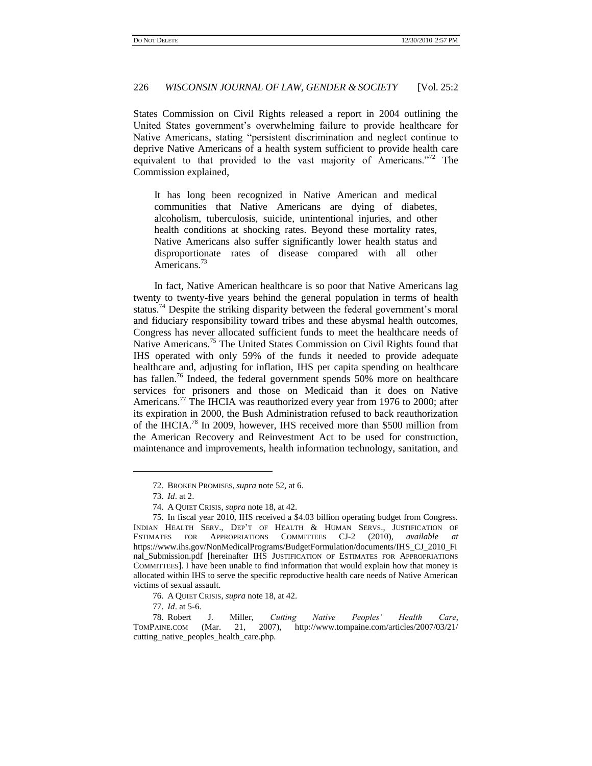States Commission on Civil Rights released a report in 2004 outlining the United States government's overwhelming failure to provide healthcare for Native Americans, stating "persistent discrimination and neglect continue to deprive Native Americans of a health system sufficient to provide health care equivalent to that provided to the vast majority of Americans."[72] The Commission explained,

> It has long been recognized in Native American and medical communities that Native Americans are dying of diabetes, alcoholism, tuberculosis, suicide, unintentional injuries, and other health conditions at shocking rates. Beyond these mortality rates, Native Americans also suffer significantly lower health status and disproportionate rates of disease compared with all other Americans.[73]

In fact, Native American healthcare is so poor that Native Americans lag twenty to twenty-five years behind the general population in terms of health status.[74] Despite the striking disparity between the federal government's moral and fiduciary responsibility toward tribes and these abysmal health outcomes, Congress has never allocated sufficient funds to meet the healthcare needs of Native Americans.[75] The United States Commission on Civil Rights found that IHS operated with only 59% of the funds it needed to provide adequate healthcare and, adjusting for inflation, IHS per capita spending on healthcare has fallen.[76] Indeed, the federal government spends 50% more on healthcare services for prisoners and those on Medicaid than it does on Native Americans.[77] The IHCIA was reauthorized every year from 1976 to 2000; after its expiration in 2000, the Bush Administration refused to back reauthorization of the IHCIA.[78] In 2009, however, IHS received more than $500 million from the American Recovery and Reinvestment Act to be used for construction, maintenance and improvements, health information technology, sanitation, and

---

72. BROKEN PROMISES, *supra* note 52, at 6.

73. *Id*. at 2.

74. A QUIET CRISIS, *supra* note 18, at 42.

75. In fiscal year 2010, IHS received a $4.03 billion operating budget from Congress. INDIAN HEALTH SERV., DEP'T OF HEALTH & HUMAN SERVS., JUSTIFICATION OF ESTIMATES FOR APPROPRIATIONS COMMITTEES CJ-2 (2010), *available at* https://www.ihs.gov/NonMedicalPrograms/BudgetFormulation/documents/IHS_CJ_2010_Final_Submission.pdf [hereinafter IHS JUSTIFICATION OF ESTIMATES FOR APPROPRIATIONS COMMITTEES]. I have been unable to find information that would explain how that money is allocated within IHS to serve the specific reproductive health care needs of Native American victims of sexual assault.

76. A QUIET CRISIS, *supra* note 18, at 42.

77. *Id*. at 5-6.

78. Robert J. Miller, *Cutting Native Peoples' Health Care*, TOMPAINE.COM (Mar. 21, 2007), http://www.tompaine.com/articles/2007/03/21/cutting_native_peoples_health_care.php.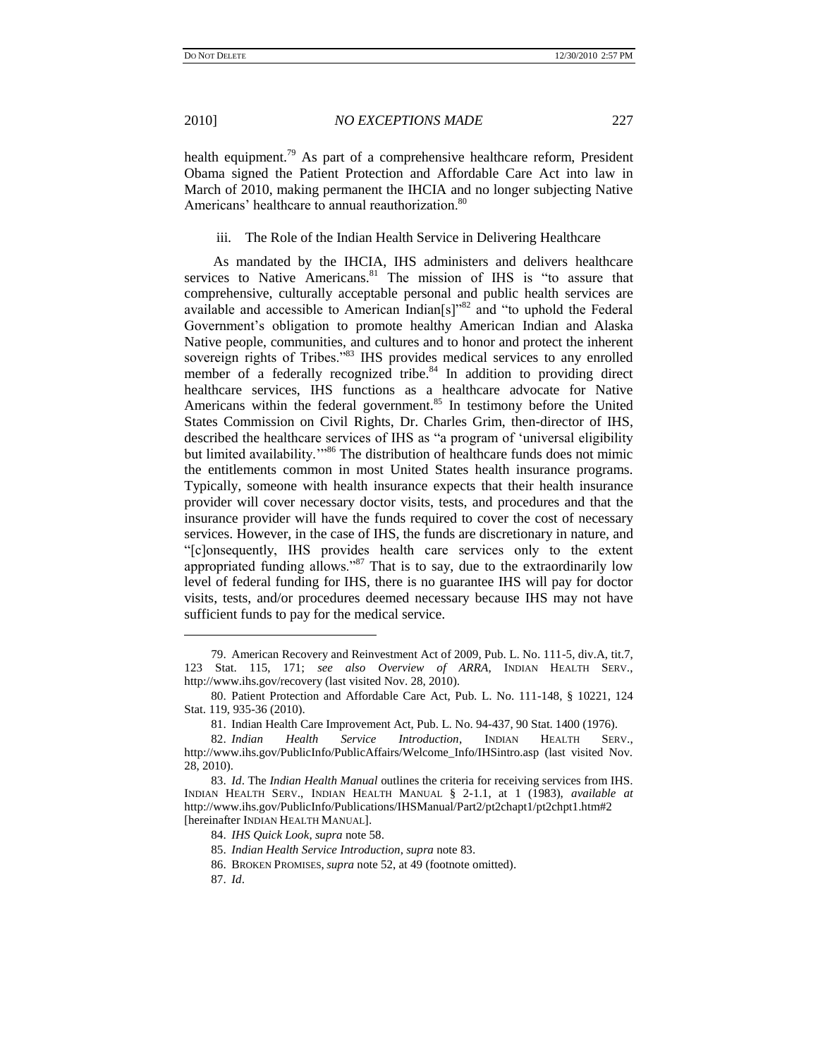health equipment.[79] As part of a comprehensive healthcare reform, President Obama signed the Patient Protection and Affordable Care Act into law in March of 2010, making permanent the IHCIA and no longer subjecting Native Americans' healthcare to annual reauthorization.[80]

### iii. The Role of the Indian Health Service in Delivering Healthcare

As mandated by the IHCIA, IHS administers and delivers healthcare services to Native Americans.[81] The mission of IHS is "to assure that comprehensive, culturally acceptable personal and public health services are available and accessible to American Indian[s]"[82] and "to uphold the Federal Government's obligation to promote healthy American Indian and Alaska Native people, communities, and cultures and to honor and protect the inherent sovereign rights of Tribes."[83] IHS provides medical services to any enrolled member of a federally recognized tribe.[84] In addition to providing direct healthcare services, IHS functions as a healthcare advocate for Native Americans within the federal government.[85] In testimony before the United States Commission on Civil Rights, Dr. Charles Grim, then-director of IHS, described the healthcare services of IHS as "a program of 'universal eligibility but limited availability.'"[86] The distribution of healthcare funds does not mimic the entitlements common in most United States health insurance programs. Typically, someone with health insurance expects that their health insurance provider will cover necessary doctor visits, tests, and procedures and that the insurance provider will have the funds required to cover the cost of necessary services. However, in the case of IHS, the funds are discretionary in nature, and "[c]onsequently, IHS provides health care services only to the extent appropriated funding allows."[87] That is to say, due to the extraordinarily low level of federal funding for IHS, there is no guarantee IHS will pay for doctor visits, tests, and/or procedures deemed necessary because IHS may not have sufficient funds to pay for the medical service.

---

79. American Recovery and Reinvestment Act of 2009, Pub. L. No. 111-5, div.A, tit.7, 123 Stat. 115, 171; *see also Overview of ARRA*, INDIAN HEALTH SERV., http://www.ihs.gov/recovery (last visited Nov. 28, 2010).

80. Patient Protection and Affordable Care Act, Pub. L. No. 111-148, § 10221, 124 Stat. 119, 935-36 (2010).

81. Indian Health Care Improvement Act, Pub. L. No. 94-437, 90 Stat. 1400 (1976).

82. *Indian Health Service Introduction*, INDIAN HEALTH SERV., http://www.ihs.gov/PublicInfo/PublicAffairs/Welcome_Info/IHSintro.asp (last visited Nov. 28, 2010).

83. *Id*. The *Indian Health Manual* outlines the criteria for receiving services from IHS. INDIAN HEALTH SERV., INDIAN HEALTH MANUAL § 2-1.1, at 1 (1983), *available at* http://www.ihs.gov/PublicInfo/Publications/IHSManual/Part2/pt2chapt1/pt2chpt1.htm#2 [hereinafter INDIAN HEALTH MANUAL].

84. *IHS Quick Look*, *supra* note 58.

85. *Indian Health Service Introduction*, *supra* note 83.

86. BROKEN PROMISES, *supra* note 52, at 49 (footnote omitted).

87. *Id*.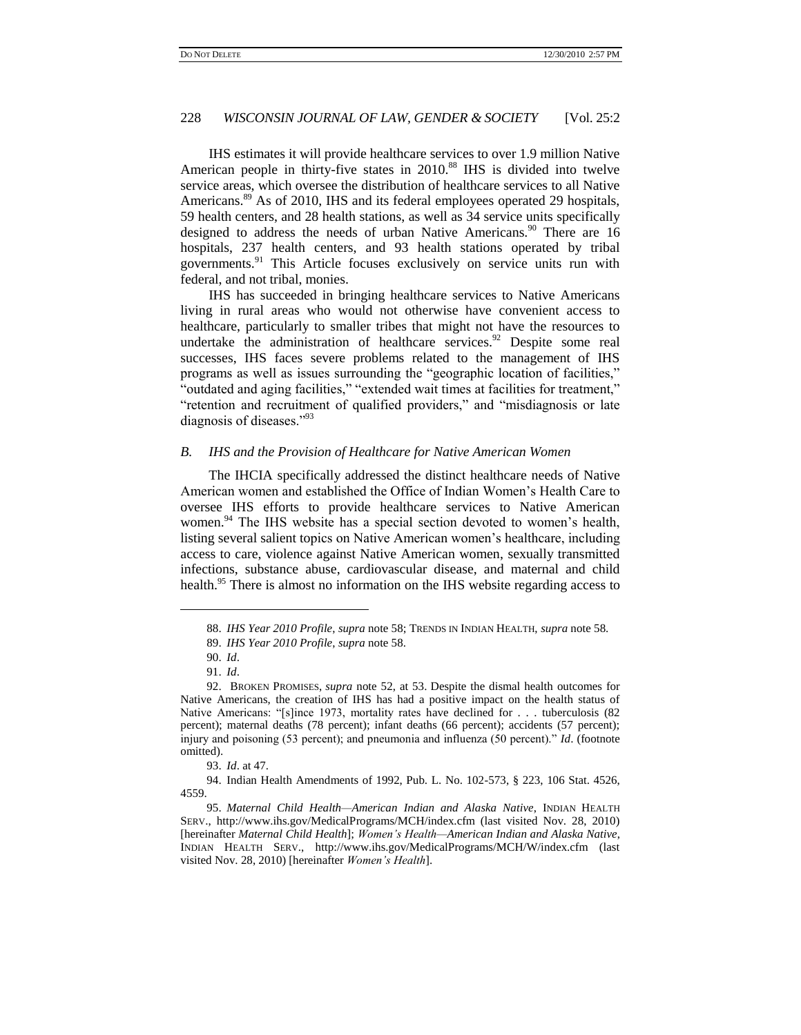IHS estimates it will provide healthcare services to over 1.9 million Native American people in thirty-five states in 2010.[88] IHS is divided into twelve service areas, which oversee the distribution of healthcare services to all Native Americans.[89] As of 2010, IHS and its federal employees operated 29 hospitals, 59 health centers, and 28 health stations, as well as 34 service units specifically designed to address the needs of urban Native Americans.[90] There are 16 hospitals, 237 health centers, and 93 health stations operated by tribal governments.[91] This Article focuses exclusively on service units run with federal, and not tribal, monies.

IHS has succeeded in bringing healthcare services to Native Americans living in rural areas who would not otherwise have convenient access to healthcare, particularly to smaller tribes that might not have the resources to undertake the administration of healthcare services.[92] Despite some real successes, IHS faces severe problems related to the management of IHS programs as well as issues surrounding the "geographic location of facilities," "outdated and aging facilities," "extended wait times at facilities for treatment," "retention and recruitment of qualified providers," and "misdiagnosis or late diagnosis of diseases."[93]

### *B. IHS and the Provision of Healthcare for Native American Women*

The IHCIA specifically addressed the distinct healthcare needs of Native American women and established the Office of Indian Women's Health Care to oversee IHS efforts to provide healthcare services to Native American women.[94] The IHS website has a special section devoted to women's health, listing several salient topics on Native American women's healthcare, including access to care, violence against Native American women, sexually transmitted infections, substance abuse, cardiovascular disease, and maternal and child health.[95] There is almost no information on the IHS website regarding access to

---

88. *IHS Year 2010 Profile*, *supra* note 58; TRENDS IN INDIAN HEALTH, *supra* note 58.

89. *IHS Year 2010 Profile*, *supra* note 58.

90. *Id*.

91. *Id*.

92. BROKEN PROMISES, *supra* note 52, at 53. Despite the dismal health outcomes for Native Americans, the creation of IHS has had a positive impact on the health status of Native Americans: "[s]ince 1973, mortality rates have declined for . . . tuberculosis (82 percent); maternal deaths (78 percent); infant deaths (66 percent); accidents (57 percent); injury and poisoning (53 percent); and pneumonia and influenza (50 percent)." *Id*. (footnote omitted).

93. *Id*. at 47.

94. Indian Health Amendments of 1992, Pub. L. No. 102-573, § 223, 106 Stat. 4526, 4559.

95. *Maternal Child Health—American Indian and Alaska Native*, INDIAN HEALTH SERV., http://www.ihs.gov/MedicalPrograms/MCH/index.cfm (last visited Nov. 28, 2010) [hereinafter *Maternal Child Health*]; *Women's Health—American Indian and Alaska Native*, INDIAN HEALTH SERV., http://www.ihs.gov/MedicalPrograms/MCH/W/index.cfm (last visited Nov. 28, 2010) [hereinafter *Women's Health*].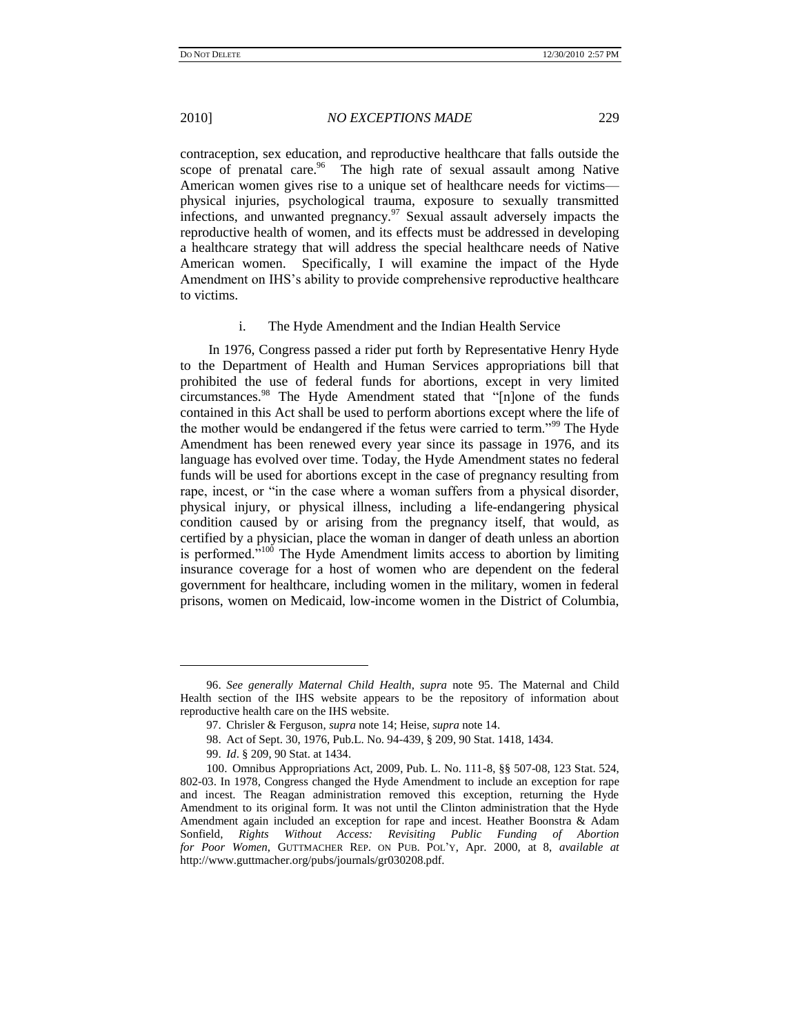contraception, sex education, and reproductive healthcare that falls outside the scope of prenatal care.[96] The high rate of sexual assault among Native American women gives rise to a unique set of healthcare needs for victims—physical injuries, psychological trauma, exposure to sexually transmitted infections, and unwanted pregnancy.[97] Sexual assault adversely impacts the reproductive health of women, and its effects must be addressed in developing a healthcare strategy that will address the special healthcare needs of Native American women. Specifically, I will examine the impact of the Hyde Amendment on IHS's ability to provide comprehensive reproductive healthcare to victims.

#### i. The Hyde Amendment and the Indian Health Service

In 1976, Congress passed a rider put forth by Representative Henry Hyde to the Department of Health and Human Services appropriations bill that prohibited the use of federal funds for abortions, except in very limited circumstances.[98] The Hyde Amendment stated that "[n]one of the funds contained in this Act shall be used to perform abortions except where the life of the mother would be endangered if the fetus were carried to term."[99] The Hyde Amendment has been renewed every year since its passage in 1976, and its language has evolved over time. Today, the Hyde Amendment states no federal funds will be used for abortions except in the case of pregnancy resulting from rape, incest, or "in the case where a woman suffers from a physical disorder, physical injury, or physical illness, including a life-endangering physical condition caused by or arising from the pregnancy itself, that would, as certified by a physician, place the woman in danger of death unless an abortion is performed."[100] The Hyde Amendment limits access to abortion by limiting insurance coverage for a host of women who are dependent on the federal government for healthcare, including women in the military, women in federal prisons, women on Medicaid, low-income women in the District of Columbia,

---

96. *See generally Maternal Child Health*, *supra* note 95. The Maternal and Child Health section of the IHS website appears to be the repository of information about reproductive health care on the IHS website.

97. Chrisler & Ferguson, *supra* note 14; Heise, *supra* note 14.

98. Act of Sept. 30, 1976, Pub.L. No. 94-439, § 209, 90 Stat. 1418, 1434.

99. *Id*. § 209, 90 Stat. at 1434.

100. Omnibus Appropriations Act, 2009, Pub. L. No. 111-8, §§ 507-08, 123 Stat. 524, 802-03. In 1978, Congress changed the Hyde Amendment to include an exception for rape and incest. The Reagan administration removed this exception, returning the Hyde Amendment to its original form. It was not until the Clinton administration that the Hyde Amendment again included an exception for rape and incest. Heather Boonstra & Adam Sonfield, *Rights Without Access: Revisiting Public Funding of Abortion for Poor Women*, GUTTMACHER REP. ON PUB. POL'Y, Apr. 2000, at 8, *available at* http://www.guttmacher.org/pubs/journals/gr030208.pdf.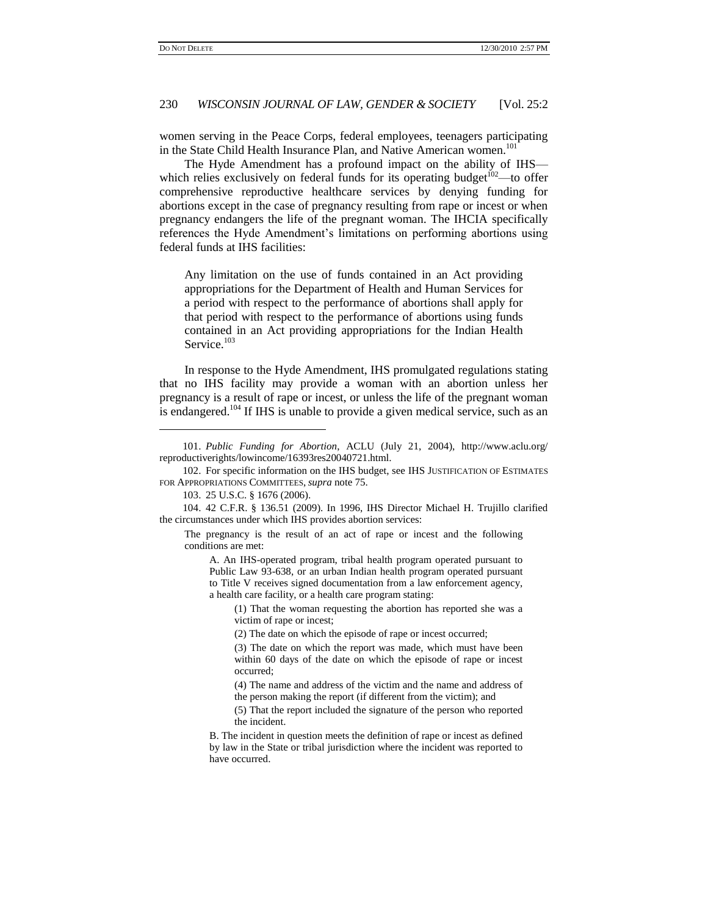women serving in the Peace Corps, federal employees, teenagers participating in the State Child Health Insurance Plan, and Native American women.[101]

The Hyde Amendment has a profound impact on the ability of IHS—which relies exclusively on federal funds for its operating budget[102]—to offer comprehensive reproductive healthcare services by denying funding for abortions except in the case of pregnancy resulting from rape or incest or when pregnancy endangers the life of the pregnant woman. The IHCIA specifically references the Hyde Amendment's limitations on performing abortions using federal funds at IHS facilities:

> Any limitation on the use of funds contained in an Act providing appropriations for the Department of Health and Human Services for a period with respect to the performance of abortions shall apply for that period with respect to the performance of abortions using funds contained in an Act providing appropriations for the Indian Health Service.[103]

In response to the Hyde Amendment, IHS promulgated regulations stating that no IHS facility may provide a woman with an abortion unless her pregnancy is a result of rape or incest, or unless the life of the pregnant woman is endangered.[104] If IHS is unable to provide a given medical service, such as an

---

101. *Public Funding for Abortion*, ACLU (July 21, 2004), http://www.aclu.org/reproductiverights/lowincome/16393res20040721.html.

102. For specific information on the IHS budget, see IHS JUSTIFICATION OF ESTIMATES FOR APPROPRIATIONS COMMITTEES, *supra* note 75.

103. 25 U.S.C. § 1676 (2006).

104. 42 C.F.R. § 136.51 (2009). In 1996, IHS Director Michael H. Trujillo clarified the circumstances under which IHS provides abortion services:

> The pregnancy is the result of an act of rape or incest and the following conditions are met:
>
> > A. An IHS-operated program, tribal health program operated pursuant to Public Law 93-638, or an urban Indian health program operated pursuant to Title V receives signed documentation from a law enforcement agency, a health care facility, or a health care program stating:
> >
> > > (1) That the woman requesting the abortion has reported she was a victim of rape or incest;
> > >
> > > (2) The date on which the episode of rape or incest occurred;
> > >
> > > (3) The date on which the report was made, which must have been within 60 days of the date on which the episode of rape or incest occurred;
> > >
> > > (4) The name and address of the victim and the name and address of the person making the report (if different from the victim); and
> > >
> > > (5) That the report included the signature of the person who reported the incident.
> >
> > B. The incident in question meets the definition of rape or incest as defined by law in the State or tribal jurisdiction where the incident was reported to have occurred.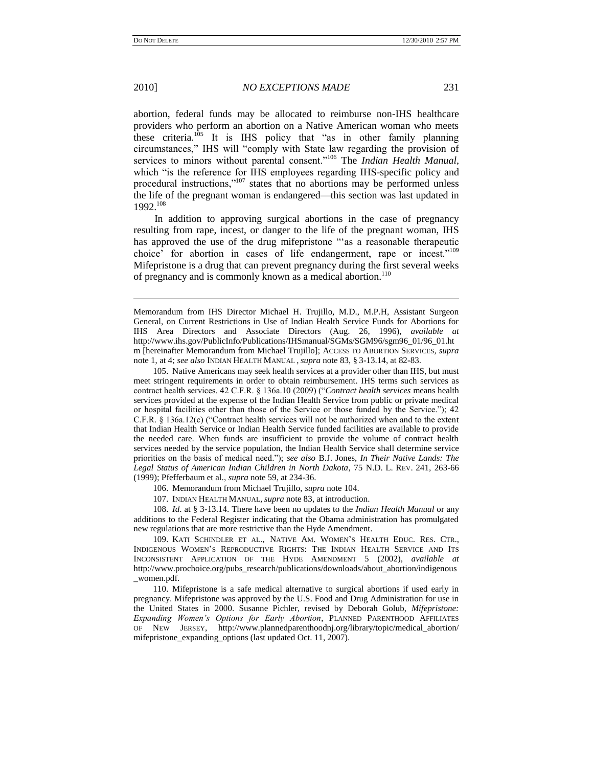abortion, federal funds may be allocated to reimburse non-IHS healthcare providers who perform an abortion on a Native American woman who meets these criteria.[105] It is IHS policy that "as in other family planning circumstances," IHS will "comply with State law regarding the provision of services to minors without parental consent."[106] The *Indian Health Manual*, which "is the reference for IHS employees regarding IHS-specific policy and procedural instructions,"[107] states that no abortions may be performed unless the life of the pregnant woman is endangered—this section was last updated in 1992.[108]

In addition to approving surgical abortions in the case of pregnancy resulting from rape, incest, or danger to the life of the pregnant woman, IHS has approved the use of the drug mifepristone "'as a reasonable therapeutic choice' for abortion in cases of life endangerment, rape or incest."[109] Mifepristone is a drug that can prevent pregnancy during the first several weeks of pregnancy and is commonly known as a medical abortion.[110]

---

Memorandum from IHS Director Michael H. Trujillo, M.D., M.P.H, Assistant Surgeon General, on Current Restrictions in Use of Indian Health Service Funds for Abortions for IHS Area Directors and Associate Directors (Aug. 26, 1996), *available at* http://www.ihs.gov/PublicInfo/Publications/IHSmanual/SGMs/SGM96/sgm96_01/96_01.htm [hereinafter Memorandum from Michael Trujillo]; ACCESS TO ABORTION SERVICES, *supra* note 1, at 4; *see also* INDIAN HEALTH MANUAL , *supra* note 83, § 3-13.14, at 82-83.

105. Native Americans may seek health services at a provider other than IHS, but must meet stringent requirements in order to obtain reimbursement. IHS terms such services as contract health services. 42 C.F.R. § 136a.10 (2009) ("*Contract health services* means health services provided at the expense of the Indian Health Service from public or private medical or hospital facilities other than those of the Service or those funded by the Service."); 42 C.F.R. § 136a.12(c) ("Contract health services will not be authorized when and to the extent that Indian Health Service or Indian Health Service funded facilities are available to provide the needed care. When funds are insufficient to provide the volume of contract health services needed by the service population, the Indian Health Service shall determine service priorities on the basis of medical need."); *see also* B.J. Jones, *In Their Native Lands: The Legal Status of American Indian Children in North Dakota*, 75 N.D. L. REV. 241, 263-66 (1999); Pfefferbaum et al., *supra* note 59, at 234-36.

106. Memorandum from Michael Trujillo, *supra* note 104.

107. INDIAN HEALTH MANUAL, *supra* note 83, at introduction.

108. *Id.* at § 3-13.14. There have been no updates to the *Indian Health Manual* or any additions to the Federal Register indicating that the Obama administration has promulgated new regulations that are more restrictive than the Hyde Amendment.

109. KATI SCHINDLER ET AL., NATIVE AM. WOMEN'S HEALTH EDUC. RES. CTR., INDIGENOUS WOMEN'S REPRODUCTIVE RIGHTS: THE INDIAN HEALTH SERVICE AND ITS INCONSISTENT APPLICATION OF THE HYDE AMENDMENT 5 (2002), *available at* http://www.prochoice.org/pubs_research/publications/downloads/about_abortion/indigenous_women.pdf.

110. Mifepristone is a safe medical alternative to surgical abortions if used early in pregnancy. Mifepristone was approved by the U.S. Food and Drug Administration for use in the United States in 2000. Susanne Pichler, revised by Deborah Golub, *Mifepristone: Expanding Women's Options for Early Abortion*, PLANNED PARENTHOOD AFFILIATES OF NEW JERSEY, http://www.plannedparenthoodnj.org/library/topic/medical_abortion/mifepristone_expanding_options (last updated Oct. 11, 2007).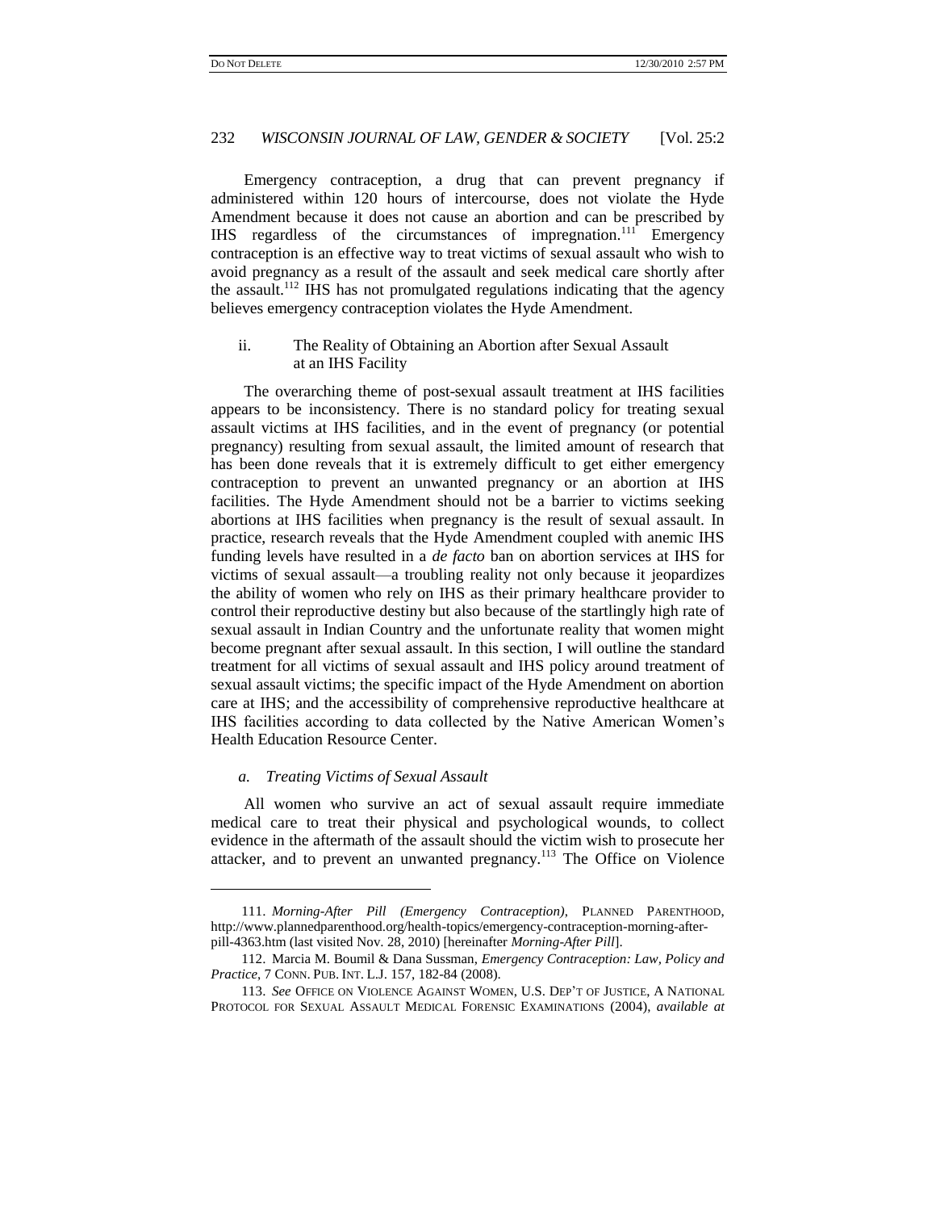Emergency contraception, a drug that can prevent pregnancy if administered within 120 hours of intercourse, does not violate the Hyde Amendment because it does not cause an abortion and can be prescribed by IHS regardless of the circumstances of impregnation.[111] Emergency contraception is an effective way to treat victims of sexual assault who wish to avoid pregnancy as a result of the assault and seek medical care shortly after the assault.[112] IHS has not promulgated regulations indicating that the agency believes emergency contraception violates the Hyde Amendment.

### ii. The Reality of Obtaining an Abortion after Sexual Assault at an IHS Facility

The overarching theme of post-sexual assault treatment at IHS facilities appears to be inconsistency. There is no standard policy for treating sexual assault victims at IHS facilities, and in the event of pregnancy (or potential pregnancy) resulting from sexual assault, the limited amount of research that has been done reveals that it is extremely difficult to get either emergency contraception to prevent an unwanted pregnancy or an abortion at IHS facilities. The Hyde Amendment should not be a barrier to victims seeking abortions at IHS facilities when pregnancy is the result of sexual assault. In practice, research reveals that the Hyde Amendment coupled with anemic IHS funding levels have resulted in a *de facto* ban on abortion services at IHS for victims of sexual assault—a troubling reality not only because it jeopardizes the ability of women who rely on IHS as their primary healthcare provider to control their reproductive destiny but also because of the startlingly high rate of sexual assault in Indian Country and the unfortunate reality that women might become pregnant after sexual assault. In this section, I will outline the standard treatment for all victims of sexual assault and IHS policy around treatment of sexual assault victims; the specific impact of the Hyde Amendment on abortion care at IHS; and the accessibility of comprehensive reproductive healthcare at IHS facilities according to data collected by the Native American Women's Health Education Resource Center.

#### *a. Treating Victims of Sexual Assault*

All women who survive an act of sexual assault require immediate medical care to treat their physical and psychological wounds, to collect evidence in the aftermath of the assault should the victim wish to prosecute her attacker, and to prevent an unwanted pregnancy.[113] The Office on Violence

---

111. *Morning-After Pill (Emergency Contraception)*, PLANNED PARENTHOOD, http://www.plannedparenthood.org/health-topics/emergency-contraception-morning-after-pill-4363.htm (last visited Nov. 28, 2010) [hereinafter *Morning-After Pill*].

112. Marcia M. Boumil & Dana Sussman, *Emergency Contraception: Law, Policy and Practice*, 7 CONN. PUB. INT. L.J. 157, 182-84 (2008).

113. *See* OFFICE ON VIOLENCE AGAINST WOMEN, U.S. DEP'T OF JUSTICE, A NATIONAL PROTOCOL FOR SEXUAL ASSAULT MEDICAL FORENSIC EXAMINATIONS (2004), *available at*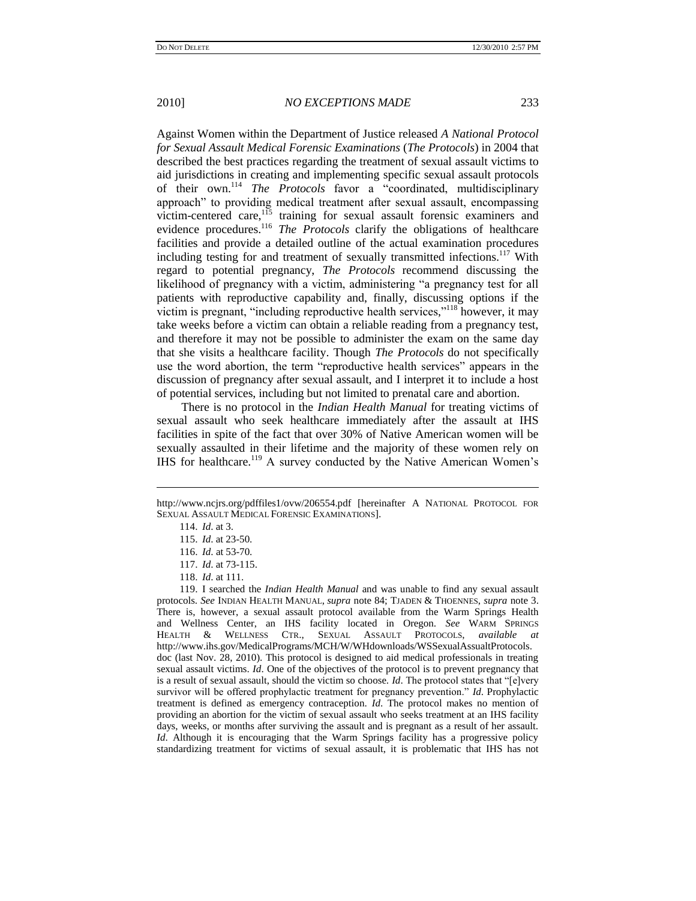Against Women within the Department of Justice released *A National Protocol for Sexual Assault Medical Forensic Examinations* (*The Protocols*) in 2004 that described the best practices regarding the treatment of sexual assault victims to aid jurisdictions in creating and implementing specific sexual assault protocols of their own.[114] *The Protocols* favor a "coordinated, multidisciplinary approach" to providing medical treatment after sexual assault, encompassing victim-centered care,[115] training for sexual assault forensic examiners and evidence procedures.[116] *The Protocols* clarify the obligations of healthcare facilities and provide a detailed outline of the actual examination procedures including testing for and treatment of sexually transmitted infections.[117] With regard to potential pregnancy, *The Protocols* recommend discussing the likelihood of pregnancy with a victim, administering "a pregnancy test for all patients with reproductive capability and, finally, discussing options if the victim is pregnant, "including reproductive health services,"[118] however, it may take weeks before a victim can obtain a reliable reading from a pregnancy test, and therefore it may not be possible to administer the exam on the same day that she visits a healthcare facility. Though *The Protocols* do not specifically use the word abortion, the term "reproductive health services" appears in the discussion of pregnancy after sexual assault, and I interpret it to include a host of potential services, including but not limited to prenatal care and abortion.

There is no protocol in the *Indian Health Manual* for treating victims of sexual assault who seek healthcare immediately after the assault at IHS facilities in spite of the fact that over 30% of Native American women will be sexually assaulted in their lifetime and the majority of these women rely on IHS for healthcare.[119] A survey conducted by the Native American Women's

---

http://www.ncjrs.org/pdffiles1/ovw/206554.pdf [hereinafter A NATIONAL PROTOCOL FOR SEXUAL ASSAULT MEDICAL FORENSIC EXAMINATIONS].

114. *Id*. at 3.

115. *Id*. at 23-50.

116. *Id*. at 53-70.

117. *Id*. at 73-115.

118. *Id*. at 111.

119. I searched the *Indian Health Manual* and was unable to find any sexual assault protocols. *See* INDIAN HEALTH MANUAL, *supra* note 84; TJADEN & THOENNES, *supra* note 3. There is, however, a sexual assault protocol available from the Warm Springs Health and Wellness Center, an IHS facility located in Oregon. *See* WARM SPRINGS HEALTH & WELLNESS CTR., SEXUAL ASSAULT PROTOCOLS, *available at* http://www.ihs.gov/MedicalPrograms/MCH/W/WHdownloads/WSSexualAssaultProtocols.doc (last Nov. 28, 2010). This protocol is designed to aid medical professionals in treating sexual assault victims. *Id*. One of the objectives of the protocol is to prevent pregnancy that is a result of sexual assault, should the victim so choose. *Id*. The protocol states that "[e]very survivor will be offered prophylactic treatment for pregnancy prevention." *Id*. Prophylactic treatment is defined as emergency contraception. *Id*. The protocol makes no mention of providing an abortion for the victim of sexual assault who seeks treatment at an IHS facility days, weeks, or months after surviving the assault and is pregnant as a result of her assault. *Id*. Although it is encouraging that the Warm Springs facility has a progressive policy standardizing treatment for victims of sexual assault, it is problematic that IHS has not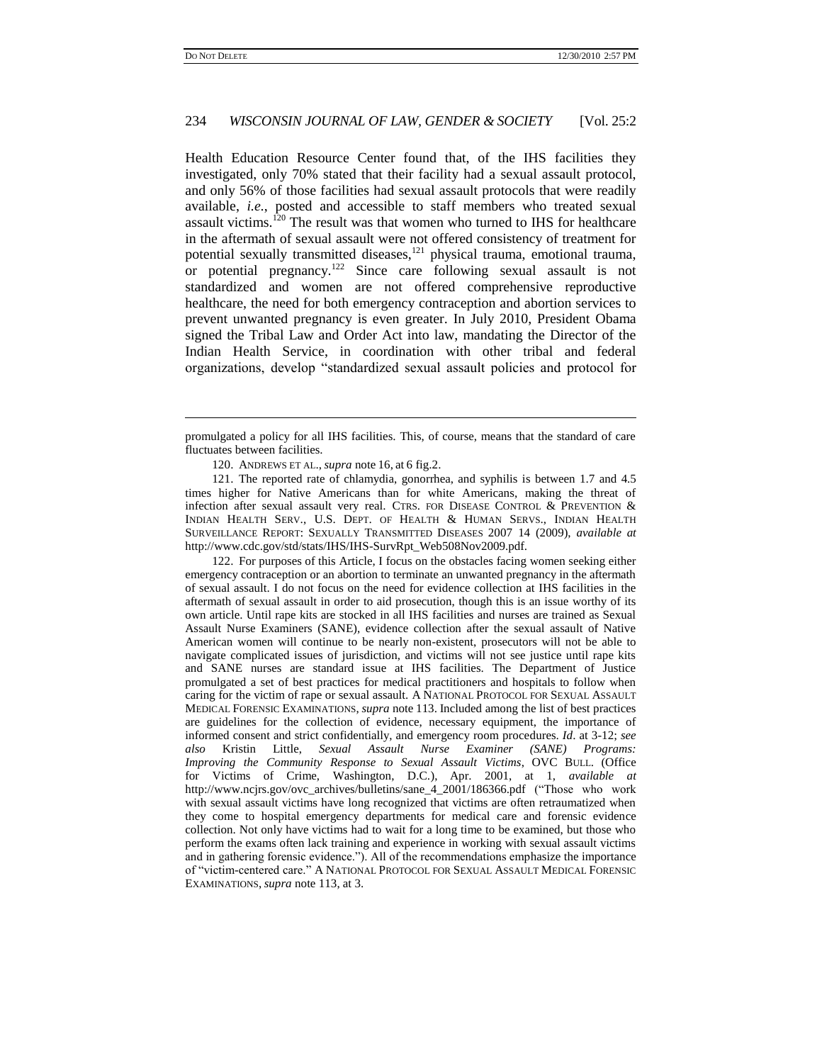Health Education Resource Center found that, of the IHS facilities they investigated, only 70% stated that their facility had a sexual assault protocol, and only 56% of those facilities had sexual assault protocols that were readily available, *i.e.*, posted and accessible to staff members who treated sexual assault victims.[120] The result was that women who turned to IHS for healthcare in the aftermath of sexual assault were not offered consistency of treatment for potential sexually transmitted diseases,[121] physical trauma, emotional trauma, or potential pregnancy.[122] Since care following sexual assault is not standardized and women are not offered comprehensive reproductive healthcare, the need for both emergency contraception and abortion services to prevent unwanted pregnancy is even greater. In July 2010, President Obama signed the Tribal Law and Order Act into law, mandating the Director of the Indian Health Service, in coordination with other tribal and federal organizations, develop "standardized sexual assault policies and protocol for

---

promulgated a policy for all IHS facilities. This, of course, means that the standard of care fluctuates between facilities.

120. ANDREWS ET AL., *supra* note 16, at 6 fig.2.

121. The reported rate of chlamydia, gonorrhea, and syphilis is between 1.7 and 4.5 times higher for Native Americans than for white Americans, making the threat of infection after sexual assault very real. CTRS. FOR DISEASE CONTROL & PREVENTION & INDIAN HEALTH SERV., U.S. DEPT. OF HEALTH & HUMAN SERVS., INDIAN HEALTH SURVEILLANCE REPORT: SEXUALLY TRANSMITTED DISEASES 2007 14 (2009), *available at* http://www.cdc.gov/std/stats/IHS/IHS-SurvRpt_Web508Nov2009.pdf.

122. For purposes of this Article, I focus on the obstacles facing women seeking either emergency contraception or an abortion to terminate an unwanted pregnancy in the aftermath of sexual assault. I do not focus on the need for evidence collection at IHS facilities in the aftermath of sexual assault in order to aid prosecution, though this is an issue worthy of its own article. Until rape kits are stocked in all IHS facilities and nurses are trained as Sexual Assault Nurse Examiners (SANE), evidence collection after the sexual assault of Native American women will continue to be nearly non-existent, prosecutors will not be able to navigate complicated issues of jurisdiction, and victims will not see justice until rape kits and SANE nurses are standard issue at IHS facilities. The Department of Justice promulgated a set of best practices for medical practitioners and hospitals to follow when caring for the victim of rape or sexual assault. A NATIONAL PROTOCOL FOR SEXUAL ASSAULT MEDICAL FORENSIC EXAMINATIONS, *supra* note 113. Included among the list of best practices are guidelines for the collection of evidence, necessary equipment, the importance of informed consent and strict confidentially, and emergency room procedures. *Id*. at 3-12; *see also* Kristin Little, *Sexual Assault Nurse Examiner (SANE) Programs: Improving the Community Response to Sexual Assault Victims*, OVC BULL. (Office for Victims of Crime, Washington, D.C.), Apr. 2001, at 1, *available at* http://www.ncjrs.gov/ovc_archives/bulletins/sane_4_2001/186366.pdf ("Those who work with sexual assault victims have long recognized that victims are often retraumatized when they come to hospital emergency departments for medical care and forensic evidence collection. Not only have victims had to wait for a long time to be examined, but those who perform the exams often lack training and experience in working with sexual assault victims and in gathering forensic evidence."). All of the recommendations emphasize the importance of "victim-centered care." A NATIONAL PROTOCOL FOR SEXUAL ASSAULT MEDICAL FORENSIC EXAMINATIONS, *supra* note 113, at 3.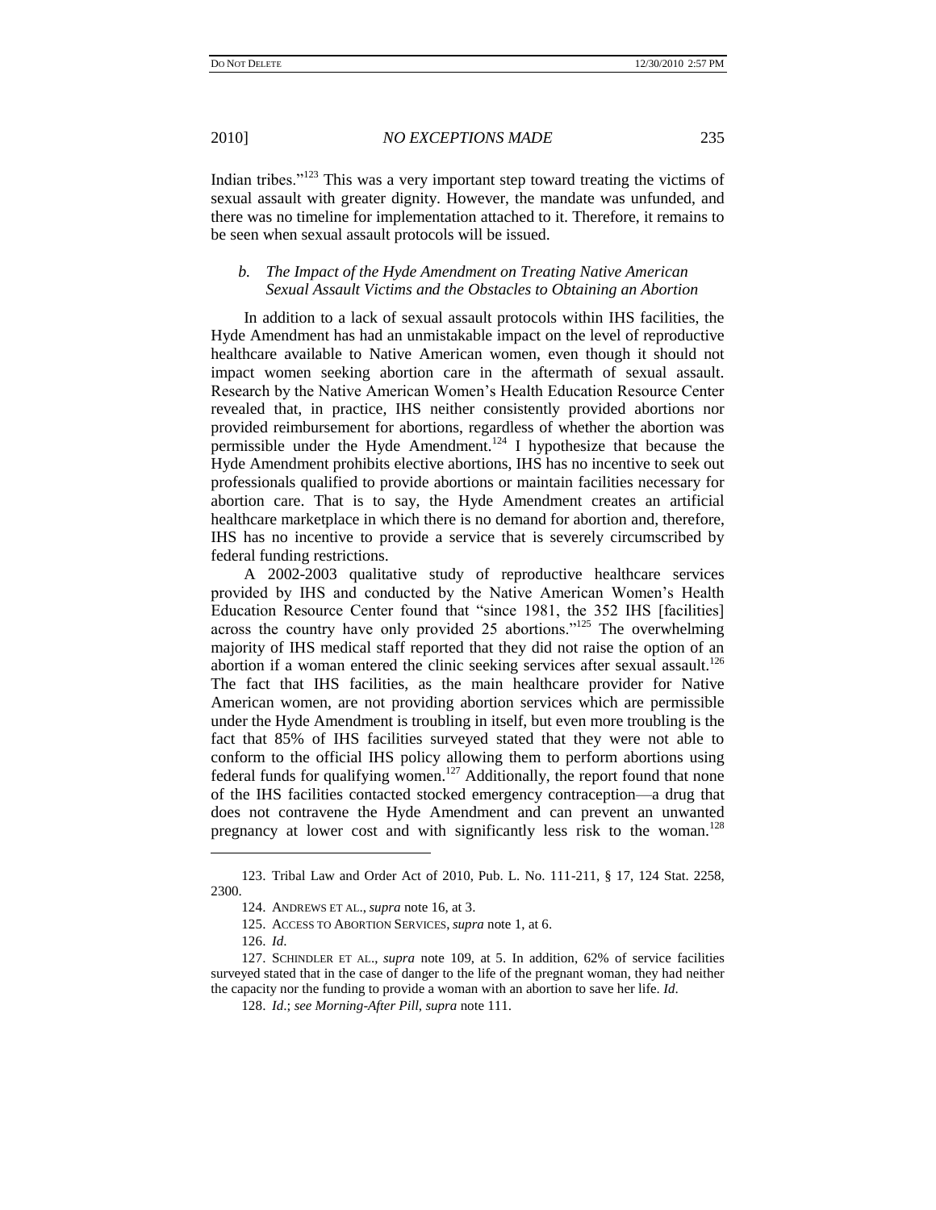Indian tribes."[123] This was a very important step toward treating the victims of sexual assault with greater dignity. However, the mandate was unfunded, and there was no timeline for implementation attached to it. Therefore, it remains to be seen when sexual assault protocols will be issued.

### *b. The Impact of the Hyde Amendment on Treating Native American Sexual Assault Victims and the Obstacles to Obtaining an Abortion*

In addition to a lack of sexual assault protocols within IHS facilities, the Hyde Amendment has had an unmistakable impact on the level of reproductive healthcare available to Native American women, even though it should not impact women seeking abortion care in the aftermath of sexual assault. Research by the Native American Women's Health Education Resource Center revealed that, in practice, IHS neither consistently provided abortions nor provided reimbursement for abortions, regardless of whether the abortion was permissible under the Hyde Amendment.[124] I hypothesize that because the Hyde Amendment prohibits elective abortions, IHS has no incentive to seek out professionals qualified to provide abortions or maintain facilities necessary for abortion care. That is to say, the Hyde Amendment creates an artificial healthcare marketplace in which there is no demand for abortion and, therefore, IHS has no incentive to provide a service that is severely circumscribed by federal funding restrictions.

A 2002-2003 qualitative study of reproductive healthcare services provided by IHS and conducted by the Native American Women's Health Education Resource Center found that "since 1981, the 352 IHS [facilities] across the country have only provided 25 abortions."[125] The overwhelming majority of IHS medical staff reported that they did not raise the option of an abortion if a woman entered the clinic seeking services after sexual assault.[126] The fact that IHS facilities, as the main healthcare provider for Native American women, are not providing abortion services which are permissible under the Hyde Amendment is troubling in itself, but even more troubling is the fact that 85% of IHS facilities surveyed stated that they were not able to conform to the official IHS policy allowing them to perform abortions using federal funds for qualifying women.[127] Additionally, the report found that none of the IHS facilities contacted stocked emergency contraception—a drug that does not contravene the Hyde Amendment and can prevent an unwanted pregnancy at lower cost and with significantly less risk to the woman.[128]

---

123. Tribal Law and Order Act of 2010, Pub. L. No. 111-211, § 17, 124 Stat. 2258, 2300.

124. ANDREWS ET AL., *supra* note 16, at 3.

125. ACCESS TO ABORTION SERVICES, *supra* note 1, at 6.

126. *Id.*

127. SCHINDLER ET AL., *supra* note 109, at 5. In addition, 62% of service facilities surveyed stated that in the case of danger to the life of the pregnant woman, they had neither the capacity nor the funding to provide a woman with an abortion to save her life. *Id.*

128. *Id.*; *see Morning-After Pill*, *supra* note 111.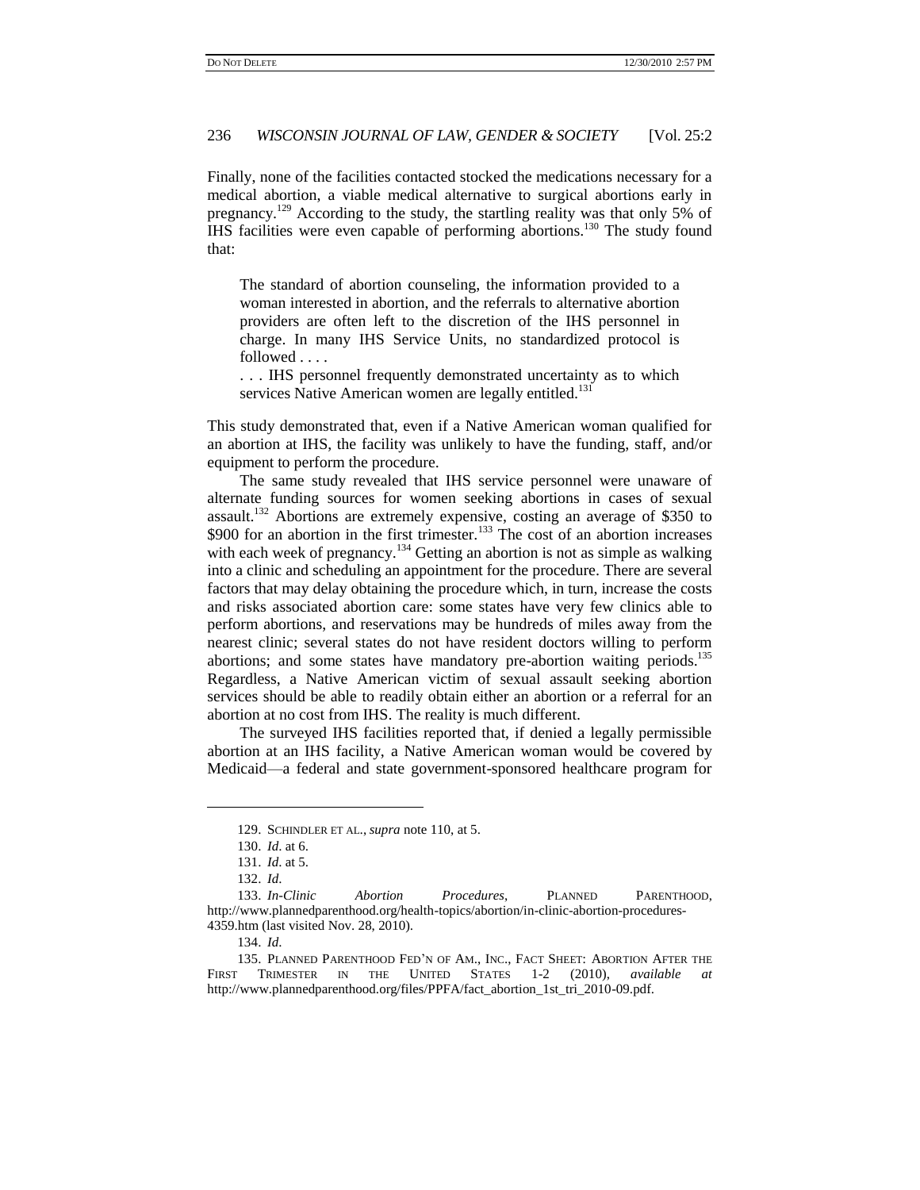Finally, none of the facilities contacted stocked the medications necessary for a medical abortion, a viable medical alternative to surgical abortions early in pregnancy.[129] According to the study, the startling reality was that only 5% of IHS facilities were even capable of performing abortions.[130] The study found that:

> The standard of abortion counseling, the information provided to a woman interested in abortion, and the referrals to alternative abortion providers are often left to the discretion of the IHS personnel in charge. In many IHS Service Units, no standardized protocol is followed . . . .
>
> . . . IHS personnel frequently demonstrated uncertainty as to which services Native American women are legally entitled.[131]

This study demonstrated that, even if a Native American woman qualified for an abortion at IHS, the facility was unlikely to have the funding, staff, and/or equipment to perform the procedure.

The same study revealed that IHS service personnel were unaware of alternate funding sources for women seeking abortions in cases of sexual assault.[132] Abortions are extremely expensive, costing an average of $350 to $900 for an abortion in the first trimester.[133] The cost of an abortion increases with each week of pregnancy.[134] Getting an abortion is not as simple as walking into a clinic and scheduling an appointment for the procedure. There are several factors that may delay obtaining the procedure which, in turn, increase the costs and risks associated abortion care: some states have very few clinics able to perform abortions, and reservations may be hundreds of miles away from the nearest clinic; several states do not have resident doctors willing to perform abortions; and some states have mandatory pre-abortion waiting periods.[135] Regardless, a Native American victim of sexual assault seeking abortion services should be able to readily obtain either an abortion or a referral for an abortion at no cost from IHS. The reality is much different.

The surveyed IHS facilities reported that, if denied a legally permissible abortion at an IHS facility, a Native American woman would be covered by Medicaid—a federal and state government-sponsored healthcare program for

---

129. SCHINDLER ET AL., *supra* note 110, at 5.

130. *Id.* at 6.

131. *Id.* at 5.

132. *Id.*

133. *In-Clinic Abortion Procedures*, PLANNED PARENTHOOD, http://www.plannedparenthood.org/health-topics/abortion/in-clinic-abortion-procedures-4359.htm (last visited Nov. 28, 2010).

134. *Id.*

135. PLANNED PARENTHOOD FED'N OF AM., INC., FACT SHEET: ABORTION AFTER THE FIRST TRIMESTER IN THE UNITED STATES 1-2 (2010), *available at* http://www.plannedparenthood.org/files/PPFA/fact_abortion_1st_tri_2010-09.pdf.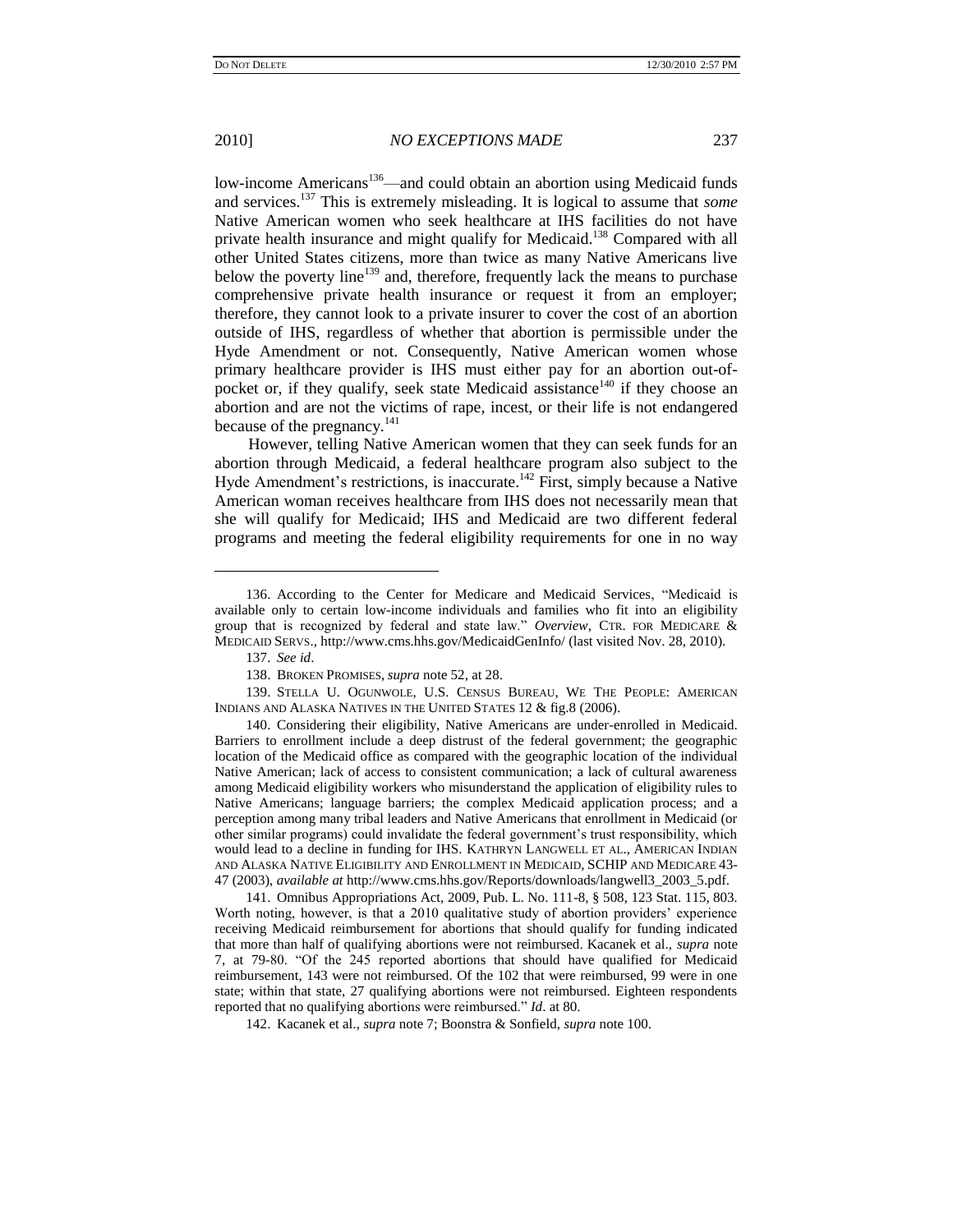low-income Americans[136]—and could obtain an abortion using Medicaid funds and services.[137] This is extremely misleading. It is logical to assume that *some* Native American women who seek healthcare at IHS facilities do not have private health insurance and might qualify for Medicaid.[138] Compared with all other United States citizens, more than twice as many Native Americans live below the poverty line[139] and, therefore, frequently lack the means to purchase comprehensive private health insurance or request it from an employer; therefore, they cannot look to a private insurer to cover the cost of an abortion outside of IHS, regardless of whether that abortion is permissible under the Hyde Amendment or not. Consequently, Native American women whose primary healthcare provider is IHS must either pay for an abortion out-of-pocket or, if they qualify, seek state Medicaid assistance[140] if they choose an abortion and are not the victims of rape, incest, or their life is not endangered because of the pregnancy.[141]

However, telling Native American women that they can seek funds for an abortion through Medicaid, a federal healthcare program also subject to the Hyde Amendment's restrictions, is inaccurate.[142] First, simply because a Native American woman receives healthcare from IHS does not necessarily mean that she will qualify for Medicaid; IHS and Medicaid are two different federal programs and meeting the federal eligibility requirements for one in no way

---

136. According to the Center for Medicare and Medicaid Services, "Medicaid is available only to certain low-income individuals and families who fit into an eligibility group that is recognized by federal and state law." *Overview*, CTR. FOR MEDICARE & MEDICAID SERVS., http://www.cms.hhs.gov/MedicaidGenInfo/ (last visited Nov. 28, 2010).

137. *See id*.

138. BROKEN PROMISES, *supra* note 52, at 28.

139. STELLA U. OGUNWOLE, U.S. CENSUS BUREAU, WE THE PEOPLE: AMERICAN INDIANS AND ALASKA NATIVES IN THE UNITED STATES 12 & fig.8 (2006).

140. Considering their eligibility, Native Americans are under-enrolled in Medicaid. Barriers to enrollment include a deep distrust of the federal government; the geographic location of the Medicaid office as compared with the geographic location of the individual Native American; lack of access to consistent communication; a lack of cultural awareness among Medicaid eligibility workers who misunderstand the application of eligibility rules to Native Americans; language barriers; the complex Medicaid application process; and a perception among many tribal leaders and Native Americans that enrollment in Medicaid (or other similar programs) could invalidate the federal government's trust responsibility, which would lead to a decline in funding for IHS. KATHRYN LANGWELL ET AL., AMERICAN INDIAN AND ALASKA NATIVE ELIGIBILITY AND ENROLLMENT IN MEDICAID, SCHIP AND MEDICARE 43-47 (2003), *available at* http://www.cms.hhs.gov/Reports/downloads/langwell3_2003_5.pdf.

141. Omnibus Appropriations Act, 2009, Pub. L. No. 111-8, § 508, 123 Stat. 115, 803. Worth noting, however, is that a 2010 qualitative study of abortion providers' experience receiving Medicaid reimbursement for abortions that should qualify for funding indicated that more than half of qualifying abortions were not reimbursed. Kacanek et al., *supra* note 7, at 79-80. "Of the 245 reported abortions that should have qualified for Medicaid reimbursement, 143 were not reimbursed. Of the 102 that were reimbursed, 99 were in one state; within that state, 27 qualifying abortions were not reimbursed. Eighteen respondents reported that no qualifying abortions were reimbursed." *Id*. at 80.

142. Kacanek et al., *supra* note 7; Boonstra & Sonfield, *supra* note 100.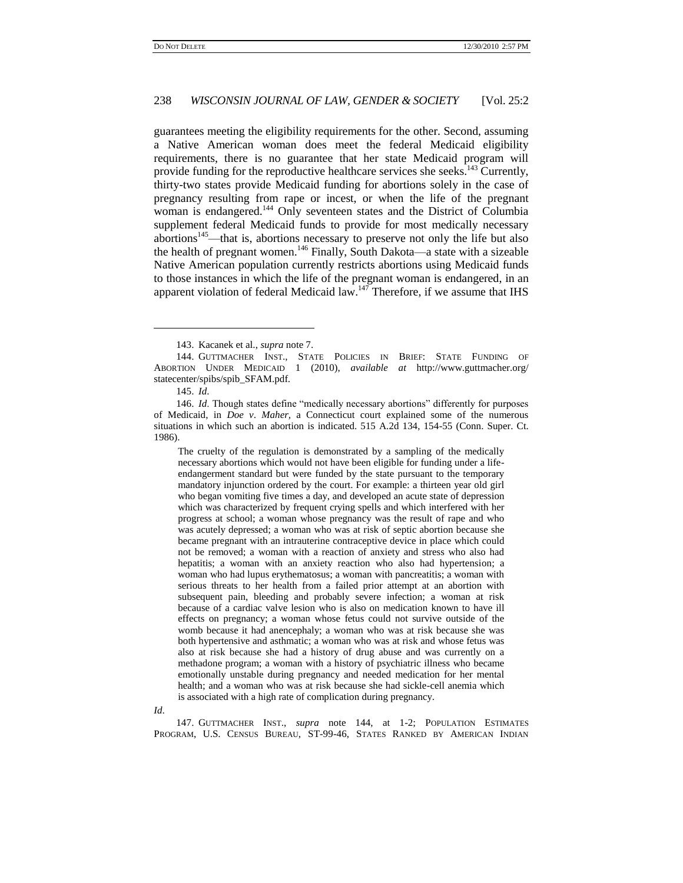guarantees meeting the eligibility requirements for the other. Second, assuming a Native American woman does meet the federal Medicaid eligibility requirements, there is no guarantee that her state Medicaid program will provide funding for the reproductive healthcare services she seeks.[143] Currently, thirty-two states provide Medicaid funding for abortions solely in the case of pregnancy resulting from rape or incest, or when the life of the pregnant woman is endangered.[144] Only seventeen states and the District of Columbia supplement federal Medicaid funds to provide for most medically necessary abortions[145]—that is, abortions necessary to preserve not only the life but also the health of pregnant women.[146] Finally, South Dakota—a state with a sizeable Native American population currently restricts abortions using Medicaid funds to those instances in which the life of the pregnant woman is endangered, in an apparent violation of federal Medicaid law.[147] Therefore, if we assume that IHS

---

143. Kacanek et al., *supra* note 7.

144. GUTTMACHER INST., STATE POLICIES IN BRIEF: STATE FUNDING OF ABORTION UNDER MEDICAID 1 (2010), *available at* http://www.guttmacher.org/statecenter/spibs/spib_SFAM.pdf.

145. *Id.*

146. *Id.* Though states define "medically necessary abortions" differently for purposes of Medicaid, in *Doe v. Maher*, a Connecticut court explained some of the numerous situations in which such an abortion is indicated. 515 A.2d 134, 154-55 (Conn. Super. Ct. 1986).

> The cruelty of the regulation is demonstrated by a sampling of the medically necessary abortions which would not have been eligible for funding under a life-endangerment standard but were funded by the state pursuant to the temporary mandatory injunction ordered by the court. For example: a thirteen year old girl who began vomiting five times a day, and developed an acute state of depression which was characterized by frequent crying spells and which interfered with her progress at school; a woman whose pregnancy was the result of rape and who was acutely depressed; a woman who was at risk of septic abortion because she became pregnant with an intrauterine contraceptive device in place which could not be removed; a woman with a reaction of anxiety and stress who also had hepatitis; a woman with an anxiety reaction who also had hypertension; a woman who had lupus erythematosus; a woman with pancreatitis; a woman with serious threats to her health from a failed prior attempt at an abortion with subsequent pain, bleeding and probably severe infection; a woman at risk because of a cardiac valve lesion who is also on medication known to have ill effects on pregnancy; a woman whose fetus could not survive outside of the womb because it had anencephaly; a woman who was at risk because she was both hypertensive and asthmatic; a woman who was at risk and whose fetus was also at risk because she had a history of drug abuse and was currently on a methadone program; a woman with a history of psychiatric illness who became emotionally unstable during pregnancy and needed medication for her mental health; and a woman who was at risk because she had sickle-cell anemia which is associated with a high rate of complication during pregnancy.

*Id.*

147. GUTTMACHER INST., *supra* note 144, at 1-2; POPULATION ESTIMATES PROGRAM, U.S. CENSUS BUREAU, ST-99-46, STATES RANKED BY AMERICAN INDIAN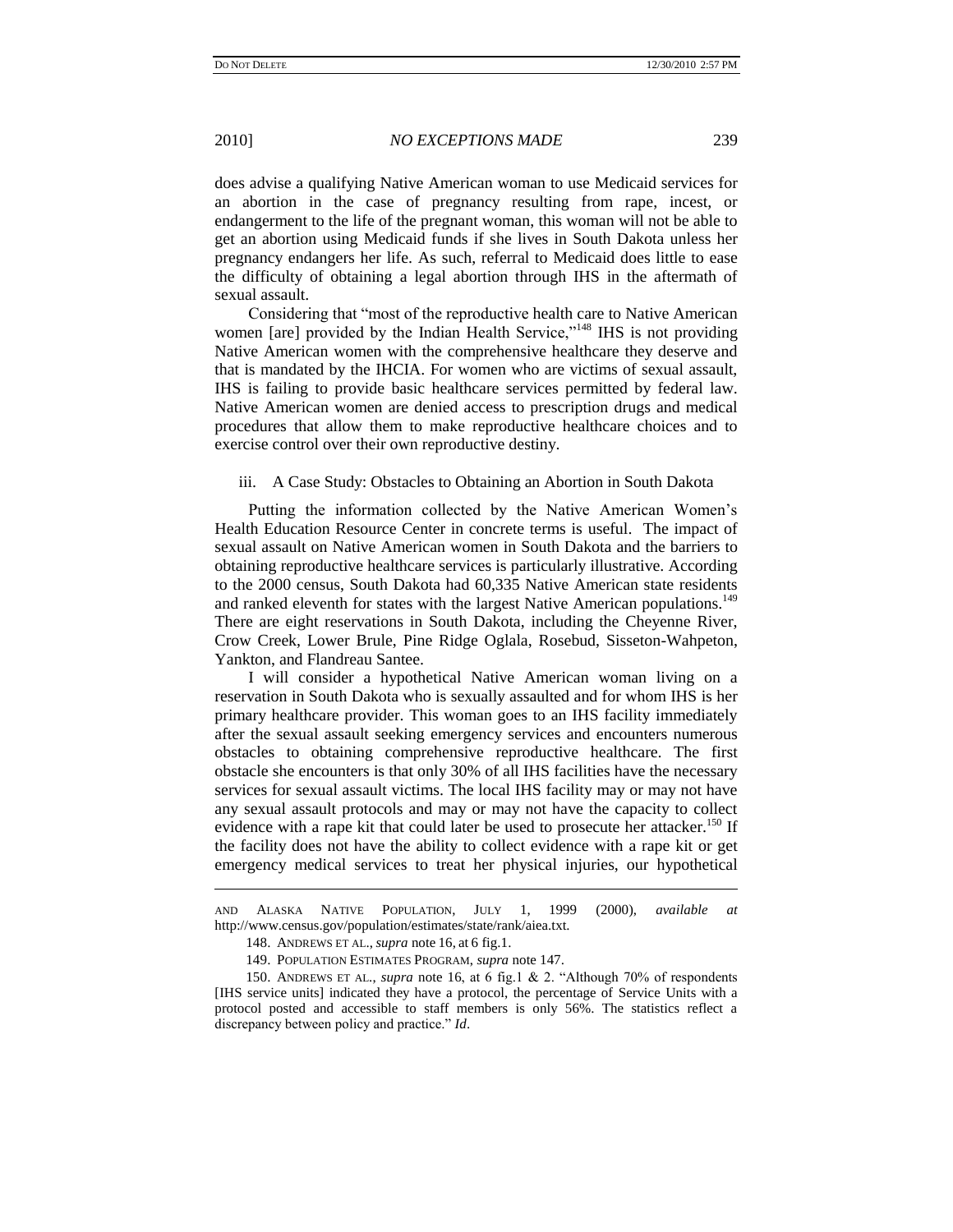does advise a qualifying Native American woman to use Medicaid services for an abortion in the case of pregnancy resulting from rape, incest, or endangerment to the life of the pregnant woman, this woman will not be able to get an abortion using Medicaid funds if she lives in South Dakota unless her pregnancy endangers her life. As such, referral to Medicaid does little to ease the difficulty of obtaining a legal abortion through IHS in the aftermath of sexual assault.

Considering that "most of the reproductive health care to Native American women [are] provided by the Indian Health Service,"[148] IHS is not providing Native American women with the comprehensive healthcare they deserve and that is mandated by the IHCIA. For women who are victims of sexual assault, IHS is failing to provide basic healthcare services permitted by federal law. Native American women are denied access to prescription drugs and medical procedures that allow them to make reproductive healthcare choices and to exercise control over their own reproductive destiny.

### iii. A Case Study: Obstacles to Obtaining an Abortion in South Dakota

Putting the information collected by the Native American Women's Health Education Resource Center in concrete terms is useful. The impact of sexual assault on Native American women in South Dakota and the barriers to obtaining reproductive healthcare services is particularly illustrative. According to the 2000 census, South Dakota had 60,335 Native American state residents and ranked eleventh for states with the largest Native American populations.[149] There are eight reservations in South Dakota, including the Cheyenne River, Crow Creek, Lower Brule, Pine Ridge Oglala, Rosebud, Sisseton-Wahpeton, Yankton, and Flandreau Santee.

I will consider a hypothetical Native American woman living on a reservation in South Dakota who is sexually assaulted and for whom IHS is her primary healthcare provider. This woman goes to an IHS facility immediately after the sexual assault seeking emergency services and encounters numerous obstacles to obtaining comprehensive reproductive healthcare. The first obstacle she encounters is that only 30% of all IHS facilities have the necessary services for sexual assault victims. The local IHS facility may or may not have any sexual assault protocols and may or may not have the capacity to collect evidence with a rape kit that could later be used to prosecute her attacker.[150] If the facility does not have the ability to collect evidence with a rape kit or get emergency medical services to treat her physical injuries, our hypothetical

---

AND ALASKA NATIVE POPULATION, JULY 1, 1999 (2000), *available at* http://www.census.gov/population/estimates/state/rank/aiea.txt.

148. ANDREWS ET AL., *supra* note 16, at 6 fig.1.

149. POPULATION ESTIMATES PROGRAM, *supra* note 147.

150. ANDREWS ET AL., *supra* note 16, at 6 fig.1 & 2. "Although 70% of respondents [IHS service units] indicated they have a protocol, the percentage of Service Units with a protocol posted and accessible to staff members is only 56%. The statistics reflect a discrepancy between policy and practice." *Id*.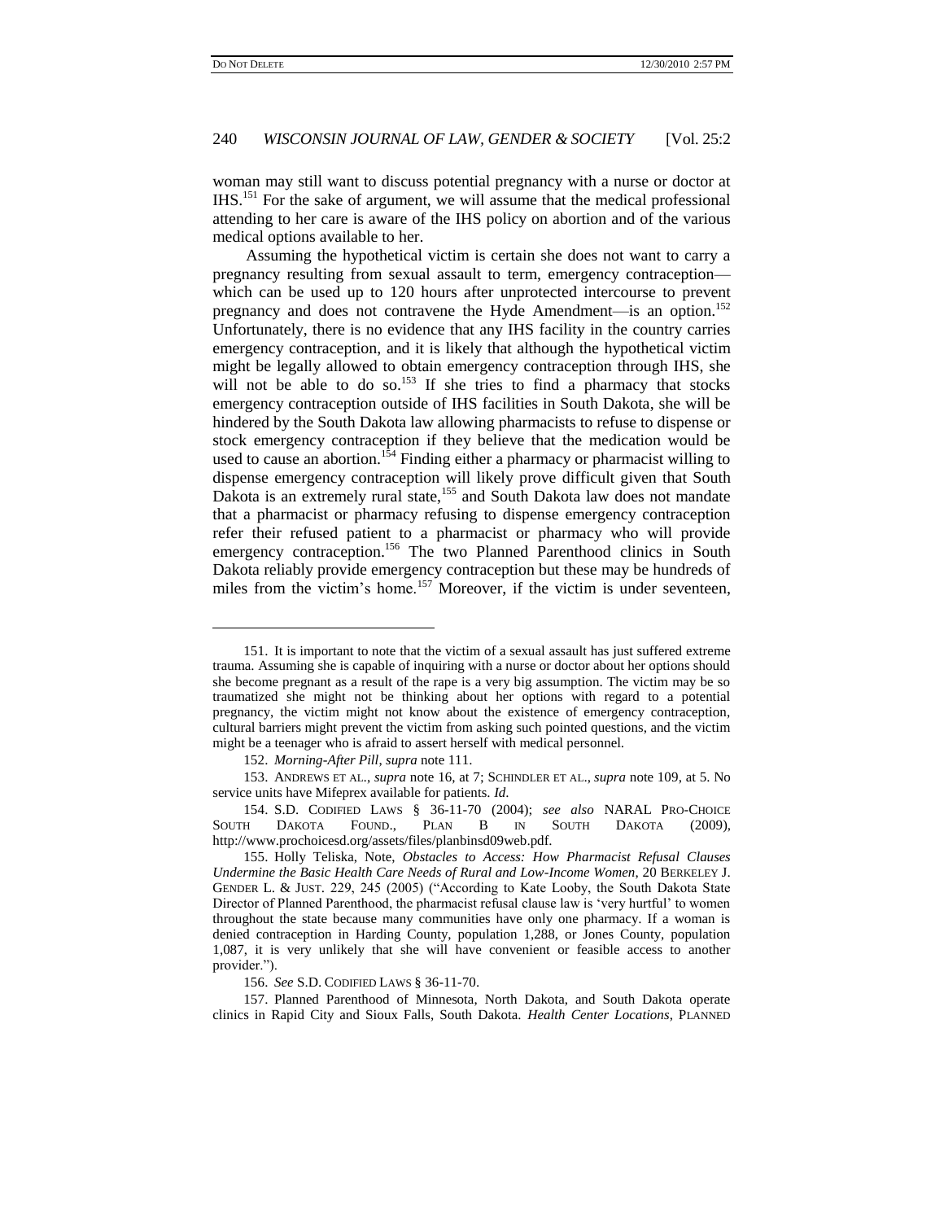woman may still want to discuss potential pregnancy with a nurse or doctor at IHS.[151] For the sake of argument, we will assume that the medical professional attending to her care is aware of the IHS policy on abortion and of the various medical options available to her.

Assuming the hypothetical victim is certain she does not want to carry a pregnancy resulting from sexual assault to term, emergency contraception—which can be used up to 120 hours after unprotected intercourse to prevent pregnancy and does not contravene the Hyde Amendment—is an option.[152] Unfortunately, there is no evidence that any IHS facility in the country carries emergency contraception, and it is likely that although the hypothetical victim might be legally allowed to obtain emergency contraception through IHS, she will not be able to do so.[153] If she tries to find a pharmacy that stocks emergency contraception outside of IHS facilities in South Dakota, she will be hindered by the South Dakota law allowing pharmacists to refuse to dispense or stock emergency contraception if they believe that the medication would be used to cause an abortion.[154] Finding either a pharmacy or pharmacist willing to dispense emergency contraception will likely prove difficult given that South Dakota is an extremely rural state,[155] and South Dakota law does not mandate that a pharmacist or pharmacy refusing to dispense emergency contraception refer their refused patient to a pharmacist or pharmacy who will provide emergency contraception.[156] The two Planned Parenthood clinics in South Dakota reliably provide emergency contraception but these may be hundreds of miles from the victim's home.[157] Moreover, if the victim is under seventeen,

---

151. It is important to note that the victim of a sexual assault has just suffered extreme trauma. Assuming she is capable of inquiring with a nurse or doctor about her options should she become pregnant as a result of the rape is a very big assumption. The victim may be so traumatized she might not be thinking about her options with regard to a potential pregnancy, the victim might not know about the existence of emergency contraception, cultural barriers might prevent the victim from asking such pointed questions, and the victim might be a teenager who is afraid to assert herself with medical personnel.

152. *Morning-After Pill*, *supra* note 111.

153. ANDREWS ET AL., *supra* note 16, at 7; SCHINDLER ET AL., *supra* note 109, at 5. No service units have Mifeprex available for patients. *Id.*

154. S.D. CODIFIED LAWS § 36-11-70 (2004); *see also* NARAL PRO-CHOICE SOUTH DAKOTA FOUND., PLAN B IN SOUTH DAKOTA (2009), http://www.prochoicesd.org/assets/files/planbinsd09web.pdf.

155. Holly Teliska, Note, *Obstacles to Access: How Pharmacist Refusal Clauses Undermine the Basic Health Care Needs of Rural and Low-Income Women*, 20 BERKELEY J. GENDER L. & JUST. 229, 245 (2005) ("According to Kate Looby, the South Dakota State Director of Planned Parenthood, the pharmacist refusal clause law is 'very hurtful' to women throughout the state because many communities have only one pharmacy. If a woman is denied contraception in Harding County, population 1,288, or Jones County, population 1,087, it is very unlikely that she will have convenient or feasible access to another provider.").

156. *See* S.D. CODIFIED LAWS § 36-11-70.

157. Planned Parenthood of Minnesota, North Dakota, and South Dakota operate clinics in Rapid City and Sioux Falls, South Dakota. *Health Center Locations*, PLANNED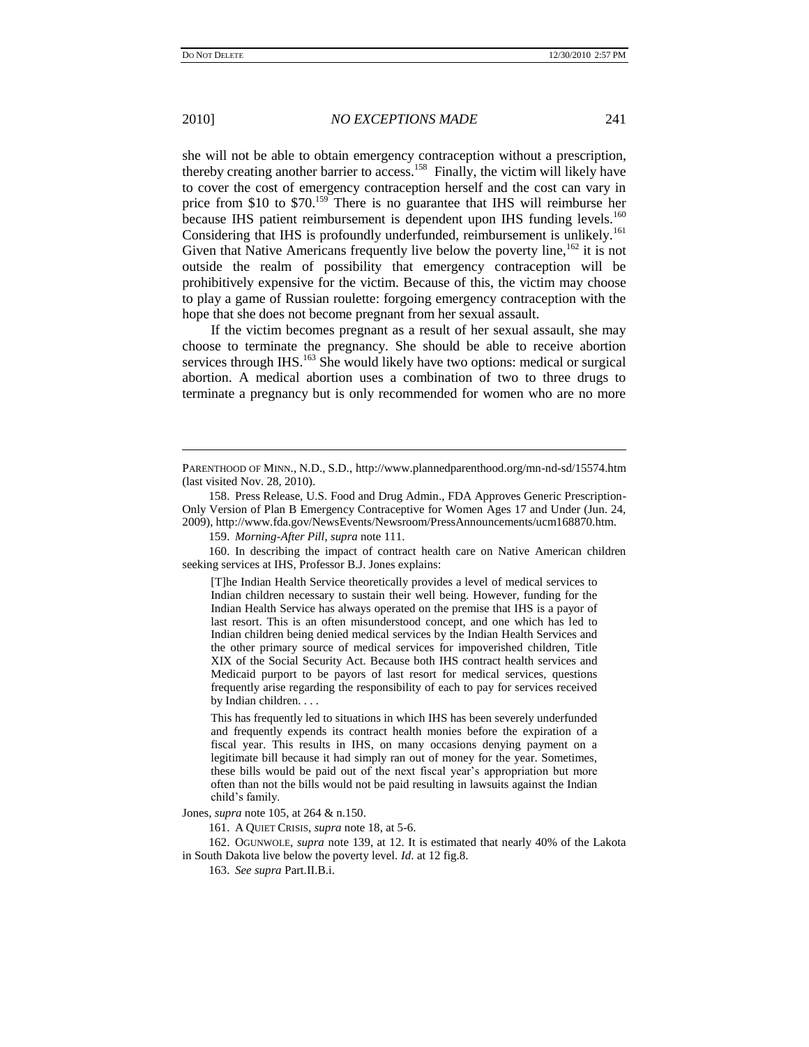she will not be able to obtain emergency contraception without a prescription, thereby creating another barrier to access.[158] Finally, the victim will likely have to cover the cost of emergency contraception herself and the cost can vary in price from $10 to $70.[159] There is no guarantee that IHS will reimburse her because IHS patient reimbursement is dependent upon IHS funding levels.[160] Considering that IHS is profoundly underfunded, reimbursement is unlikely.[161] Given that Native Americans frequently live below the poverty line,[162] it is not outside the realm of possibility that emergency contraception will be prohibitively expensive for the victim. Because of this, the victim may choose to play a game of Russian roulette: forgoing emergency contraception with the hope that she does not become pregnant from her sexual assault.

If the victim becomes pregnant as a result of her sexual assault, she may choose to terminate the pregnancy. She should be able to receive abortion services through IHS.[163] She would likely have two options: medical or surgical abortion. A medical abortion uses a combination of two to three drugs to terminate a pregnancy but is only recommended for women who are no more

---

PARENTHOOD OF MINN., N.D., S.D., http://www.plannedparenthood.org/mn-nd-sd/15574.htm (last visited Nov. 28, 2010).

158. Press Release, U.S. Food and Drug Admin., FDA Approves Generic Prescription-Only Version of Plan B Emergency Contraceptive for Women Ages 17 and Under (Jun. 24, 2009), http://www.fda.gov/NewsEvents/Newsroom/PressAnnouncements/ucm168870.htm.

159. *Morning-After Pill*, *supra* note 111.

160. In describing the impact of contract health care on Native American children seeking services at IHS, Professor B.J. Jones explains:

> [T]he Indian Health Service theoretically provides a level of medical services to Indian children necessary to sustain their well being. However, funding for the Indian Health Service has always operated on the premise that IHS is a payor of last resort. This is an often misunderstood concept, and one which has led to Indian children being denied medical services by the Indian Health Services and the other primary source of medical services for impoverished children, Title XIX of the Social Security Act. Because both IHS contract health services and Medicaid purport to be payors of last resort for medical services, questions frequently arise regarding the responsibility of each to pay for services received by Indian children. . . .
>
> This has frequently led to situations in which IHS has been severely underfunded and frequently expends its contract health monies before the expiration of a fiscal year. This results in IHS, on many occasions denying payment on a legitimate bill because it had simply ran out of money for the year. Sometimes, these bills would be paid out of the next fiscal year's appropriation but more often than not the bills would not be paid resulting in lawsuits against the Indian child's family.

Jones, *supra* note 105, at 264 & n.150.

161. A QUIET CRISIS, *supra* note 18, at 5-6.

162. OGUNWOLE, *supra* note 139, at 12. It is estimated that nearly 40% of the Lakota in South Dakota live below the poverty level. *Id*. at 12 fig.8.

163. *See supra* Part.II.B.i.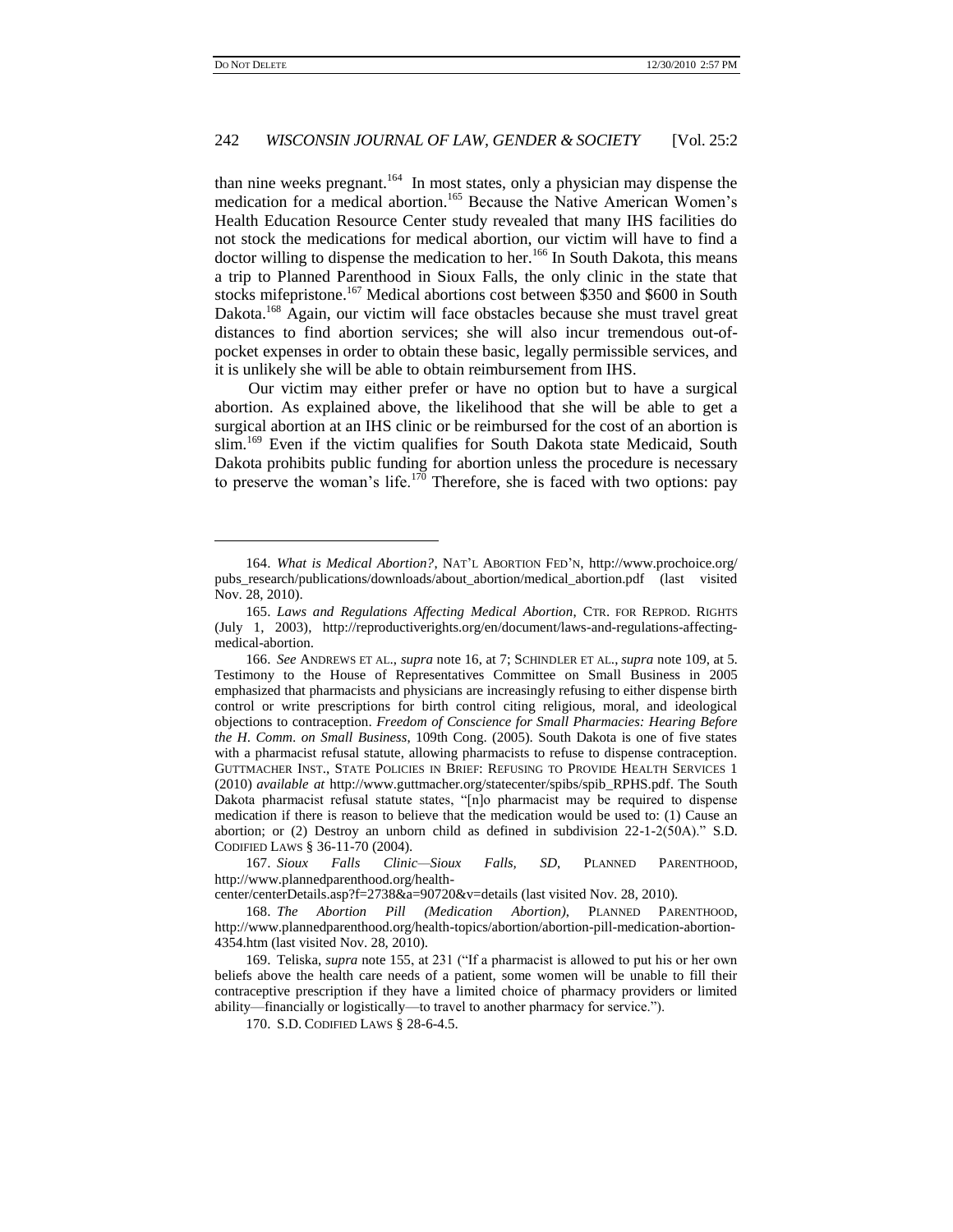than nine weeks pregnant.[164] In most states, only a physician may dispense the medication for a medical abortion.[165] Because the Native American Women's Health Education Resource Center study revealed that many IHS facilities do not stock the medications for medical abortion, our victim will have to find a doctor willing to dispense the medication to her.[166] In South Dakota, this means a trip to Planned Parenthood in Sioux Falls, the only clinic in the state that stocks mifepristone.[167] Medical abortions cost between $350 and $600 in South Dakota.[168] Again, our victim will face obstacles because she must travel great distances to find abortion services; she will also incur tremendous out-of-pocket expenses in order to obtain these basic, legally permissible services, and it is unlikely she will be able to obtain reimbursement from IHS.

Our victim may either prefer or have no option but to have a surgical abortion. As explained above, the likelihood that she will be able to get a surgical abortion at an IHS clinic or be reimbursed for the cost of an abortion is slim.[169] Even if the victim qualifies for South Dakota state Medicaid, South Dakota prohibits public funding for abortion unless the procedure is necessary to preserve the woman's life.[170] Therefore, she is faced with two options: pay

---

164. *What is Medical Abortion?*, NAT'L ABORTION FED'N, http://www.prochoice.org/pubs_research/publications/downloads/about_abortion/medical_abortion.pdf (last visited Nov. 28, 2010).

165. *Laws and Regulations Affecting Medical Abortion*, CTR. FOR REPROD. RIGHTS (July 1, 2003), http://reproductiverights.org/en/document/laws-and-regulations-affecting-medical-abortion.

166. *See* ANDREWS ET AL., *supra* note 16, at 7; SCHINDLER ET AL., *supra* note 109, at 5. Testimony to the House of Representatives Committee on Small Business in 2005 emphasized that pharmacists and physicians are increasingly refusing to either dispense birth control or write prescriptions for birth control citing religious, moral, and ideological objections to contraception. *Freedom of Conscience for Small Pharmacies: Hearing Before the H. Comm. on Small Business*, 109th Cong. (2005). South Dakota is one of five states with a pharmacist refusal statute, allowing pharmacists to refuse to dispense contraception. GUTTMACHER INST., STATE POLICIES IN BRIEF: REFUSING TO PROVIDE HEALTH SERVICES 1 (2010) *available at* http://www.guttmacher.org/statecenter/spibs/spib_RPHS.pdf. The South Dakota pharmacist refusal statute states, "[n]o pharmacist may be required to dispense medication if there is reason to believe that the medication would be used to: (1) Cause an abortion; or (2) Destroy an unborn child as defined in subdivision 22-1-2(50A)." S.D. CODIFIED LAWS § 36-11-70 (2004).

167. *Sioux Falls Clinic—Sioux Falls, SD*, PLANNED PARENTHOOD, http://www.plannedparenthood.org/health-center/centerDetails.asp?f=2738&a=90720&v=details (last visited Nov. 28, 2010).

168. *The Abortion Pill (Medication Abortion)*, PLANNED PARENTHOOD, http://www.plannedparenthood.org/health-topics/abortion/abortion-pill-medication-abortion-4354.htm (last visited Nov. 28, 2010).

169. Teliska, *supra* note 155, at 231 ("If a pharmacist is allowed to put his or her own beliefs above the health care needs of a patient, some women will be unable to fill their contraceptive prescription if they have a limited choice of pharmacy providers or limited ability—financially or logistically—to travel to another pharmacy for service.").

170. S.D. CODIFIED LAWS § 28-6-4.5.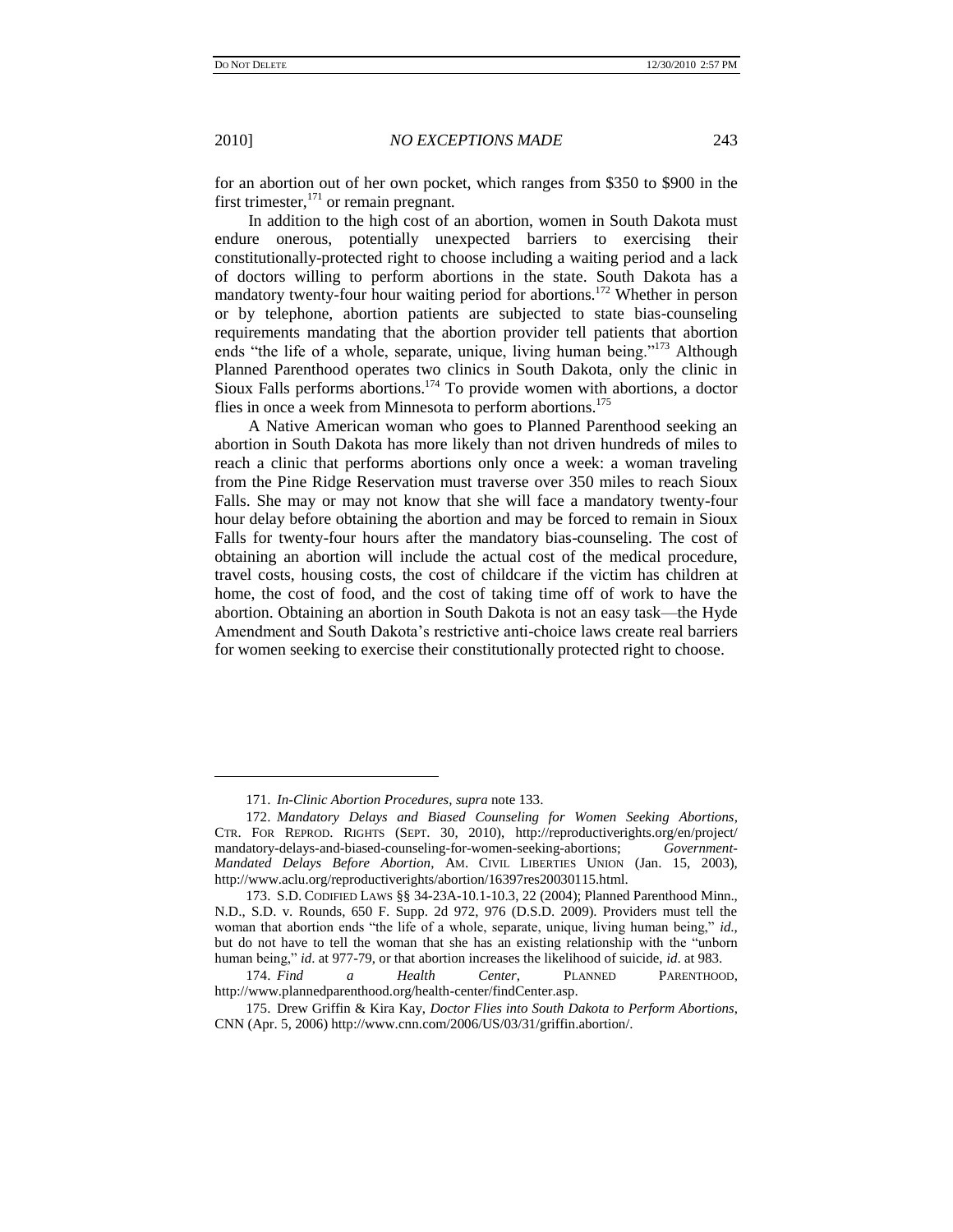for an abortion out of her own pocket, which ranges from $350 to $900 in the first trimester,[171] or remain pregnant.

In addition to the high cost of an abortion, women in South Dakota must endure onerous, potentially unexpected barriers to exercising their constitutionally-protected right to choose including a waiting period and a lack of doctors willing to perform abortions in the state. South Dakota has a mandatory twenty-four hour waiting period for abortions.[172] Whether in person or by telephone, abortion patients are subjected to state bias-counseling requirements mandating that the abortion provider tell patients that abortion ends "the life of a whole, separate, unique, living human being."[173] Although Planned Parenthood operates two clinics in South Dakota, only the clinic in Sioux Falls performs abortions.[174] To provide women with abortions, a doctor flies in once a week from Minnesota to perform abortions.[175]

A Native American woman who goes to Planned Parenthood seeking an abortion in South Dakota has more likely than not driven hundreds of miles to reach a clinic that performs abortions only once a week: a woman traveling from the Pine Ridge Reservation must traverse over 350 miles to reach Sioux Falls. She may or may not know that she will face a mandatory twenty-four hour delay before obtaining the abortion and may be forced to remain in Sioux Falls for twenty-four hours after the mandatory bias-counseling. The cost of obtaining an abortion will include the actual cost of the medical procedure, travel costs, housing costs, the cost of childcare if the victim has children at home, the cost of food, and the cost of taking time off of work to have the abortion. Obtaining an abortion in South Dakota is not an easy task—the Hyde Amendment and South Dakota's restrictive anti-choice laws create real barriers for women seeking to exercise their constitutionally protected right to choose.

---

171. *In-Clinic Abortion Procedures*, *supra* note 133.

172. *Mandatory Delays and Biased Counseling for Women Seeking Abortions*, CTR. FOR REPROD. RIGHTS (SEPT. 30, 2010), http://reproductiverights.org/en/project/mandatory-delays-and-biased-counseling-for-women-seeking-abortions; *Government-Mandated Delays Before Abortion*, AM. CIVIL LIBERTIES UNION (Jan. 15, 2003), http://www.aclu.org/reproductiverights/abortion/16397res20030115.html.

173. S.D. CODIFIED LAWS §§ 34-23A-10.1-10.3, 22 (2004); Planned Parenthood Minn., N.D., S.D. v. Rounds, 650 F. Supp. 2d 972, 976 (D.S.D. 2009). Providers must tell the woman that abortion ends "the life of a whole, separate, unique, living human being," *id.*, but do not have to tell the woman that she has an existing relationship with the "unborn human being," *id.* at 977-79, or that abortion increases the likelihood of suicide, *id.* at 983.

174. *Find a Health Center*, PLANNED PARENTHOOD, http://www.plannedparenthood.org/health-center/findCenter.asp.

175. Drew Griffin & Kira Kay, *Doctor Flies into South Dakota to Perform Abortions*, CNN (Apr. 5, 2006) http://www.cnn.com/2006/US/03/31/griffin.abortion/.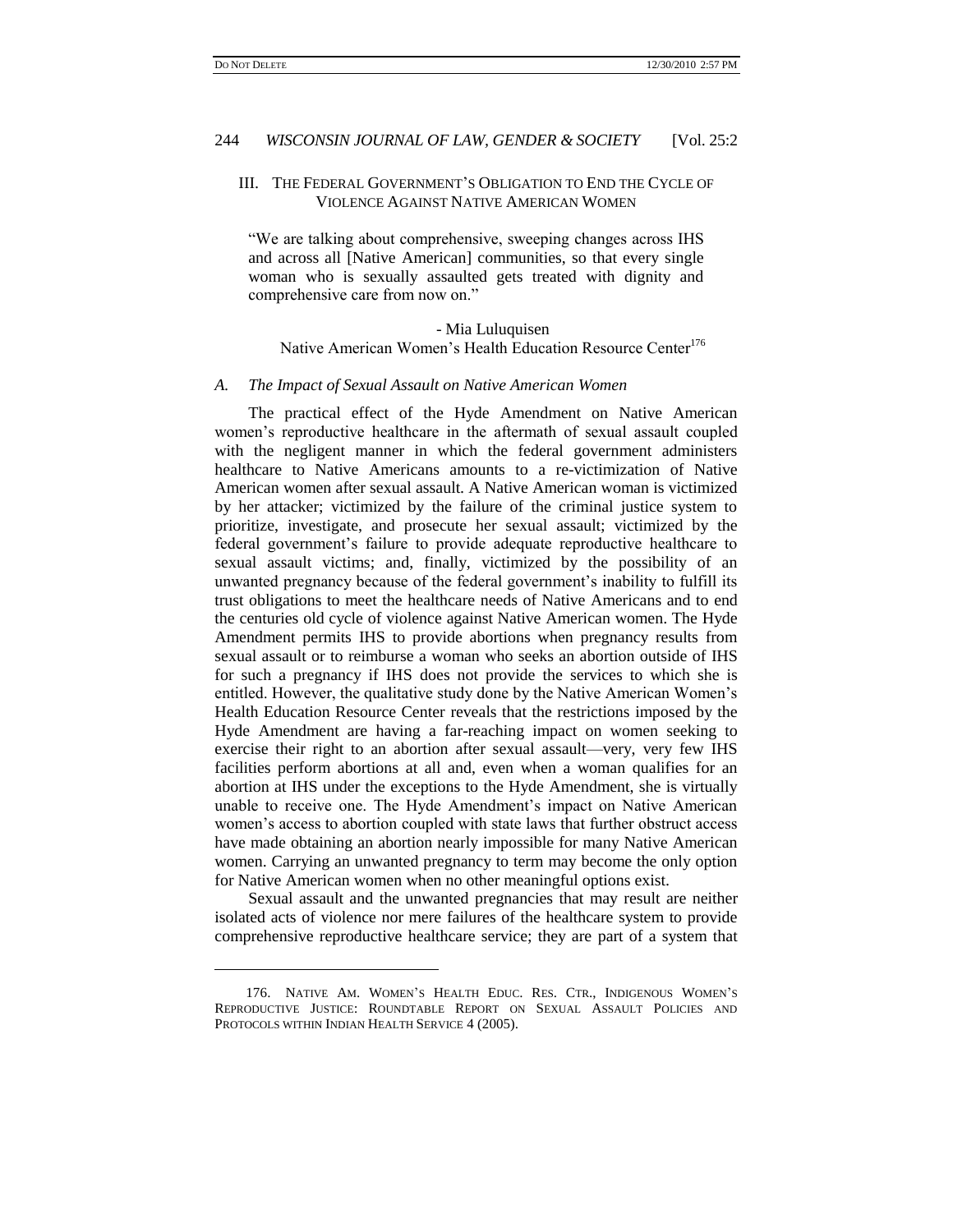## III. THE FEDERAL GOVERNMENT'S OBLIGATION TO END THE CYCLE OF VIOLENCE AGAINST NATIVE AMERICAN WOMEN

> "We are talking about comprehensive, sweeping changes across IHS and across all [Native American] communities, so that every single woman who is sexually assaulted gets treated with dignity and comprehensive care from now on."
>
> - Mia Luluquisen
> Native American Women's Health Education Resource Center[176]

### *A. The Impact of Sexual Assault on Native American Women*

The practical effect of the Hyde Amendment on Native American women's reproductive healthcare in the aftermath of sexual assault coupled with the negligent manner in which the federal government administers healthcare to Native Americans amounts to a re-victimization of Native American women after sexual assault. A Native American woman is victimized by her attacker; victimized by the failure of the criminal justice system to prioritize, investigate, and prosecute her sexual assault; victimized by the federal government's failure to provide adequate reproductive healthcare to sexual assault victims; and, finally, victimized by the possibility of an unwanted pregnancy because of the federal government's inability to fulfill its trust obligations to meet the healthcare needs of Native Americans and to end the centuries old cycle of violence against Native American women. The Hyde Amendment permits IHS to provide abortions when pregnancy results from sexual assault or to reimburse a woman who seeks an abortion outside of IHS for such a pregnancy if IHS does not provide the services to which she is entitled. However, the qualitative study done by the Native American Women's Health Education Resource Center reveals that the restrictions imposed by the Hyde Amendment are having a far-reaching impact on women seeking to exercise their right to an abortion after sexual assault—very, very few IHS facilities perform abortions at all and, even when a woman qualifies for an abortion at IHS under the exceptions to the Hyde Amendment, she is virtually unable to receive one. The Hyde Amendment's impact on Native American women's access to abortion coupled with state laws that further obstruct access have made obtaining an abortion nearly impossible for many Native American women. Carrying an unwanted pregnancy to term may become the only option for Native American women when no other meaningful options exist.

Sexual assault and the unwanted pregnancies that may result are neither isolated acts of violence nor mere failures of the healthcare system to provide comprehensive reproductive healthcare service; they are part of a system that

---

176. NATIVE AM. WOMEN'S HEALTH EDUC. RES. CTR., INDIGENOUS WOMEN'S REPRODUCTIVE JUSTICE: ROUNDTABLE REPORT ON SEXUAL ASSAULT POLICIES AND PROTOCOLS WITHIN INDIAN HEALTH SERVICE 4 (2005).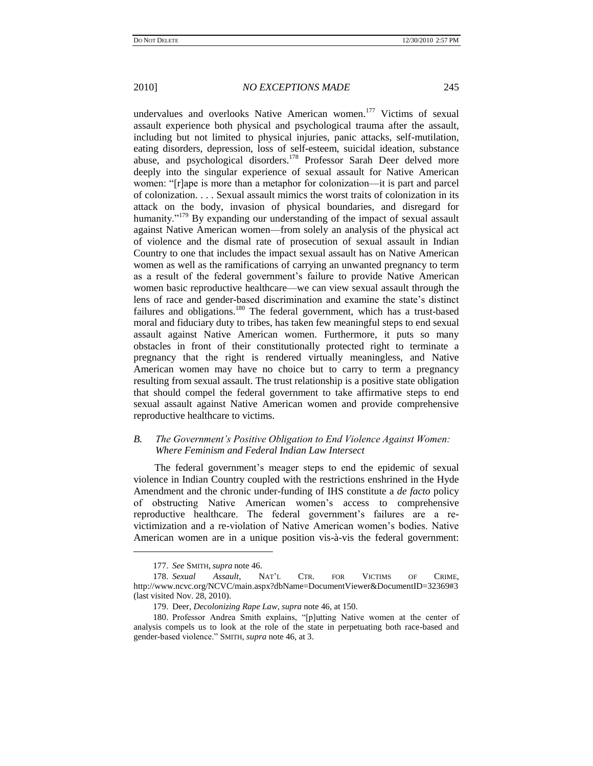undervalues and overlooks Native American women.[177] Victims of sexual assault experience both physical and psychological trauma after the assault, including but not limited to physical injuries, panic attacks, self-mutilation, eating disorders, depression, loss of self-esteem, suicidal ideation, substance abuse, and psychological disorders.[178] Professor Sarah Deer delved more deeply into the singular experience of sexual assault for Native American women: "[r]ape is more than a metaphor for colonization—it is part and parcel of colonization. . . . Sexual assault mimics the worst traits of colonization in its attack on the body, invasion of physical boundaries, and disregard for humanity."[179] By expanding our understanding of the impact of sexual assault against Native American women—from solely an analysis of the physical act of violence and the dismal rate of prosecution of sexual assault in Indian Country to one that includes the impact sexual assault has on Native American women as well as the ramifications of carrying an unwanted pregnancy to term as a result of the federal government's failure to provide Native American women basic reproductive healthcare—we can view sexual assault through the lens of race and gender-based discrimination and examine the state's distinct failures and obligations.[180] The federal government, which has a trust-based moral and fiduciary duty to tribes, has taken few meaningful steps to end sexual assault against Native American women. Furthermore, it puts so many obstacles in front of their constitutionally protected right to terminate a pregnancy that the right is rendered virtually meaningless, and Native American women may have no choice but to carry to term a pregnancy resulting from sexual assault. The trust relationship is a positive state obligation that should compel the federal government to take affirmative steps to end sexual assault against Native American women and provide comprehensive reproductive healthcare to victims.

### *B. The Government's Positive Obligation to End Violence Against Women: Where Feminism and Federal Indian Law Intersect*

The federal government's meager steps to end the epidemic of sexual violence in Indian Country coupled with the restrictions enshrined in the Hyde Amendment and the chronic under-funding of IHS constitute a *de facto* policy of obstructing Native American women's access to comprehensive reproductive healthcare. The federal government's failures are a re-victimization and a re-violation of Native American women's bodies. Native American women are in a unique position vis-à-vis the federal government:

---

177. *See* SMITH, *supra* note 46.

178. *Sexual Assault*, NAT'L CTR. FOR VICTIMS OF CRIME, http://www.ncvc.org/NCVC/main.aspx?dbName=DocumentViewer&DocumentID=32369#3 (last visited Nov. 28, 2010).

179. Deer, *Decolonizing Rape Law*, *supra* note 46, at 150.

180. Professor Andrea Smith explains, "[p]utting Native women at the center of analysis compels us to look at the role of the state in perpetuating both race-based and gender-based violence." SMITH, *supra* note 46, at 3.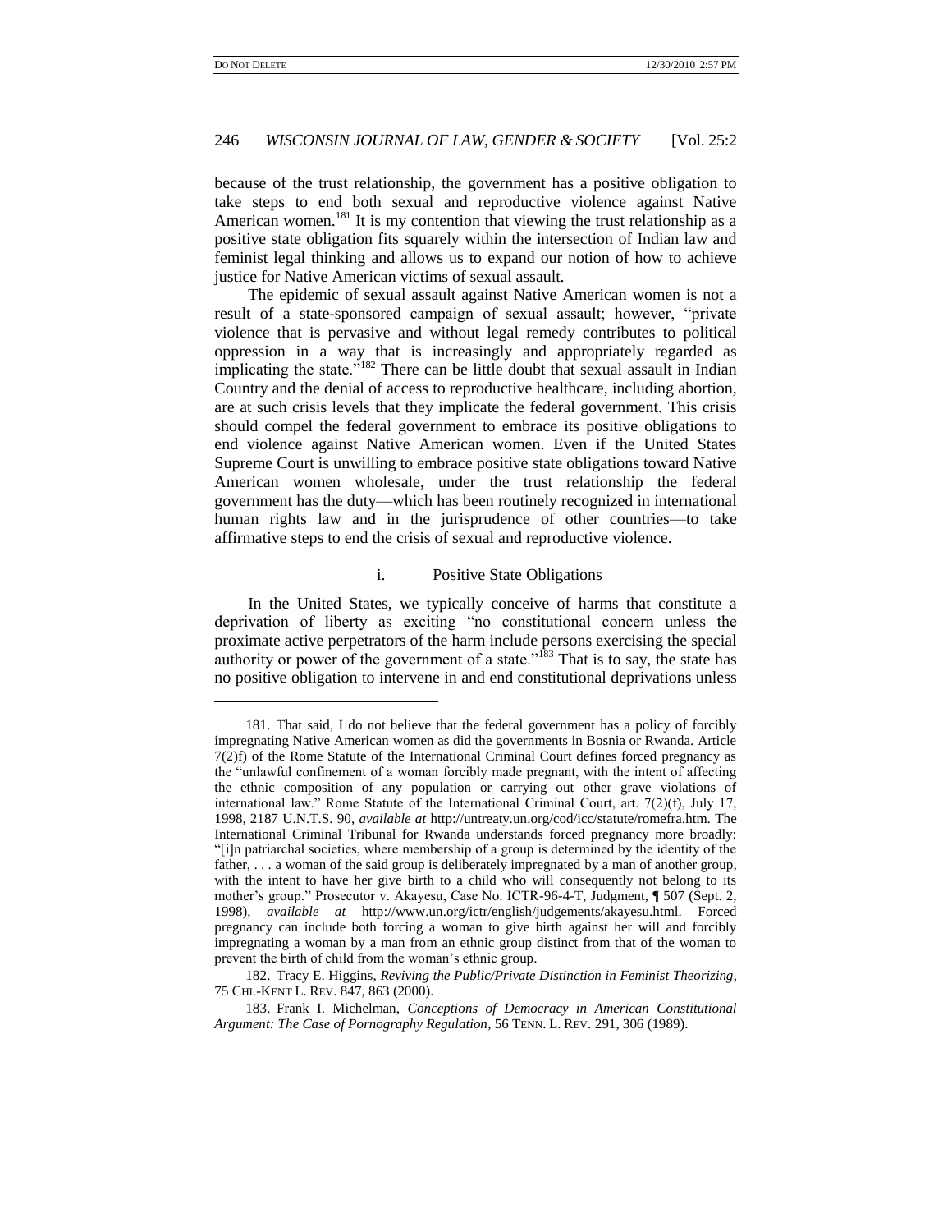because of the trust relationship, the government has a positive obligation to take steps to end both sexual and reproductive violence against Native American women.[181] It is my contention that viewing the trust relationship as a positive state obligation fits squarely within the intersection of Indian law and feminist legal thinking and allows us to expand our notion of how to achieve justice for Native American victims of sexual assault.

The epidemic of sexual assault against Native American women is not a result of a state-sponsored campaign of sexual assault; however, "private violence that is pervasive and without legal remedy contributes to political oppression in a way that is increasingly and appropriately regarded as implicating the state."[182] There can be little doubt that sexual assault in Indian Country and the denial of access to reproductive healthcare, including abortion, are at such crisis levels that they implicate the federal government. This crisis should compel the federal government to embrace its positive obligations to end violence against Native American women. Even if the United States Supreme Court is unwilling to embrace positive state obligations toward Native American women wholesale, under the trust relationship the federal government has the duty—which has been routinely recognized in international human rights law and in the jurisprudence of other countries—to take affirmative steps to end the crisis of sexual and reproductive violence.

### i. Positive State Obligations

In the United States, we typically conceive of harms that constitute a deprivation of liberty as exciting "no constitutional concern unless the proximate active perpetrators of the harm include persons exercising the special authority or power of the government of a state."[183] That is to say, the state has no positive obligation to intervene in and end constitutional deprivations unless

---

181. That said, I do not believe that the federal government has a policy of forcibly impregnating Native American women as did the governments in Bosnia or Rwanda. Article 7(2)f) of the Rome Statute of the International Criminal Court defines forced pregnancy as the "unlawful confinement of a woman forcibly made pregnant, with the intent of affecting the ethnic composition of any population or carrying out other grave violations of international law." Rome Statute of the International Criminal Court, art. 7(2)(f), July 17, 1998, 2187 U.N.T.S. 90, *available at* http://untreaty.un.org/cod/icc/statute/romefra.htm. The International Criminal Tribunal for Rwanda understands forced pregnancy more broadly: "[i]n patriarchal societies, where membership of a group is determined by the identity of the father, . . . a woman of the said group is deliberately impregnated by a man of another group, with the intent to have her give birth to a child who will consequently not belong to its mother's group." Prosecutor v. Akayesu, Case No. ICTR-96-4-T, Judgment, ¶ 507 (Sept. 2, 1998), *available at* http://www.un.org/ictr/english/judgements/akayesu.html. Forced pregnancy can include both forcing a woman to give birth against her will and forcibly impregnating a woman by a man from an ethnic group distinct from that of the woman to prevent the birth of child from the woman's ethnic group.

182. Tracy E. Higgins, *Reviving the Public/Private Distinction in Feminist Theorizing*, 75 CHI.-KENT L. REV. 847, 863 (2000).

183. Frank I. Michelman, *Conceptions of Democracy in American Constitutional Argument: The Case of Pornography Regulation*, 56 TENN. L. REV. 291, 306 (1989).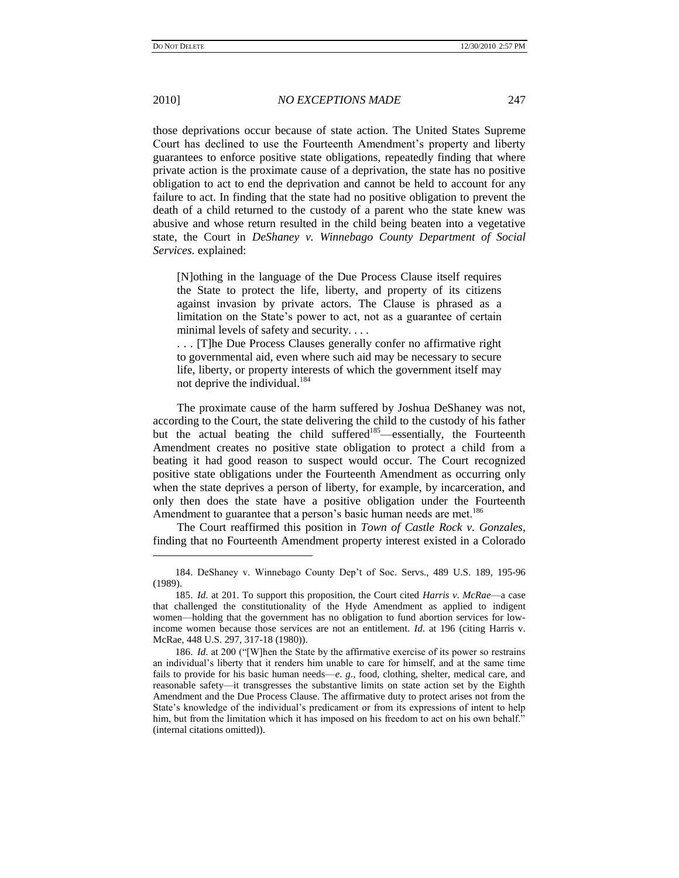those deprivations occur because of state action. The United States Supreme Court has declined to use the Fourteenth Amendment's property and liberty guarantees to enforce positive state obligations, repeatedly finding that where private action is the proximate cause of a deprivation, the state has no positive obligation to act to end the deprivation and cannot be held to account for any failure to act. In finding that the state had no positive obligation to prevent the death of a child returned to the custody of a parent who the state knew was abusive and whose return resulted in the child being beaten into a vegetative state, the Court in *DeShaney v. Winnebago County Department of Social Services.* explained:

> [N]othing in the language of the Due Process Clause itself requires the State to protect the life, liberty, and property of its citizens against invasion by private actors. The Clause is phrased as a limitation on the State's power to act, not as a guarantee of certain minimal levels of safety and security. . . .
>
> . . . [T]he Due Process Clauses generally confer no affirmative right to governmental aid, even where such aid may be necessary to secure life, liberty, or property interests of which the government itself may not deprive the individual.[184]

The proximate cause of the harm suffered by Joshua DeShaney was not, according to the Court, the state delivering the child to the custody of his father but the actual beating the child suffered[185]—essentially, the Fourteenth Amendment creates no positive state obligation to protect a child from a beating it had good reason to suspect would occur. The Court recognized positive state obligations under the Fourteenth Amendment as occurring only when the state deprives a person of liberty, for example, by incarceration, and only then does the state have a positive obligation under the Fourteenth Amendment to guarantee that a person's basic human needs are met.[186]

The Court reaffirmed this position in *Town of Castle Rock v. Gonzales*, finding that no Fourteenth Amendment property interest existed in a Colorado

---

184. DeShaney v. Winnebago County Dep't of Soc. Servs., 489 U.S. 189, 195-96 (1989).

185. *Id*. at 201. To support this proposition, the Court cited *Harris v. McRae*—a case that challenged the constitutionality of the Hyde Amendment as applied to indigent women—holding that the government has no obligation to fund abortion services for low-income women because those services are not an entitlement. *Id*. at 196 (citing Harris v. McRae, 448 U.S. 297, 317-18 (1980)).

186. *Id*. at 200 ("[W]hen the State by the affirmative exercise of its power so restrains an individual's liberty that it renders him unable to care for himself, and at the same time fails to provide for his basic human needs—*e. g*., food, clothing, shelter, medical care, and reasonable safety—it transgresses the substantive limits on state action set by the Eighth Amendment and the Due Process Clause. The affirmative duty to protect arises not from the State's knowledge of the individual's predicament or from its expressions of intent to help him, but from the limitation which it has imposed on his freedom to act on his own behalf." (internal citations omitted)).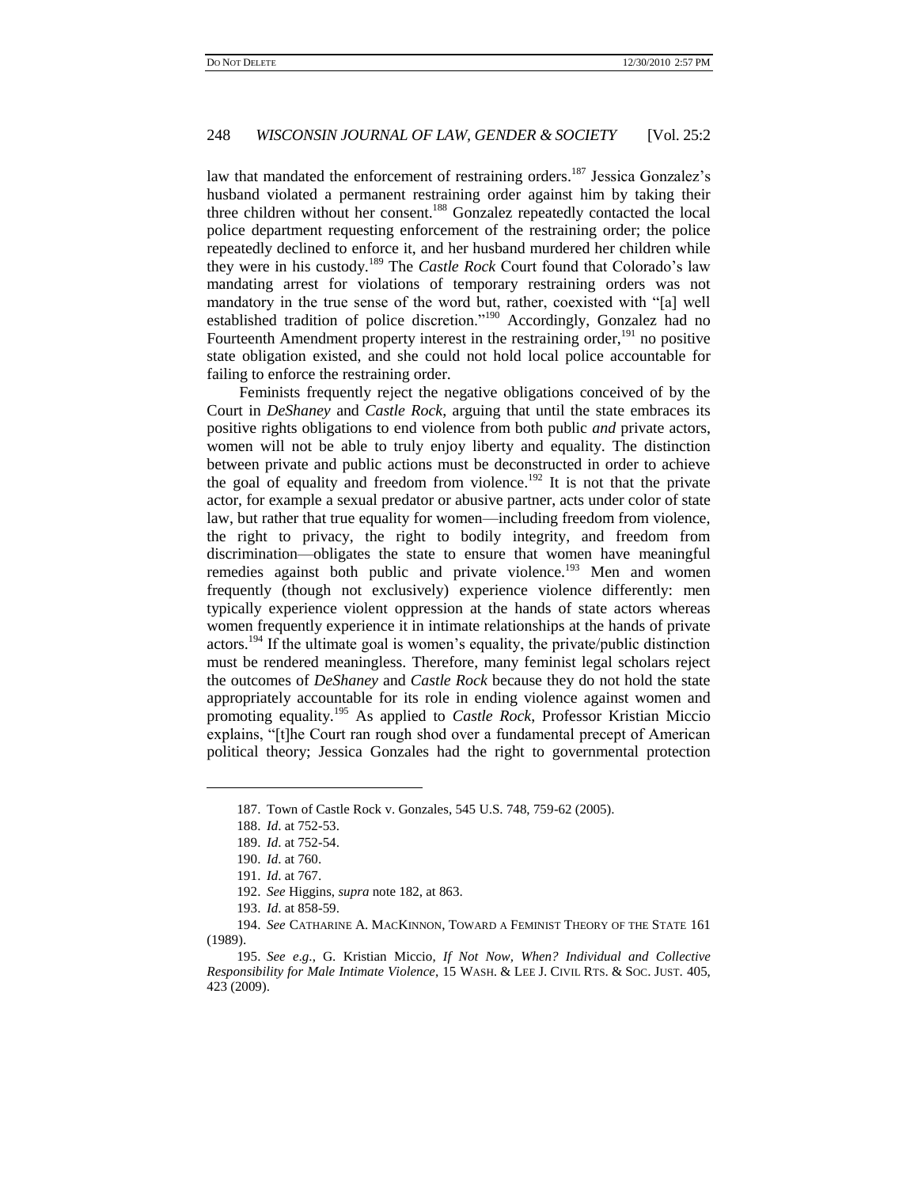law that mandated the enforcement of restraining orders.[187] Jessica Gonzalez's husband violated a permanent restraining order against him by taking their three children without her consent.[188] Gonzalez repeatedly contacted the local police department requesting enforcement of the restraining order; the police repeatedly declined to enforce it, and her husband murdered her children while they were in his custody.[189] The *Castle Rock* Court found that Colorado's law mandating arrest for violations of temporary restraining orders was not mandatory in the true sense of the word but, rather, coexisted with "[a] well established tradition of police discretion."[190] Accordingly, Gonzalez had no Fourteenth Amendment property interest in the restraining order,[191] no positive state obligation existed, and she could not hold local police accountable for failing to enforce the restraining order.

Feminists frequently reject the negative obligations conceived of by the Court in *DeShaney* and *Castle Rock*, arguing that until the state embraces its positive rights obligations to end violence from both public *and* private actors, women will not be able to truly enjoy liberty and equality. The distinction between private and public actions must be deconstructed in order to achieve the goal of equality and freedom from violence.[192] It is not that the private actor, for example a sexual predator or abusive partner, acts under color of state law, but rather that true equality for women—including freedom from violence, the right to privacy, the right to bodily integrity, and freedom from discrimination—obligates the state to ensure that women have meaningful remedies against both public and private violence.[193] Men and women frequently (though not exclusively) experience violence differently: men typically experience violent oppression at the hands of state actors whereas women frequently experience it in intimate relationships at the hands of private actors.[194] If the ultimate goal is women's equality, the private/public distinction must be rendered meaningless. Therefore, many feminist legal scholars reject the outcomes of *DeShaney* and *Castle Rock* because they do not hold the state appropriately accountable for its role in ending violence against women and promoting equality.[195] As applied to *Castle Rock*, Professor Kristian Miccio explains, "[t]he Court ran rough shod over a fundamental precept of American political theory; Jessica Gonzales had the right to governmental protection

187. Town of Castle Rock v. Gonzales, 545 U.S. 748, 759-62 (2005).

188. *Id*. at 752-53.

189. *Id*. at 752-54.

190. *Id*. at 760.

191. *Id*. at 767.

192. *See* Higgins, *supra* note 182, at 863.

193. *Id*. at 858-59.

194. *See* CATHARINE A. MACKINNON, TOWARD A FEMINIST THEORY OF THE STATE 161 (1989).

195. *See e.g.*, G. Kristian Miccio, *If Not Now, When? Individual and Collective Responsibility for Male Intimate Violence*, 15 WASH. & LEE J. CIVIL RTS. & SOC. JUST. 405, 423 (2009).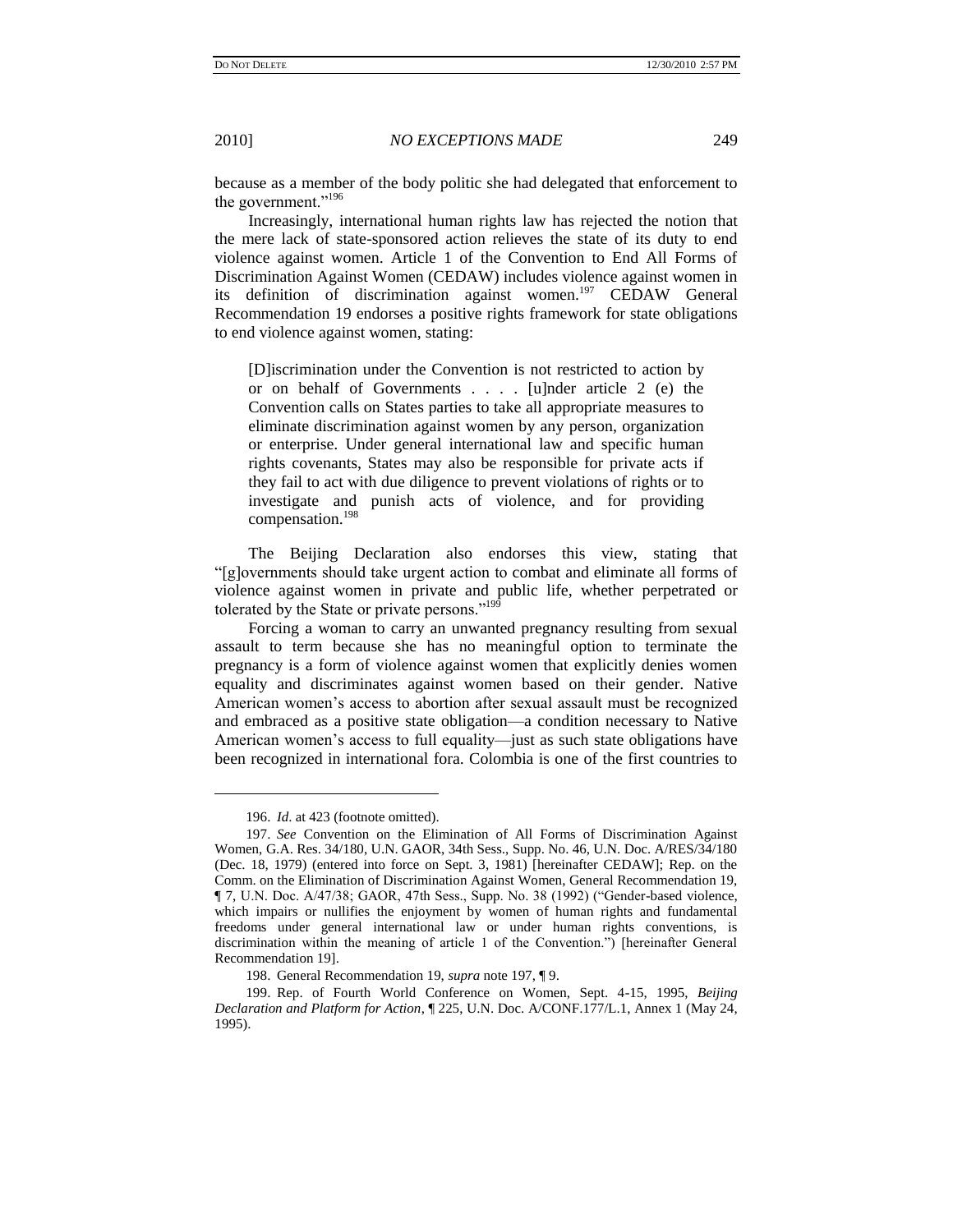because as a member of the body politic she had delegated that enforcement to the government."[196]

Increasingly, international human rights law has rejected the notion that the mere lack of state-sponsored action relieves the state of its duty to end violence against women. Article 1 of the Convention to End All Forms of Discrimination Against Women (CEDAW) includes violence against women in its definition of discrimination against women.[197] CEDAW General Recommendation 19 endorses a positive rights framework for state obligations to end violence against women, stating:

> [D]iscrimination under the Convention is not restricted to action by or on behalf of Governments . . . . [u]nder article 2 (e) the Convention calls on States parties to take all appropriate measures to eliminate discrimination against women by any person, organization or enterprise. Under general international law and specific human rights covenants, States may also be responsible for private acts if they fail to act with due diligence to prevent violations of rights or to investigate and punish acts of violence, and for providing compensation.[198]

The Beijing Declaration also endorses this view, stating that "[g]overnments should take urgent action to combat and eliminate all forms of violence against women in private and public life, whether perpetrated or tolerated by the State or private persons."[199]

Forcing a woman to carry an unwanted pregnancy resulting from sexual assault to term because she has no meaningful option to terminate the pregnancy is a form of violence against women that explicitly denies women equality and discriminates against women based on their gender. Native American women's access to abortion after sexual assault must be recognized and embraced as a positive state obligation—a condition necessary to Native American women's access to full equality—just as such state obligations have been recognized in international fora. Colombia is one of the first countries to

---

196. *Id*. at 423 (footnote omitted).

197. *See* Convention on the Elimination of All Forms of Discrimination Against Women, G.A. Res. 34/180, U.N. GAOR, 34th Sess., Supp. No. 46, U.N. Doc. A/RES/34/180 (Dec. 18, 1979) (entered into force on Sept. 3, 1981) [hereinafter CEDAW]; Rep. on the Comm. on the Elimination of Discrimination Against Women, General Recommendation 19, ¶ 7, U.N. Doc. A/47/38; GAOR, 47th Sess., Supp. No. 38 (1992) ("Gender-based violence, which impairs or nullifies the enjoyment by women of human rights and fundamental freedoms under general international law or under human rights conventions, is discrimination within the meaning of article 1 of the Convention.") [hereinafter General Recommendation 19].

198. General Recommendation 19, *supra* note 197, ¶ 9.

199. Rep. of Fourth World Conference on Women, Sept. 4-15, 1995, *Beijing Declaration and Platform for Action*, ¶ 225, U.N. Doc. A/CONF.177/L.1, Annex 1 (May 24, 1995).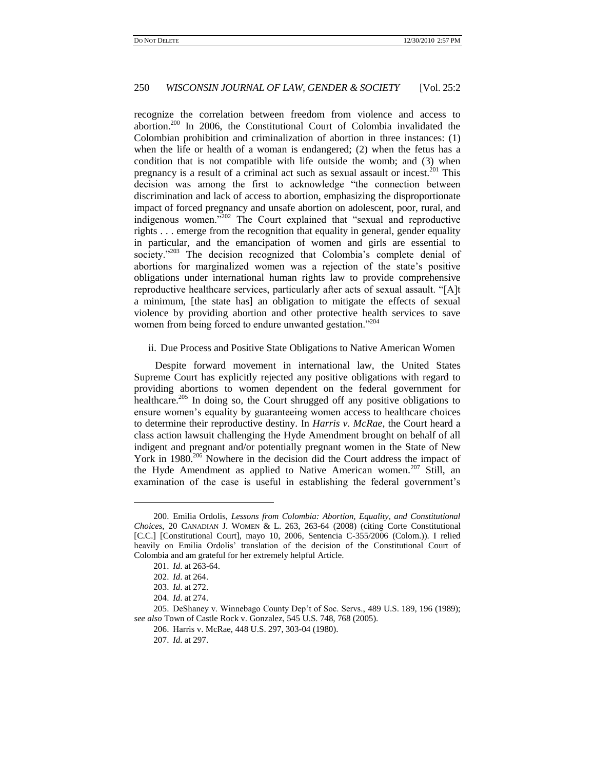recognize the correlation between freedom from violence and access to abortion.[200] In 2006, the Constitutional Court of Colombia invalidated the Colombian prohibition and criminalization of abortion in three instances: (1) when the life or health of a woman is endangered; (2) when the fetus has a condition that is not compatible with life outside the womb; and (3) when pregnancy is a result of a criminal act such as sexual assault or incest.[201] This decision was among the first to acknowledge "the connection between discrimination and lack of access to abortion, emphasizing the disproportionate impact of forced pregnancy and unsafe abortion on adolescent, poor, rural, and indigenous women."[202] The Court explained that "sexual and reproductive rights . . . emerge from the recognition that equality in general, gender equality in particular, and the emancipation of women and girls are essential to society."[203] The decision recognized that Colombia's complete denial of abortions for marginalized women was a rejection of the state's positive obligations under international human rights law to provide comprehensive reproductive healthcare services, particularly after acts of sexual assault. "[A]t a minimum, [the state has] an obligation to mitigate the effects of sexual violence by providing abortion and other protective health services to save women from being forced to endure unwanted gestation."[204]

ii. Due Process and Positive State Obligations to Native American Women

Despite forward movement in international law, the United States Supreme Court has explicitly rejected any positive obligations with regard to providing abortions to women dependent on the federal government for healthcare.[205] In doing so, the Court shrugged off any positive obligations to ensure women's equality by guaranteeing women access to healthcare choices to determine their reproductive destiny. In *Harris v. McRae*, the Court heard a class action lawsuit challenging the Hyde Amendment brought on behalf of all indigent and pregnant and/or potentially pregnant women in the State of New York in 1980.[206] Nowhere in the decision did the Court address the impact of the Hyde Amendment as applied to Native American women.[207] Still, an examination of the case is useful in establishing the federal government's

---

200. Emilia Ordolis, *Lessons from Colombia: Abortion, Equality, and Constitutional Choices*, 20 CANADIAN J. WOMEN & L. 263, 263-64 (2008) (citing Corte Constitutional [C.C.] [Constitutional Court], mayo 10, 2006, Sentencia C-355/2006 (Colom.)). I relied heavily on Emilia Ordolis' translation of the decision of the Constitutional Court of Colombia and am grateful for her extremely helpful Article.

201. *Id.* at 263-64.

202. *Id.* at 264.

203. *Id.* at 272.

204. *Id.* at 274.

205. DeShaney v. Winnebago County Dep't of Soc. Servs., 489 U.S. 189, 196 (1989); *see also* Town of Castle Rock v. Gonzalez, 545 U.S. 748, 768 (2005).

206. Harris v. McRae, 448 U.S. 297, 303-04 (1980).

207. *Id.* at 297.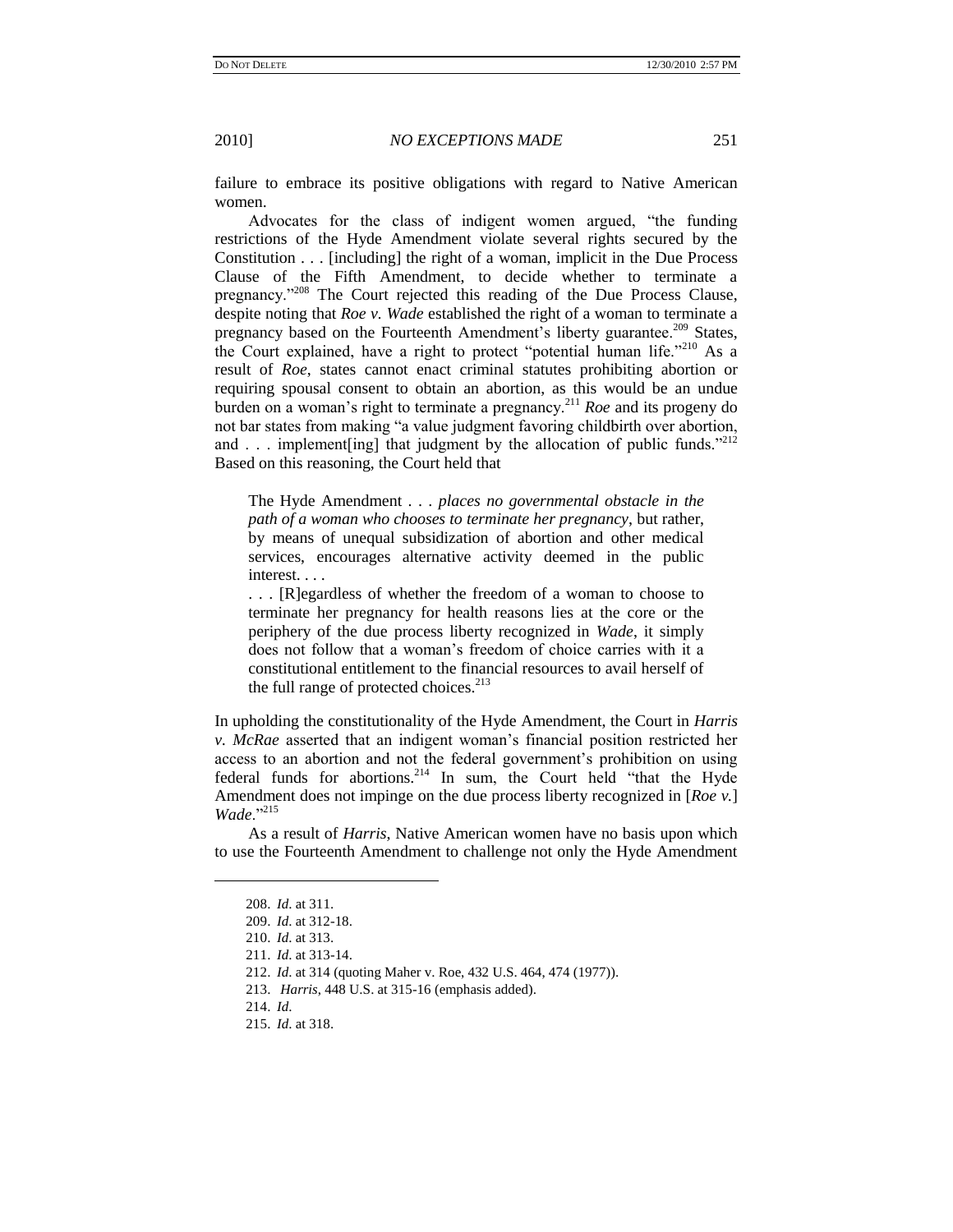failure to embrace its positive obligations with regard to Native American women.

Advocates for the class of indigent women argued, "the funding restrictions of the Hyde Amendment violate several rights secured by the Constitution . . . [including] the right of a woman, implicit in the Due Process Clause of the Fifth Amendment, to decide whether to terminate a pregnancy."[208] The Court rejected this reading of the Due Process Clause, despite noting that *Roe v. Wade* established the right of a woman to terminate a pregnancy based on the Fourteenth Amendment's liberty guarantee.[209] States, the Court explained, have a right to protect "potential human life."[210] As a result of *Roe*, states cannot enact criminal statutes prohibiting abortion or requiring spousal consent to obtain an abortion, as this would be an undue burden on a woman's right to terminate a pregnancy.[211] *Roe* and its progeny do not bar states from making "a value judgment favoring childbirth over abortion, and . . . implement[ing] that judgment by the allocation of public funds."[212] Based on this reasoning, the Court held that

> The Hyde Amendment . . . *places no governmental obstacle in the path of a woman who chooses to terminate her pregnancy*, but rather, by means of unequal subsidization of abortion and other medical services, encourages alternative activity deemed in the public interest. . . .
>
> . . . [R]egardless of whether the freedom of a woman to choose to terminate her pregnancy for health reasons lies at the core or the periphery of the due process liberty recognized in *Wade*, it simply does not follow that a woman's freedom of choice carries with it a constitutional entitlement to the financial resources to avail herself of the full range of protected choices.[213]

In upholding the constitutionality of the Hyde Amendment, the Court in *Harris v. McRae* asserted that an indigent woman's financial position restricted her access to an abortion and not the federal government's prohibition on using federal funds for abortions.[214] In sum, the Court held "that the Hyde Amendment does not impinge on the due process liberty recognized in [*Roe v.*] *Wade*."[215]

As a result of *Harris*, Native American women have no basis upon which to use the Fourteenth Amendment to challenge not only the Hyde Amendment

---

208. *Id.* at 311.

209. *Id.* at 312-18.

210. *Id.* at 313.

211. *Id.* at 313-14.

212. *Id.* at 314 (quoting Maher v. Roe, 432 U.S. 464, 474 (1977)).

213. *Harris*, 448 U.S. at 315-16 (emphasis added).

214. *Id.*

215. *Id.* at 318.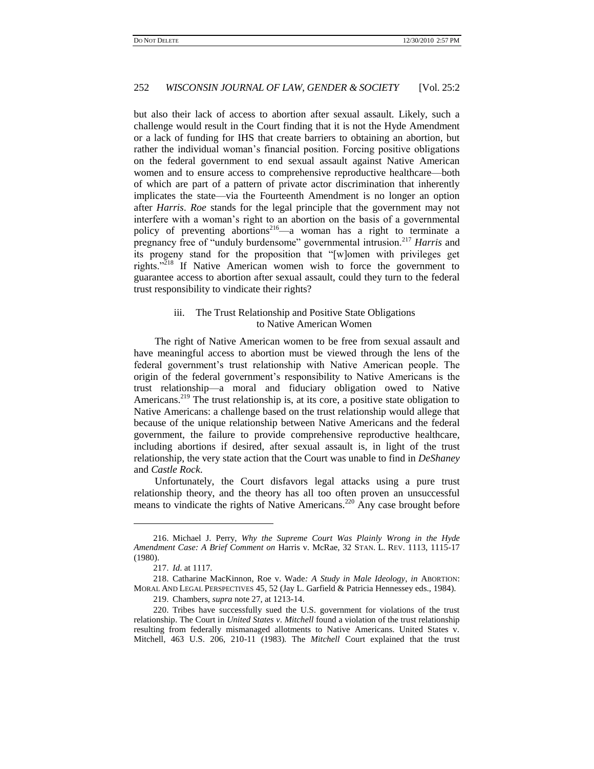but also their lack of access to abortion after sexual assault. Likely, such a challenge would result in the Court finding that it is not the Hyde Amendment or a lack of funding for IHS that create barriers to obtaining an abortion, but rather the individual woman's financial position. Forcing positive obligations on the federal government to end sexual assault against Native American women and to ensure access to comprehensive reproductive healthcare—both of which are part of a pattern of private actor discrimination that inherently implicates the state—via the Fourteenth Amendment is no longer an option after *Harris*. *Roe* stands for the legal principle that the government may not interfere with a woman's right to an abortion on the basis of a governmental policy of preventing abortions[216]—a woman has a right to terminate a pregnancy free of "unduly burdensome" governmental intrusion.[217] *Harris* and its progeny stand for the proposition that "[w]omen with privileges get rights."[218] If Native American women wish to force the government to guarantee access to abortion after sexual assault, could they turn to the federal trust responsibility to vindicate their rights?

### iii. The Trust Relationship and Positive State Obligations to Native American Women

The right of Native American women to be free from sexual assault and have meaningful access to abortion must be viewed through the lens of the federal government's trust relationship with Native American people. The origin of the federal government's responsibility to Native Americans is the trust relationship—a moral and fiduciary obligation owed to Native Americans.[219] The trust relationship is, at its core, a positive state obligation to Native Americans: a challenge based on the trust relationship would allege that because of the unique relationship between Native Americans and the federal government, the failure to provide comprehensive reproductive healthcare, including abortions if desired, after sexual assault is, in light of the trust relationship, the very state action that the Court was unable to find in *DeShaney* and *Castle Rock*.

Unfortunately, the Court disfavors legal attacks using a pure trust relationship theory, and the theory has all too often proven an unsuccessful means to vindicate the rights of Native Americans.[220] Any case brought before

---

216. Michael J. Perry, *Why the Supreme Court Was Plainly Wrong in the Hyde Amendment Case: A Brief Comment on* Harris v. McRae, 32 STAN. L. REV. 1113, 1115-17 (1980).

217. *Id.* at 1117.

218. Catharine MacKinnon, Roe v. Wade*: A Study in Male Ideology*, *in* ABORTION: MORAL AND LEGAL PERSPECTIVES 45, 52 (Jay L. Garfield & Patricia Hennessey eds., 1984).

219. Chambers, *supra* note 27, at 1213-14.

220. Tribes have successfully sued the U.S. government for violations of the trust relationship. The Court in *United States v. Mitchell* found a violation of the trust relationship resulting from federally mismanaged allotments to Native Americans. United States v. Mitchell, 463 U.S. 206, 210-11 (1983). The *Mitchell* Court explained that the trust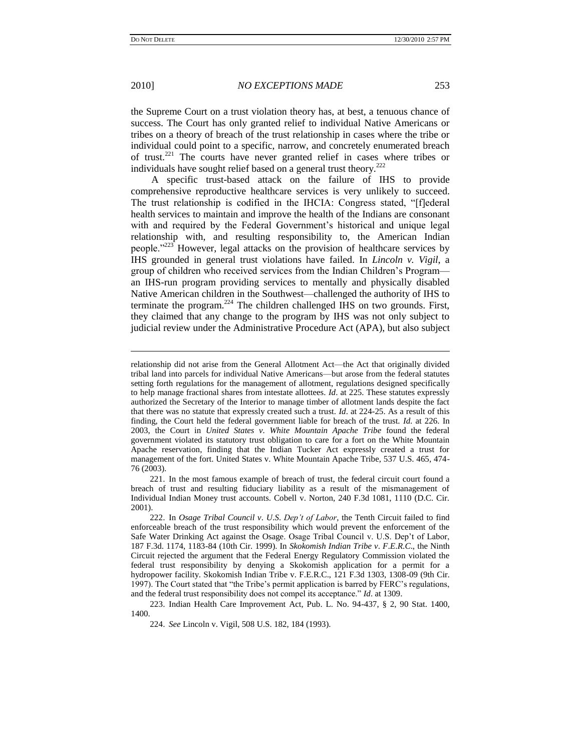the Supreme Court on a trust violation theory has, at best, a tenuous chance of success. The Court has only granted relief to individual Native Americans or tribes on a theory of breach of the trust relationship in cases where the tribe or individual could point to a specific, narrow, and concretely enumerated breach of trust.[221] The courts have never granted relief in cases where tribes or individuals have sought relief based on a general trust theory.[222]

A specific trust-based attack on the failure of IHS to provide comprehensive reproductive healthcare services is very unlikely to succeed. The trust relationship is codified in the IHCIA: Congress stated, "[f]ederal health services to maintain and improve the health of the Indians are consonant with and required by the Federal Government's historical and unique legal relationship with, and resulting responsibility to, the American Indian people."[223] However, legal attacks on the provision of healthcare services by IHS grounded in general trust violations have failed. In *Lincoln v. Vigil*, a group of children who received services from the Indian Children's Program—an IHS-run program providing services to mentally and physically disabled Native American children in the Southwest—challenged the authority of IHS to terminate the program.[224] The children challenged IHS on two grounds. First, they claimed that any change to the program by IHS was not only subject to judicial review under the Administrative Procedure Act (APA), but also subject

---

relationship did not arise from the General Allotment Act—the Act that originally divided tribal land into parcels for individual Native Americans—but arose from the federal statutes setting forth regulations for the management of allotment, regulations designed specifically to help manage fractional shares from intestate allottees. *Id*. at 225. These statutes expressly authorized the Secretary of the Interior to manage timber of allotment lands despite the fact that there was no statute that expressly created such a trust. *Id*. at 224-25. As a result of this finding, the Court held the federal government liable for breach of the trust. *Id.* at 226. In 2003, the Court in *United States v. White Mountain Apache Tribe* found the federal government violated its statutory trust obligation to care for a fort on the White Mountain Apache reservation, finding that the Indian Tucker Act expressly created a trust for management of the fort. United States v. White Mountain Apache Tribe, 537 U.S. 465, 474-76 (2003).

221. In the most famous example of breach of trust, the federal circuit court found a breach of trust and resulting fiduciary liability as a result of the mismanagement of Individual Indian Money trust accounts. Cobell v. Norton, 240 F.3d 1081, 1110 (D.C. Cir. 2001).

222. In *Osage Tribal Council v. U.S. Dep't of Labor*, the Tenth Circuit failed to find enforceable breach of the trust responsibility which would prevent the enforcement of the Safe Water Drinking Act against the Osage. Osage Tribal Council v. U.S. Dep't of Labor, 187 F.3d. 1174, 1183-84 (10th Cir. 1999). In *Skokomish Indian Tribe v. F.E.R.C.*, the Ninth Circuit rejected the argument that the Federal Energy Regulatory Commission violated the federal trust responsibility by denying a Skokomish application for a permit for a hydropower facility. Skokomish Indian Tribe v. F.E.R.C., 121 F.3d 1303, 1308-09 (9th Cir. 1997). The Court stated that "the Tribe's permit application is barred by FERC's regulations, and the federal trust responsibility does not compel its acceptance." *Id*. at 1309.

223. Indian Health Care Improvement Act, Pub. L. No. 94-437, § 2, 90 Stat. 1400, 1400.

224. *See* Lincoln v. Vigil, 508 U.S. 182, 184 (1993).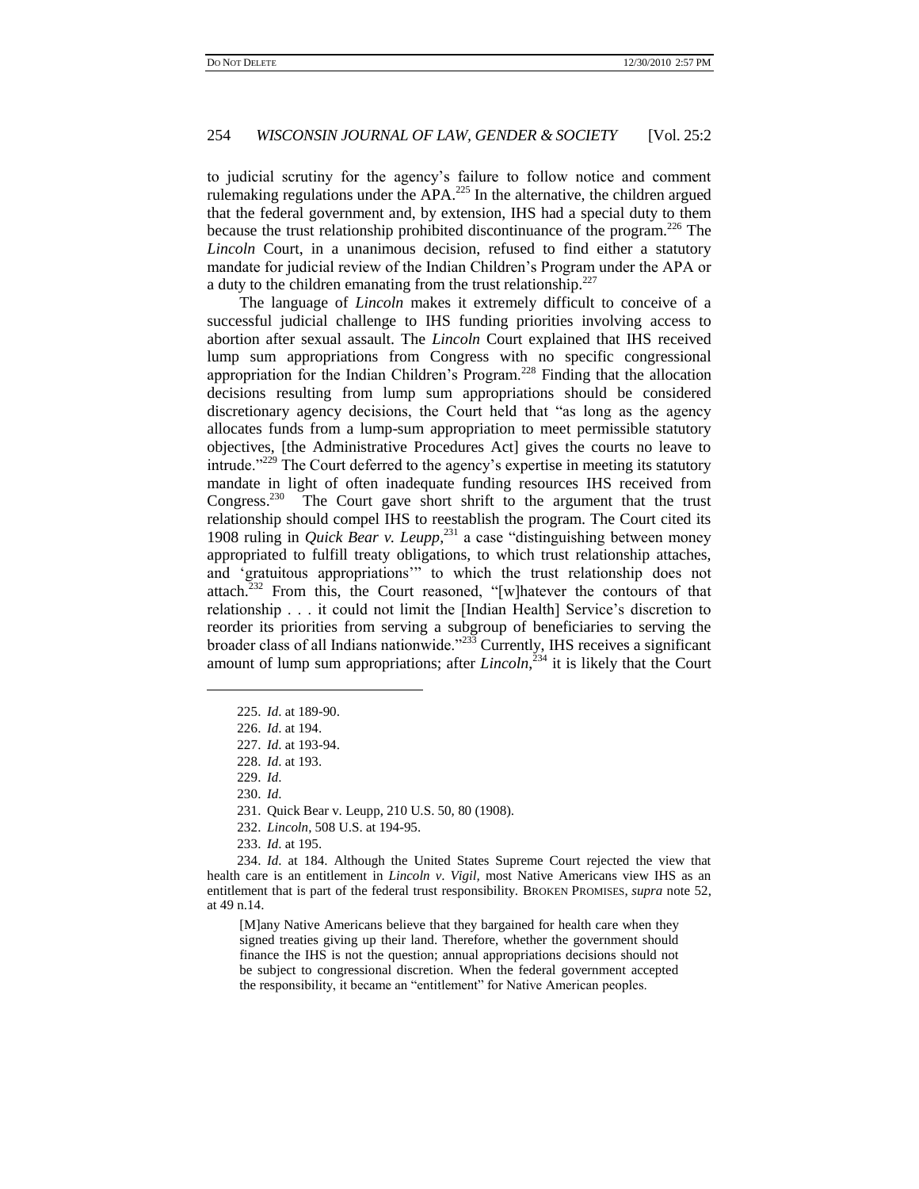to judicial scrutiny for the agency's failure to follow notice and comment rulemaking regulations under the APA.[225] In the alternative, the children argued that the federal government and, by extension, IHS had a special duty to them because the trust relationship prohibited discontinuance of the program.[226] The *Lincoln* Court, in a unanimous decision, refused to find either a statutory mandate for judicial review of the Indian Children's Program under the APA or a duty to the children emanating from the trust relationship.[227]

The language of *Lincoln* makes it extremely difficult to conceive of a successful judicial challenge to IHS funding priorities involving access to abortion after sexual assault. The *Lincoln* Court explained that IHS received lump sum appropriations from Congress with no specific congressional appropriation for the Indian Children's Program.[228] Finding that the allocation decisions resulting from lump sum appropriations should be considered discretionary agency decisions, the Court held that "as long as the agency allocates funds from a lump-sum appropriation to meet permissible statutory objectives, [the Administrative Procedures Act] gives the courts no leave to intrude."[229] The Court deferred to the agency's expertise in meeting its statutory mandate in light of often inadequate funding resources IHS received from Congress.[230] The Court gave short shrift to the argument that the trust relationship should compel IHS to reestablish the program. The Court cited its 1908 ruling in *Quick Bear v. Leupp*,[231] a case "distinguishing between money appropriated to fulfill treaty obligations, to which trust relationship attaches, and 'gratuitous appropriations'" to which the trust relationship does not attach.[232] From this, the Court reasoned, "[w]hatever the contours of that relationship . . . it could not limit the [Indian Health] Service's discretion to reorder its priorities from serving a subgroup of beneficiaries to serving the broader class of all Indians nationwide."[233] Currently, IHS receives a significant amount of lump sum appropriations; after *Lincoln*,[234] it is likely that the Court

---

225. *Id.* at 189-90.

226. *Id.* at 194.

227. *Id.* at 193-94.

228. *Id.* at 193.

229. *Id.*

230. *Id.*

231. Quick Bear v. Leupp, 210 U.S. 50, 80 (1908).

232. *Lincoln*, 508 U.S. at 194-95.

233. *Id.* at 195.

234. *Id.* at 184. Although the United States Supreme Court rejected the view that health care is an entitlement in *Lincoln v. Vigil,* most Native Americans view IHS as an entitlement that is part of the federal trust responsibility. BROKEN PROMISES, *supra* note 52, at 49 n.14.

> [M]any Native Americans believe that they bargained for health care when they signed treaties giving up their land. Therefore, whether the government should finance the IHS is not the question; annual appropriations decisions should not be subject to congressional discretion. When the federal government accepted the responsibility, it became an "entitlement" for Native American peoples.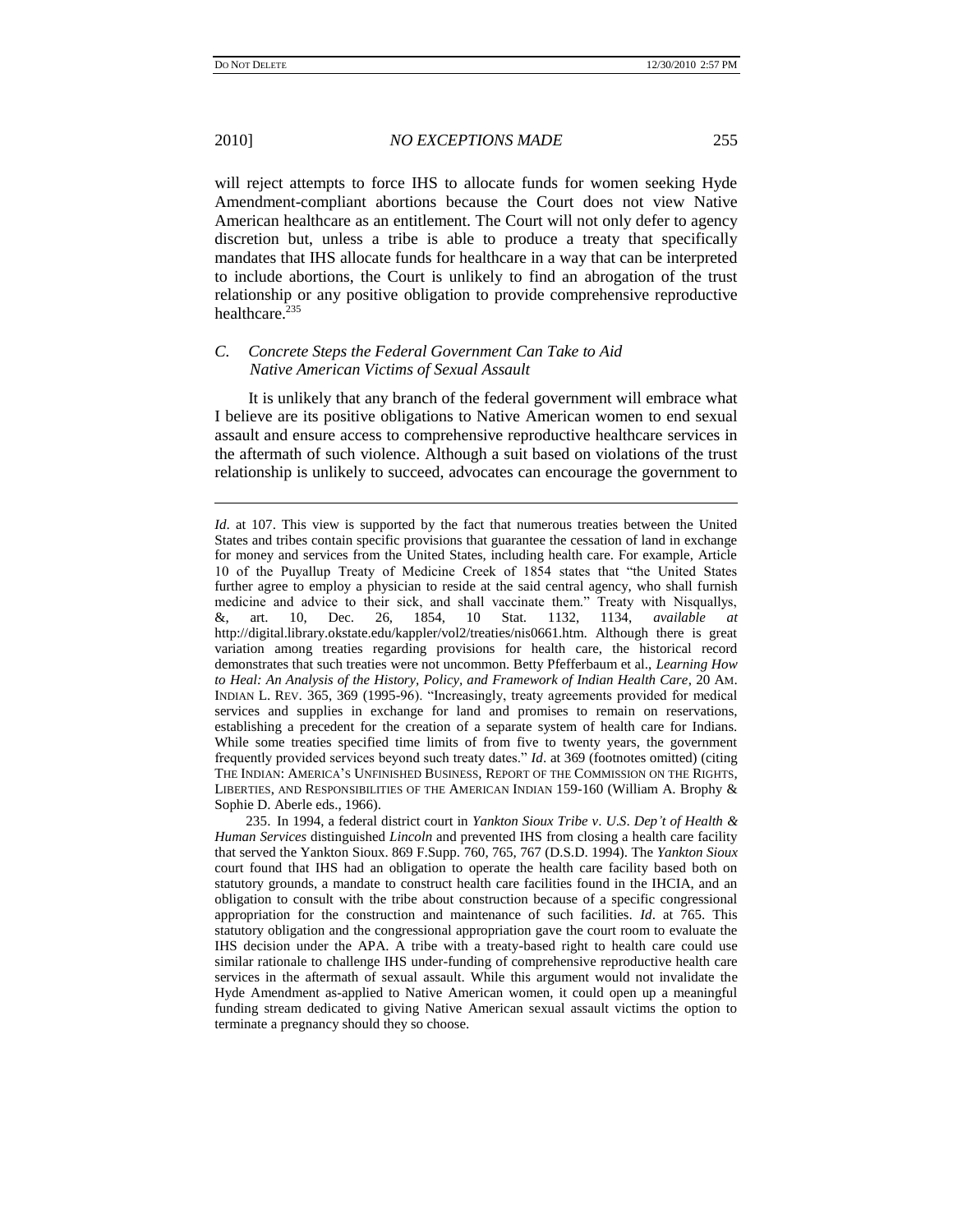will reject attempts to force IHS to allocate funds for women seeking Hyde Amendment-compliant abortions because the Court does not view Native American healthcare as an entitlement. The Court will not only defer to agency discretion but, unless a tribe is able to produce a treaty that specifically mandates that IHS allocate funds for healthcare in a way that can be interpreted to include abortions, the Court is unlikely to find an abrogation of the trust relationship or any positive obligation to provide comprehensive reproductive healthcare.[235]

### *C. Concrete Steps the Federal Government Can Take to Aid Native American Victims of Sexual Assault*

It is unlikely that any branch of the federal government will embrace what I believe are its positive obligations to Native American women to end sexual assault and ensure access to comprehensive reproductive healthcare services in the aftermath of such violence. Although a suit based on violations of the trust relationship is unlikely to succeed, advocates can encourage the government to

---

*Id*. at 107. This view is supported by the fact that numerous treaties between the United States and tribes contain specific provisions that guarantee the cessation of land in exchange for money and services from the United States, including health care. For example, Article 10 of the Puyallup Treaty of Medicine Creek of 1854 states that "the United States further agree to employ a physician to reside at the said central agency, who shall furnish medicine and advice to their sick, and shall vaccinate them." Treaty with Nisquallys, &, art. 10, Dec. 26, 1854, 10 Stat. 1132, 1134, *available at* http://digital.library.okstate.edu/kappler/vol2/treaties/nis0661.htm. Although there is great variation among treaties regarding provisions for health care, the historical record demonstrates that such treaties were not uncommon. Betty Pfefferbaum et al., *Learning How to Heal: An Analysis of the History, Policy, and Framework of Indian Health Care*, 20 AM. INDIAN L. REV. 365, 369 (1995-96). "Increasingly, treaty agreements provided for medical services and supplies in exchange for land and promises to remain on reservations, establishing a precedent for the creation of a separate system of health care for Indians. While some treaties specified time limits of from five to twenty years, the government frequently provided services beyond such treaty dates." *Id*. at 369 (footnotes omitted) (citing THE INDIAN: AMERICA'S UNFINISHED BUSINESS, REPORT OF THE COMMISSION ON THE RIGHTS, LIBERTIES, AND RESPONSIBILITIES OF THE AMERICAN INDIAN 159-160 (William A. Brophy & Sophie D. Aberle eds., 1966).

235. In 1994, a federal district court in *Yankton Sioux Tribe v. U.S. Dep't of Health & Human Services* distinguished *Lincoln* and prevented IHS from closing a health care facility that served the Yankton Sioux. 869 F.Supp. 760, 765, 767 (D.S.D. 1994). The *Yankton Sioux* court found that IHS had an obligation to operate the health care facility based both on statutory grounds, a mandate to construct health care facilities found in the IHCIA, and an obligation to consult with the tribe about construction because of a specific congressional appropriation for the construction and maintenance of such facilities. *Id*. at 765. This statutory obligation and the congressional appropriation gave the court room to evaluate the IHS decision under the APA. A tribe with a treaty-based right to health care could use similar rationale to challenge IHS under-funding of comprehensive reproductive health care services in the aftermath of sexual assault. While this argument would not invalidate the Hyde Amendment as-applied to Native American women, it could open up a meaningful funding stream dedicated to giving Native American sexual assault victims the option to terminate a pregnancy should they so choose.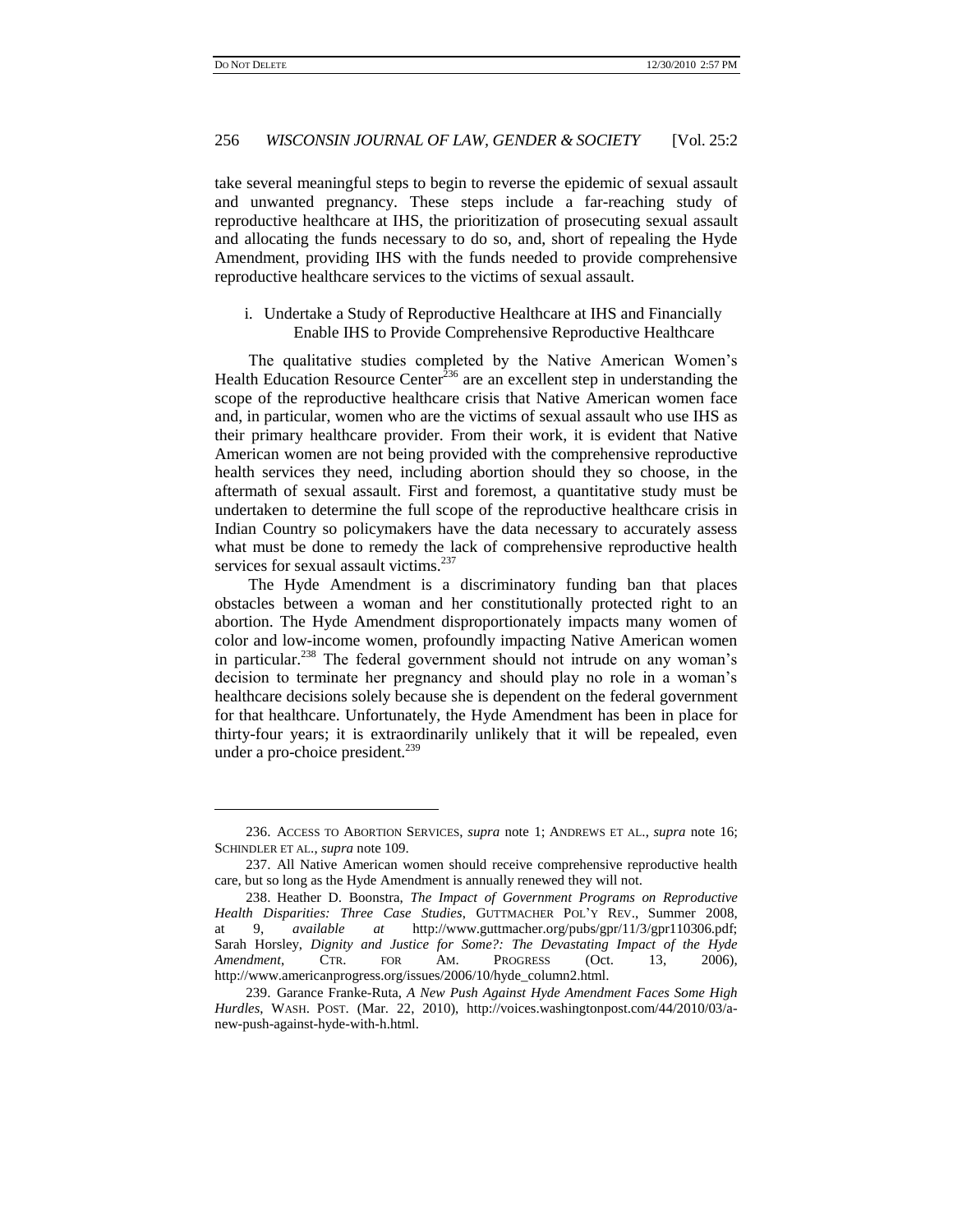take several meaningful steps to begin to reverse the epidemic of sexual assault and unwanted pregnancy. These steps include a far-reaching study of reproductive healthcare at IHS, the prioritization of prosecuting sexual assault and allocating the funds necessary to do so, and, short of repealing the Hyde Amendment, providing IHS with the funds needed to provide comprehensive reproductive healthcare services to the victims of sexual assault.

i. Undertake a Study of Reproductive Healthcare at IHS and Financially Enable IHS to Provide Comprehensive Reproductive Healthcare

The qualitative studies completed by the Native American Women's Health Education Resource Center[236] are an excellent step in understanding the scope of the reproductive healthcare crisis that Native American women face and, in particular, women who are the victims of sexual assault who use IHS as their primary healthcare provider. From their work, it is evident that Native American women are not being provided with the comprehensive reproductive health services they need, including abortion should they so choose, in the aftermath of sexual assault. First and foremost, a quantitative study must be undertaken to determine the full scope of the reproductive healthcare crisis in Indian Country so policymakers have the data necessary to accurately assess what must be done to remedy the lack of comprehensive reproductive health services for sexual assault victims.[237]

The Hyde Amendment is a discriminatory funding ban that places obstacles between a woman and her constitutionally protected right to an abortion. The Hyde Amendment disproportionately impacts many women of color and low-income women, profoundly impacting Native American women in particular.[238] The federal government should not intrude on any woman's decision to terminate her pregnancy and should play no role in a woman's healthcare decisions solely because she is dependent on the federal government for that healthcare. Unfortunately, the Hyde Amendment has been in place for thirty-four years; it is extraordinarily unlikely that it will be repealed, even under a pro-choice president.[239]

---

236. ACCESS TO ABORTION SERVICES, *supra* note 1; ANDREWS ET AL., *supra* note 16; SCHINDLER ET AL., *supra* note 109.

237. All Native American women should receive comprehensive reproductive health care, but so long as the Hyde Amendment is annually renewed they will not.

238. Heather D. Boonstra, *The Impact of Government Programs on Reproductive Health Disparities: Three Case Studies*, GUTTMACHER POL'Y REV., Summer 2008, at 9, *available at* http://www.guttmacher.org/pubs/gpr/11/3/gpr110306.pdf; Sarah Horsley, *Dignity and Justice for Some?: The Devastating Impact of the Hyde Amendment*, CTR. FOR AM. PROGRESS (Oct. 13, 2006), http://www.americanprogress.org/issues/2006/10/hyde_column2.html.

239. Garance Franke-Ruta, *A New Push Against Hyde Amendment Faces Some High Hurdles*, WASH. POST. (Mar. 22, 2010), http://voices.washingtonpost.com/44/2010/03/a-new-push-against-hyde-with-h.html.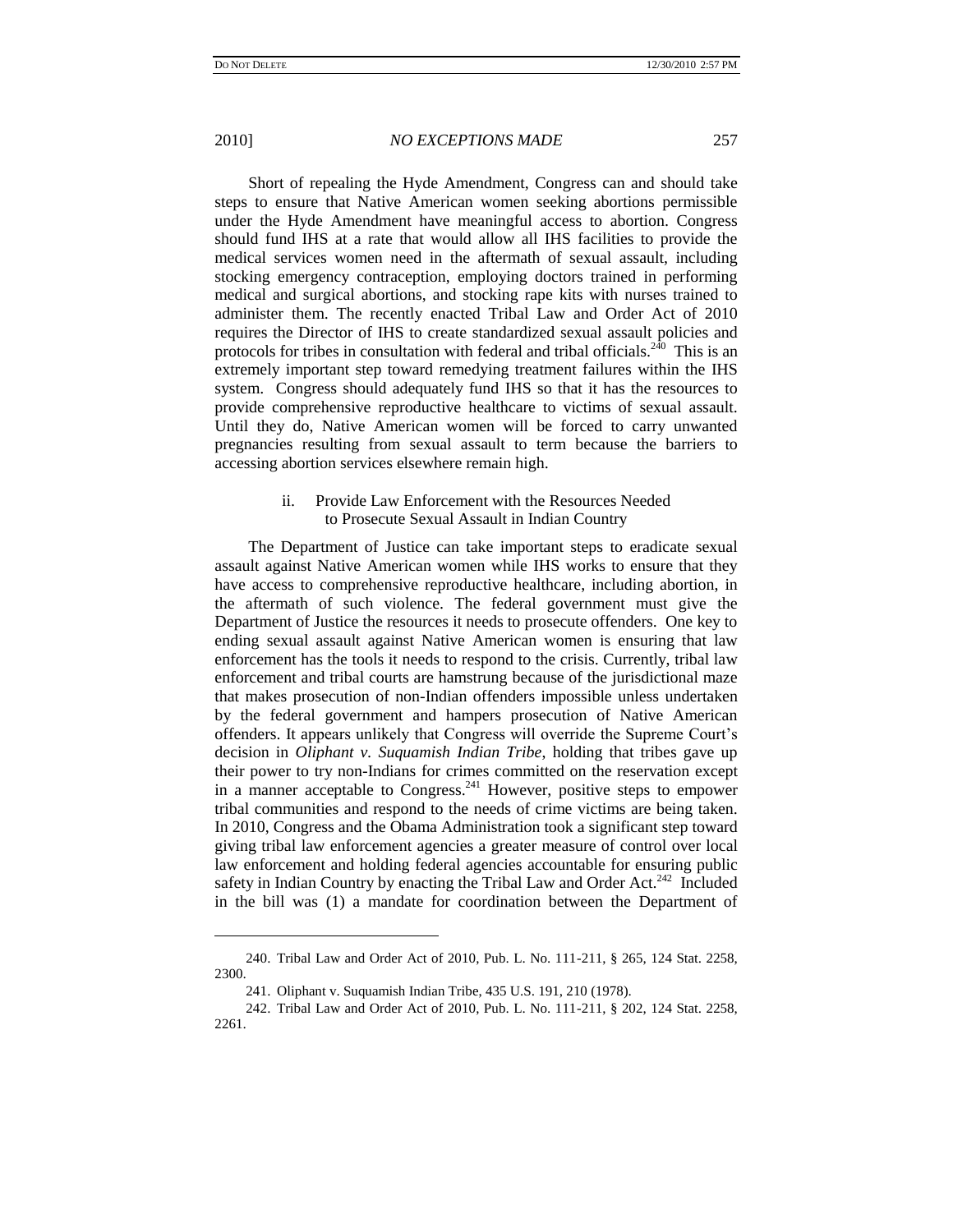Short of repealing the Hyde Amendment, Congress can and should take steps to ensure that Native American women seeking abortions permissible under the Hyde Amendment have meaningful access to abortion. Congress should fund IHS at a rate that would allow all IHS facilities to provide the medical services women need in the aftermath of sexual assault, including stocking emergency contraception, employing doctors trained in performing medical and surgical abortions, and stocking rape kits with nurses trained to administer them. The recently enacted Tribal Law and Order Act of 2010 requires the Director of IHS to create standardized sexual assault policies and protocols for tribes in consultation with federal and tribal officials.[240] This is an extremely important step toward remedying treatment failures within the IHS system. Congress should adequately fund IHS so that it has the resources to provide comprehensive reproductive healthcare to victims of sexual assault. Until they do, Native American women will be forced to carry unwanted pregnancies resulting from sexual assault to term because the barriers to accessing abortion services elsewhere remain high.

#### ii. Provide Law Enforcement with the Resources Needed to Prosecute Sexual Assault in Indian Country

The Department of Justice can take important steps to eradicate sexual assault against Native American women while IHS works to ensure that they have access to comprehensive reproductive healthcare, including abortion, in the aftermath of such violence. The federal government must give the Department of Justice the resources it needs to prosecute offenders. One key to ending sexual assault against Native American women is ensuring that law enforcement has the tools it needs to respond to the crisis. Currently, tribal law enforcement and tribal courts are hamstrung because of the jurisdictional maze that makes prosecution of non-Indian offenders impossible unless undertaken by the federal government and hampers prosecution of Native American offenders. It appears unlikely that Congress will override the Supreme Court's decision in *Oliphant v. Suquamish Indian Tribe*, holding that tribes gave up their power to try non-Indians for crimes committed on the reservation except in a manner acceptable to Congress.[241] However, positive steps to empower tribal communities and respond to the needs of crime victims are being taken. In 2010, Congress and the Obama Administration took a significant step toward giving tribal law enforcement agencies a greater measure of control over local law enforcement and holding federal agencies accountable for ensuring public safety in Indian Country by enacting the Tribal Law and Order Act.[242] Included in the bill was (1) a mandate for coordination between the Department of

---

240. Tribal Law and Order Act of 2010, Pub. L. No. 111-211, § 265, 124 Stat. 2258, 2300.

241. Oliphant v. Suquamish Indian Tribe, 435 U.S. 191, 210 (1978).

242. Tribal Law and Order Act of 2010, Pub. L. No. 111-211, § 202, 124 Stat. 2258, 2261.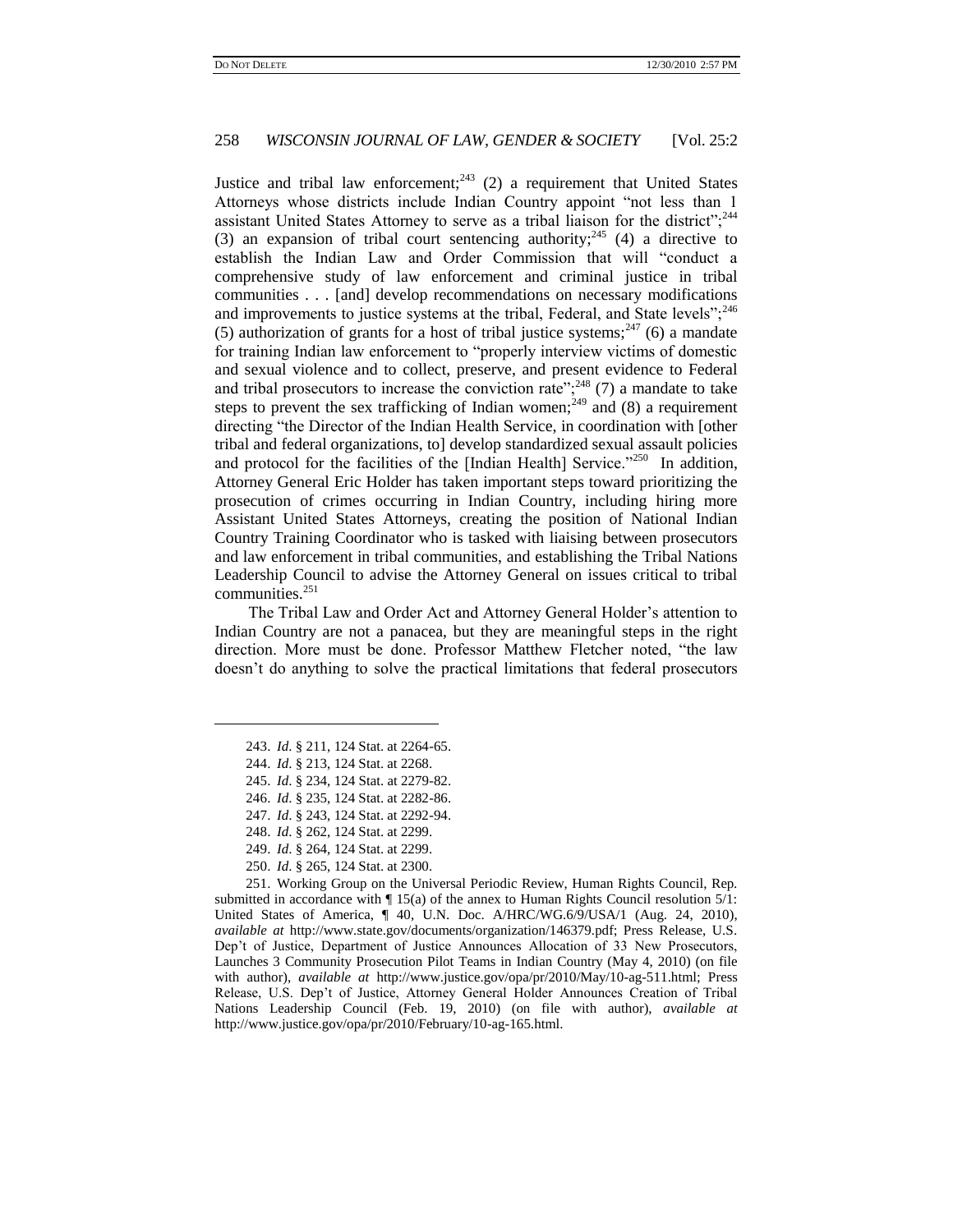Justice and tribal law enforcement;[243] (2) a requirement that United States Attorneys whose districts include Indian Country appoint "not less than 1 assistant United States Attorney to serve as a tribal liaison for the district";[244] (3) an expansion of tribal court sentencing authority;[245] (4) a directive to establish the Indian Law and Order Commission that will "conduct a comprehensive study of law enforcement and criminal justice in tribal communities . . . [and] develop recommendations on necessary modifications and improvements to justice systems at the tribal, Federal, and State levels";[246] (5) authorization of grants for a host of tribal justice systems;[247] (6) a mandate for training Indian law enforcement to "properly interview victims of domestic and sexual violence and to collect, preserve, and present evidence to Federal and tribal prosecutors to increase the conviction rate";[248] (7) a mandate to take steps to prevent the sex trafficking of Indian women;[249] and (8) a requirement directing "the Director of the Indian Health Service, in coordination with [other tribal and federal organizations, to] develop standardized sexual assault policies and protocol for the facilities of the [Indian Health] Service."[250] In addition, Attorney General Eric Holder has taken important steps toward prioritizing the prosecution of crimes occurring in Indian Country, including hiring more Assistant United States Attorneys, creating the position of National Indian Country Training Coordinator who is tasked with liaising between prosecutors and law enforcement in tribal communities, and establishing the Tribal Nations Leadership Council to advise the Attorney General on issues critical to tribal communities.[251]

The Tribal Law and Order Act and Attorney General Holder's attention to Indian Country are not a panacea, but they are meaningful steps in the right direction. More must be done. Professor Matthew Fletcher noted, "the law doesn't do anything to solve the practical limitations that federal prosecutors

---

243. *Id.* § 211, 124 Stat. at 2264-65.

244. *Id.* § 213, 124 Stat. at 2268.

245. *Id.* § 234, 124 Stat. at 2279-82.

246. *Id.* § 235, 124 Stat. at 2282-86.

247. *Id.* § 243, 124 Stat. at 2292-94.

248. *Id.* § 262, 124 Stat. at 2299.

249. *Id.* § 264, 124 Stat. at 2299.

250. *Id.* § 265, 124 Stat. at 2300.

251. Working Group on the Universal Periodic Review, Human Rights Council, Rep. submitted in accordance with ¶ 15(a) of the annex to Human Rights Council resolution 5/1: United States of America, ¶ 40, U.N. Doc. A/HRC/WG.6/9/USA/1 (Aug. 24, 2010), *available at* http://www.state.gov/documents/organization/146379.pdf; Press Release, U.S. Dep't of Justice, Department of Justice Announces Allocation of 33 New Prosecutors, Launches 3 Community Prosecution Pilot Teams in Indian Country (May 4, 2010) (on file with author), *available at* http://www.justice.gov/opa/pr/2010/May/10-ag-511.html; Press Release, U.S. Dep't of Justice, Attorney General Holder Announces Creation of Tribal Nations Leadership Council (Feb. 19, 2010) (on file with author), *available at* http://www.justice.gov/opa/pr/2010/February/10-ag-165.html.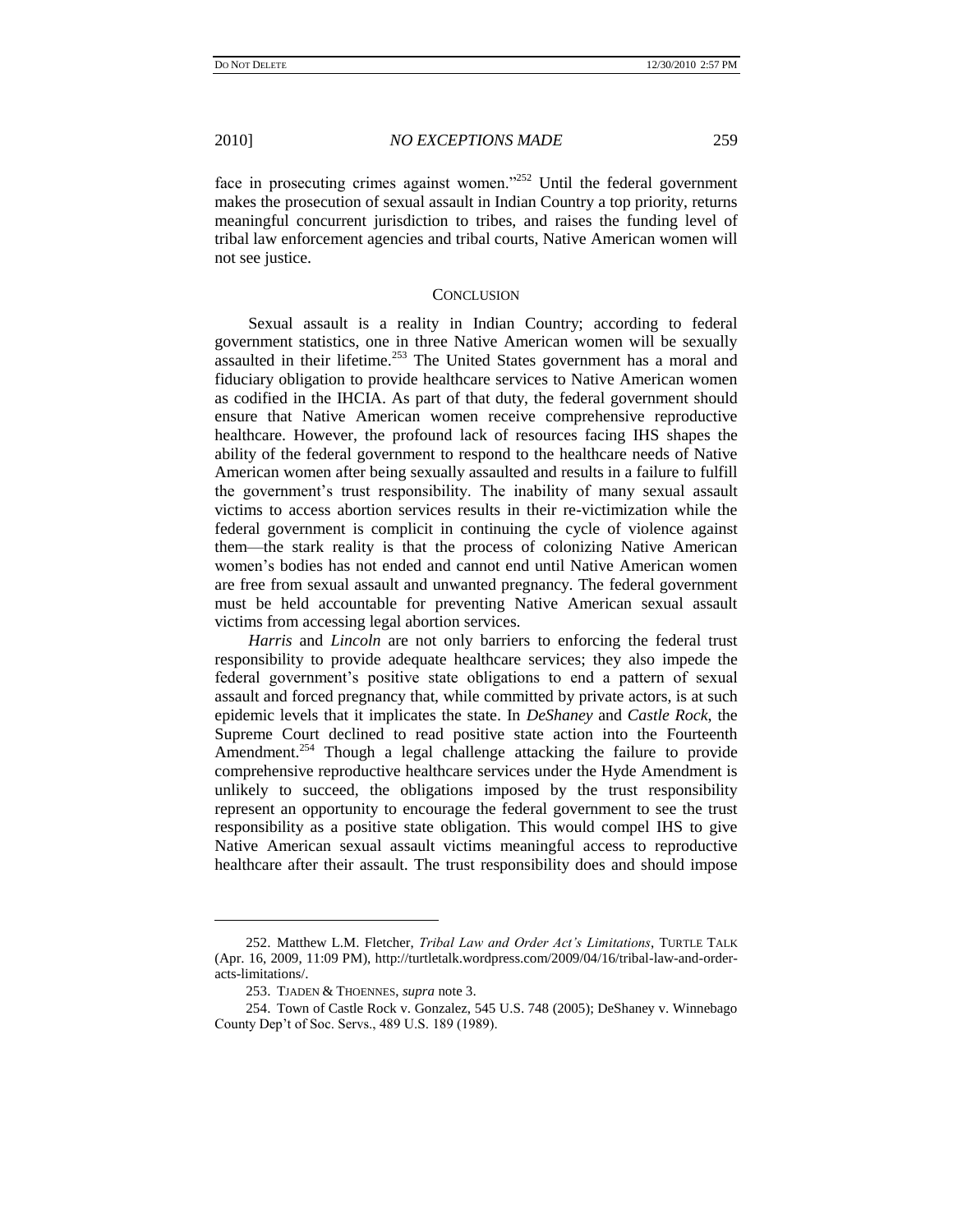face in prosecuting crimes against women."[252] Until the federal government makes the prosecution of sexual assault in Indian Country a top priority, returns meaningful concurrent jurisdiction to tribes, and raises the funding level of tribal law enforcement agencies and tribal courts, Native American women will not see justice.

## CONCLUSION

Sexual assault is a reality in Indian Country; according to federal government statistics, one in three Native American women will be sexually assaulted in their lifetime.[253] The United States government has a moral and fiduciary obligation to provide healthcare services to Native American women as codified in the IHCIA. As part of that duty, the federal government should ensure that Native American women receive comprehensive reproductive healthcare. However, the profound lack of resources facing IHS shapes the ability of the federal government to respond to the healthcare needs of Native American women after being sexually assaulted and results in a failure to fulfill the government's trust responsibility. The inability of many sexual assault victims to access abortion services results in their re-victimization while the federal government is complicit in continuing the cycle of violence against them—the stark reality is that the process of colonizing Native American women's bodies has not ended and cannot end until Native American women are free from sexual assault and unwanted pregnancy. The federal government must be held accountable for preventing Native American sexual assault victims from accessing legal abortion services.

*Harris* and *Lincoln* are not only barriers to enforcing the federal trust responsibility to provide adequate healthcare services; they also impede the federal government's positive state obligations to end a pattern of sexual assault and forced pregnancy that, while committed by private actors, is at such epidemic levels that it implicates the state. In *DeShaney* and *Castle Rock*, the Supreme Court declined to read positive state action into the Fourteenth Amendment.[254] Though a legal challenge attacking the failure to provide comprehensive reproductive healthcare services under the Hyde Amendment is unlikely to succeed, the obligations imposed by the trust responsibility represent an opportunity to encourage the federal government to see the trust responsibility as a positive state obligation. This would compel IHS to give Native American sexual assault victims meaningful access to reproductive healthcare after their assault. The trust responsibility does and should impose

---

252. Matthew L.M. Fletcher, *Tribal Law and Order Act's Limitations*, TURTLE TALK (Apr. 16, 2009, 11:09 PM), http://turtletalk.wordpress.com/2009/04/16/tribal-law-and-order-acts-limitations/.

253. TJADEN & THOENNES, *supra* note 3.

254. Town of Castle Rock v. Gonzalez, 545 U.S. 748 (2005); DeShaney v. Winnebago County Dep't of Soc. Servs., 489 U.S. 189 (1989).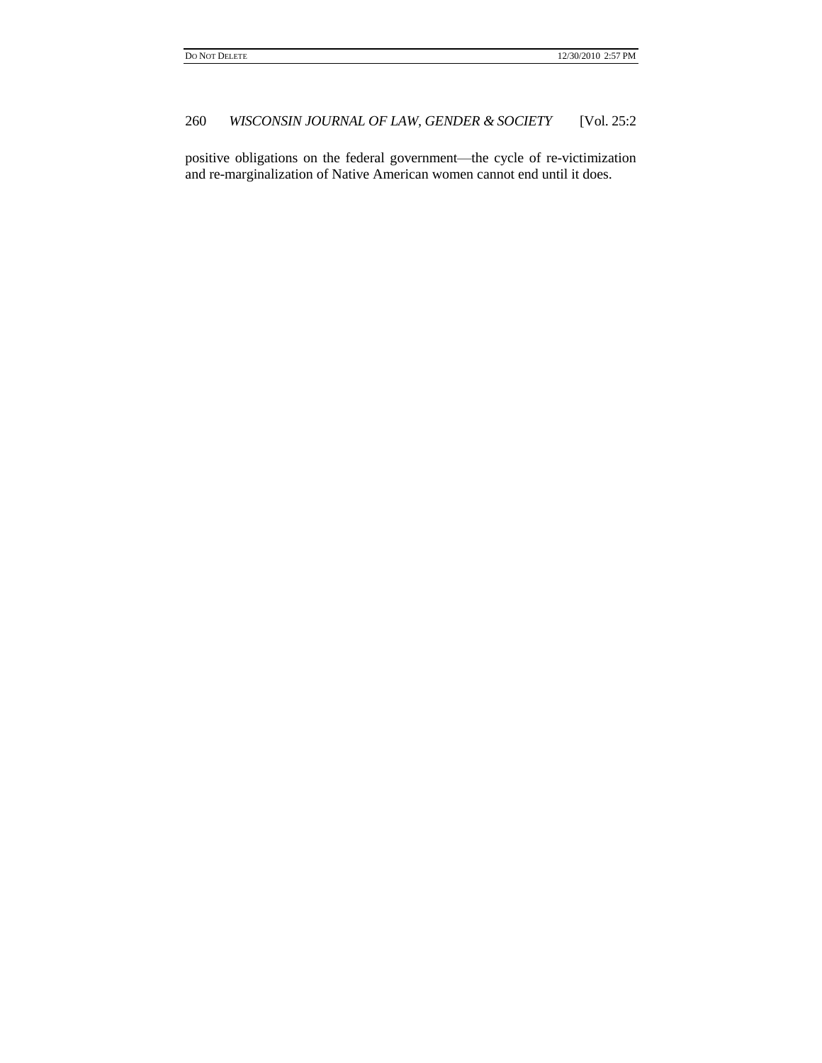positive obligations on the federal government—the cycle of re-victimization and re-marginalization of Native American women cannot end until it does.